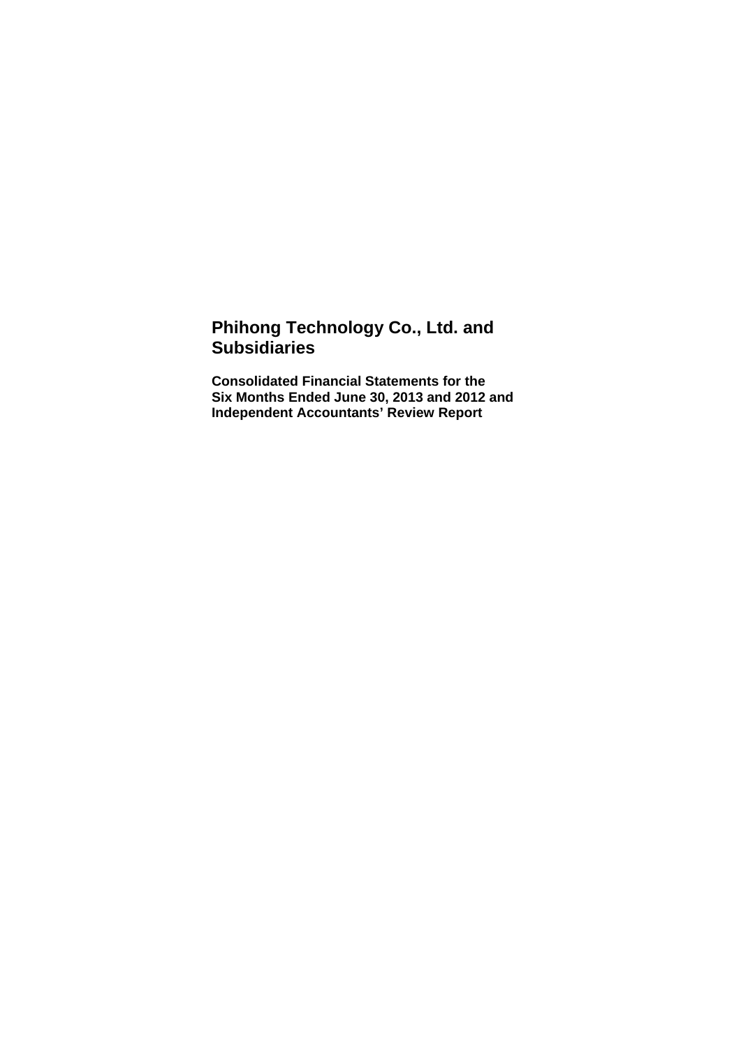# Phihong Technology Co., Ltd. and Subsidiaries

**Consolidated Financial Statements for the Six Months Ended June 30, 2013 and 2012 and Independent Accountants' Review Report**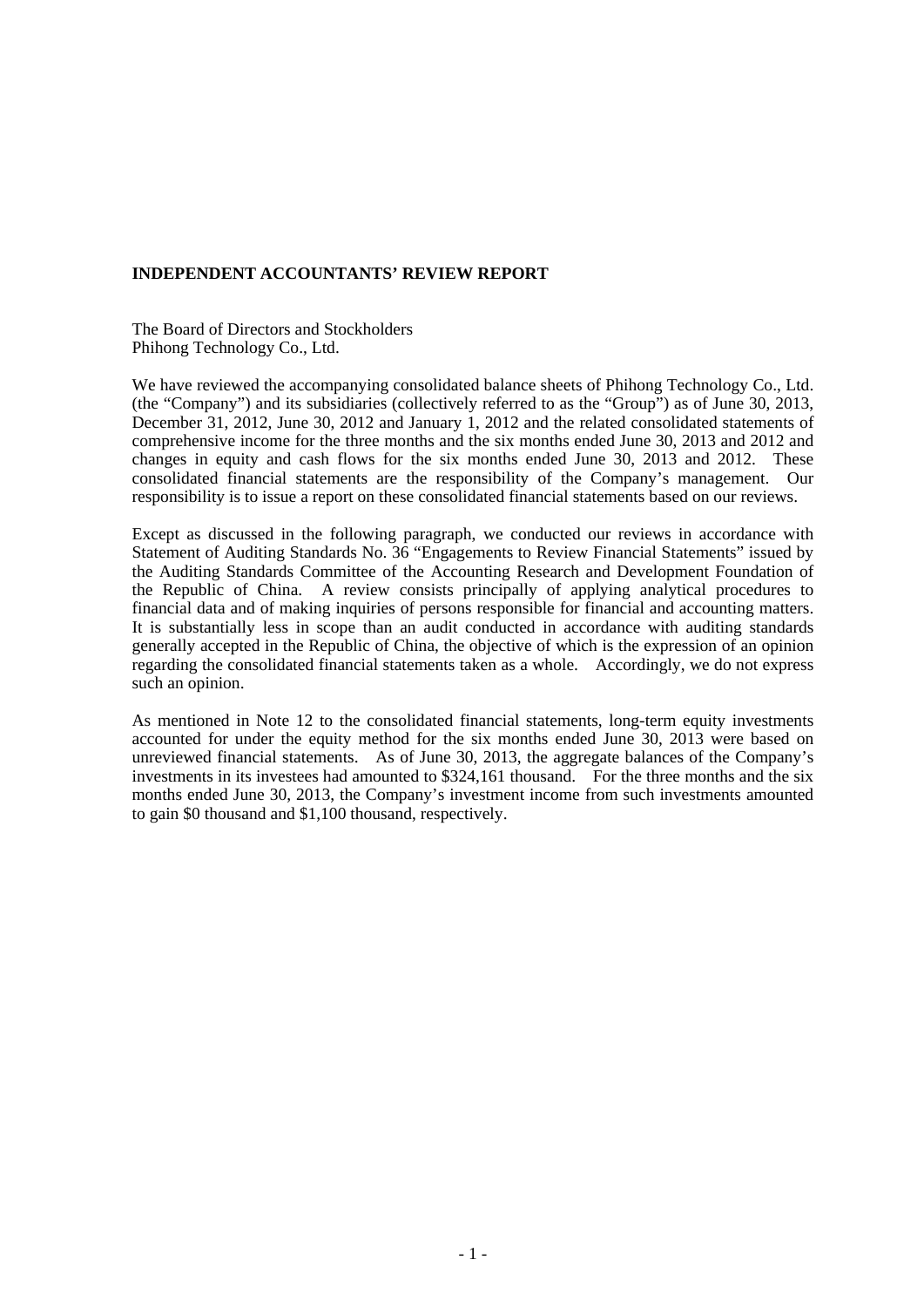**INDEPENDENT ACCOUNTANTS' REVIEW REPORT**

The Board of Directors and Stockholders
Phihong Technology Co., Ltd.

We have reviewed the accompanying consolidated balance sheets of Phihong Technology Co., Ltd. (the "Company") and its subsidiaries (collectively referred to as the "Group") as of June 30, 2013, December 31, 2012, June 30, 2012 and January 1, 2012 and the related consolidated statements of comprehensive income for the three months and the six months ended June 30, 2013 and 2012 and changes in equity and cash flows for the six months ended June 30, 2013 and 2012. These consolidated financial statements are the responsibility of the Company's management. Our responsibility is to issue a report on these consolidated financial statements based on our reviews.

Except as discussed in the following paragraph, we conducted our reviews in accordance with Statement of Auditing Standards No. 36 "Engagements to Review Financial Statements" issued by the Auditing Standards Committee of the Accounting Research and Development Foundation of the Republic of China. A review consists principally of applying analytical procedures to financial data and of making inquiries of persons responsible for financial and accounting matters. It is substantially less in scope than an audit conducted in accordance with auditing standards generally accepted in the Republic of China, the objective of which is the expression of an opinion regarding the consolidated financial statements taken as a whole. Accordingly, we do not express such an opinion.

As mentioned in Note 12 to the consolidated financial statements, long-term equity investments accounted for under the equity method for the six months ended June 30, 2013 were based on unreviewed financial statements. As of June 30, 2013, the aggregate balances of the Company's investments in its investees had amounted to $324,161 thousand. For the three months and the six months ended June 30, 2013, the Company's investment income from such investments amounted to gain $0 thousand and $1,100 thousand, respectively.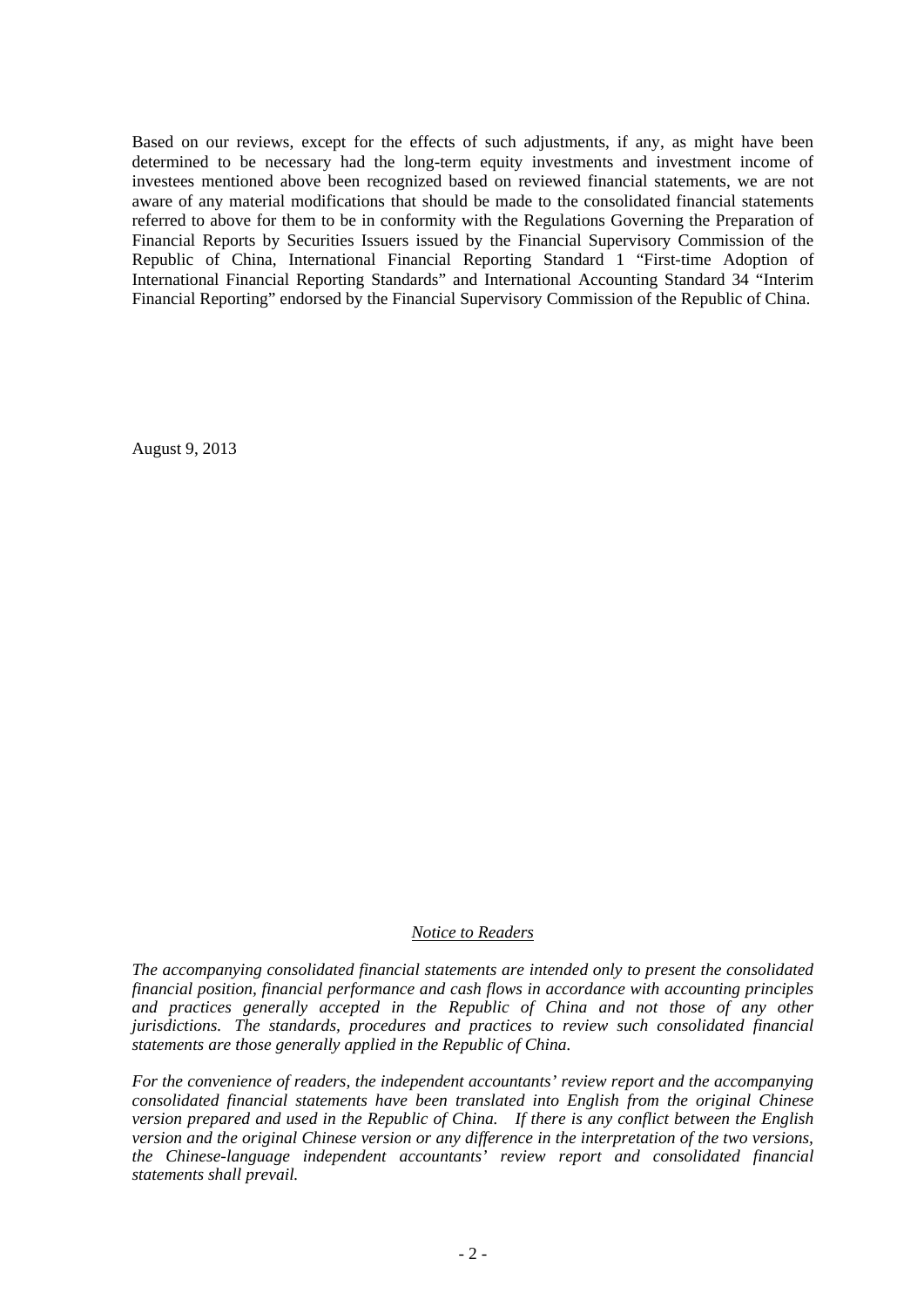Based on our reviews, except for the effects of such adjustments, if any, as might have been determined to be necessary had the long-term equity investments and investment income of investees mentioned above been recognized based on reviewed financial statements, we are not aware of any material modifications that should be made to the consolidated financial statements referred to above for them to be in conformity with the Regulations Governing the Preparation of Financial Reports by Securities Issuers issued by the Financial Supervisory Commission of the Republic of China, International Financial Reporting Standard 1 "First-time Adoption of International Financial Reporting Standards" and International Accounting Standard 34 "Interim Financial Reporting" endorsed by the Financial Supervisory Commission of the Republic of China.

August 9, 2013

*<u>Notice to Readers</u>*

*The accompanying consolidated financial statements are intended only to present the consolidated financial position, financial performance and cash flows in accordance with accounting principles and practices generally accepted in the Republic of China and not those of any other jurisdictions. The standards, procedures and practices to review such consolidated financial statements are those generally applied in the Republic of China.*

*For the convenience of readers, the independent accountants' review report and the accompanying consolidated financial statements have been translated into English from the original Chinese version prepared and used in the Republic of China. If there is any conflict between the English version and the original Chinese version or any difference in the interpretation of the two versions, the Chinese-language independent accountants' review report and consolidated financial statements shall prevail.*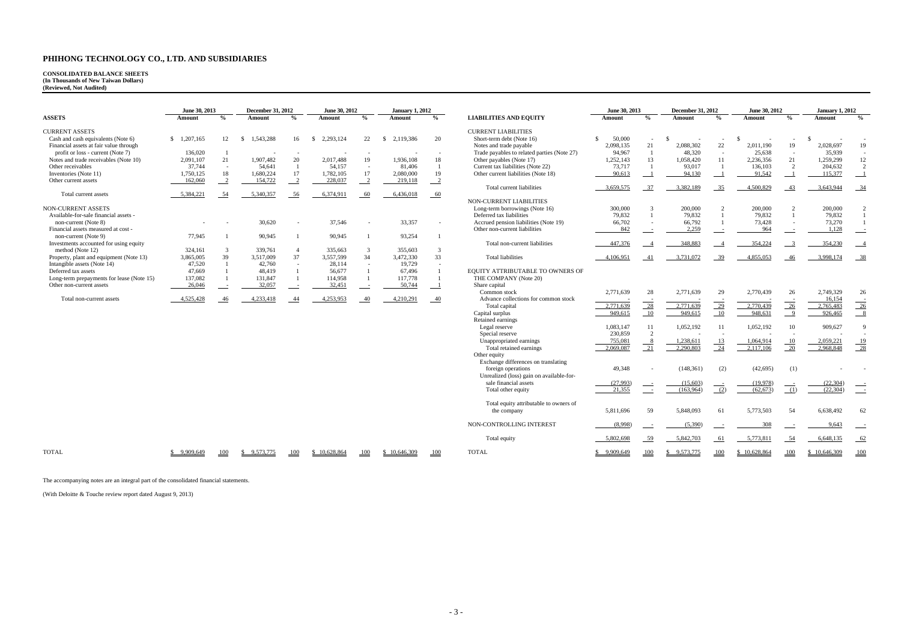# PHIHONG TECHNOLOGY CO., LTD. AND SUBSIDIARIES

**CONSOLIDATED BALANCE SHEETS**
**(In Thousands of New Taiwan Dollars)**
**(Reviewed, Not Audited)**

| ASSETS | June 30, 2013 Amount | % | December 31, 2012 Amount | % | June 30, 2012 Amount | % | January 1, 2012 Amount | % |
|---|---|---|---|---|---|---|---|---|
| CURRENT ASSETS | | | | | | | | |
| Cash and cash equivalents (Note 6) | $ 1,207,165 | 12 | $ 1,543,288 | 16 | $ 2,293,124 | 22 | $ 2,119,386 | 20 |
| Financial assets at fair value through profit or loss - current (Note 7) | 136,020 | 1 | - | - | - | - | - | - |
| Notes and trade receivables (Note 10) | 2,091,107 | 21 | 1,907,482 | 20 | 2,017,488 | 19 | 1,936,108 | 18 |
| Other receivables | 37,744 | - | 54,641 | 1 | 54,157 | - | 81,406 | 1 |
| Inventories (Note 11) | 1,750,125 | 18 | 1,680,224 | 17 | 1,782,105 | 17 | 2,080,000 | 19 |
| Other current assets | 162,060 | 2 | 154,722 | 2 | 228,037 | 2 | 219,118 | 2 |
| Total current assets | 5,384,221 | 54 | 5,340,357 | 56 | 6,374,911 | 60 | 6,436,018 | 60 |
| NON-CURRENT ASSETS | | | | | | | | |
| Available-for-sale financial assets - non-current (Note 8) | - | - | 30,620 | - | 37,546 | - | 33,357 | - |
| Financial assets measured at cost - non-current (Note 9) | 77,945 | 1 | 90,945 | 1 | 90,945 | 1 | 93,254 | 1 |
| Investments accounted for using equity method (Note 12) | 324,161 | 3 | 339,761 | 4 | 335,663 | 3 | 355,603 | 3 |
| Property, plant and equipment (Note 13) | 3,865,005 | 39 | 3,517,009 | 37 | 3,557,599 | 34 | 3,472,330 | 33 |
| Intangible assets (Note 14) | 47,520 | 1 | 42,760 | - | 28,114 | - | 19,729 | - |
| Deferred tax assets | 47,669 | 1 | 48,419 | 1 | 56,677 | 1 | 67,496 | 1 |
| Long-term prepayments for lease (Note 15) | 137,082 | 1 | 131,847 | 1 | 114,958 | 1 | 117,778 | 1 |
| Other non-current assets | 26,046 | - | 32,057 | - | 32,451 | - | 50,744 | 1 |
| Total non-current assets | 4,525,428 | 46 | 4,233,418 | 44 | 4,253,953 | 40 | 4,210,291 | 40 |
| TOTAL | $ 9,909,649 | 100 | $ 9,573,775 | 100 | $ 10,628,864 | 100 | $ 10,646,309 | 100 |

| LIABILITIES AND EQUITY | June 30, 2013 Amount | % | December 31, 2012 Amount | % | June 30, 2012 Amount | % | January 1, 2012 Amount | % |
|---|---|---|---|---|---|---|---|---|
| CURRENT LIABILITIES | | | | | | | | |
| Short-term debt (Note 16) | $ 50,000 | - | $ - | - | $ - | - | $ - | - |
| Notes and trade payable | 2,098,135 | 21 | 2,088,302 | 22 | 2,011,190 | 19 | 2,028,697 | 19 |
| Trade payables to related parties (Note 27) | 94,967 | 1 | 48,320 | - | 25,638 | - | 35,939 | - |
| Other payables (Note 17) | 1,252,143 | 13 | 1,058,420 | 11 | 2,236,356 | 21 | 1,259,299 | 12 |
| Current tax liabilities (Note 22) | 73,717 | 1 | 93,017 | 1 | 136,103 | 2 | 204,632 | 2 |
| Other current liabilities (Note 18) | 90,613 | 1 | 94,130 | 1 | 91,542 | 1 | 115,377 | 1 |
| Total current liabilities | 3,659,575 | 37 | 3,382,189 | 35 | 4,500,829 | 43 | 3,643,944 | 34 |
| NON-CURRENT LIABILITIES | | | | | | | | |
| Long-term borrowings (Note 16) | 300,000 | 3 | 200,000 | 2 | 200,000 | 2 | 200,000 | 2 |
| Deferred tax liabilities | 79,832 | 1 | 79,832 | 1 | 79,832 | 1 | 79,832 | 1 |
| Accrued pension liabilities (Note 19) | 66,702 | - | 66,792 | 1 | 73,428 | - | 73,270 | 1 |
| Other non-current liabilities | 842 | - | 2,259 | - | 964 | - | 1,128 | - |
| Total non-current liabilities | 447,376 | 4 | 348,883 | 4 | 354,224 | 3 | 354,230 | 4 |
| Total liabilities | 4,106,951 | 41 | 3,731,072 | 39 | 4,855,053 | 46 | 3,998,174 | 38 |
| EQUITY ATTRIBUTABLE TO OWNERS OF THE COMPANY (Note 20) | | | | | | | | |
| Share capital | | | | | | | | |
| Common stock | 2,771,639 | 28 | 2,771,639 | 29 | 2,770,439 | 26 | 2,749,329 | 26 |
| Advance collections for common stock | - | - | - | - | - | - | 16,154 | - |
| Total capital | 2,771,639 | 28 | 2,771,639 | 29 | 2,770,439 | 26 | 2,765,483 | 26 |
| Capital surplus | 949,615 | 10 | 949,615 | 10 | 948,631 | 9 | 926,465 | 8 |
| Retained earnings | | | | | | | | |
| Legal reserve | 1,083,147 | 11 | 1,052,192 | 11 | 1,052,192 | 10 | 909,627 | 9 |
| Special reserve | 230,859 | 2 | - | - | - | - | - | - |
| Unappropriated earnings | 755,081 | 8 | 1,238,611 | 13 | 1,064,914 | 10 | 2,059,221 | 19 |
| Total retained earnings | 2,069,087 | 21 | 2,290,803 | 24 | 2,117,106 | 20 | 2,968,848 | 28 |
| Other equity | | | | | | | | |
| Exchange differences on translating foreign operations | 49,348 | - | (148,361) | (2) | (42,695) | (1) | - | - |
| Unrealized (loss) gain on available-for-sale financial assets | (27,993) | - | (15,603) | - | (19,978) | - | (22,304) | - |
| Total other equity | 21,355 | - | (163,964) | (2) | (62,673) | (1) | (22,304) | - |
| Total equity attributable to owners of the company | 5,811,696 | 59 | 5,848,093 | 61 | 5,773,503 | 54 | 6,638,492 | 62 |
| NON-CONTROLLING INTEREST | (8,998) | - | (5,390) | - | 308 | - | 9,643 | - |
| Total equity | 5,802,698 | 59 | 5,842,703 | 61 | 5,773,811 | 54 | 6,648,135 | 62 |
| TOTAL | $ 9,909,649 | 100 | $ 9,573,775 | 100 | $ 10,628,864 | 100 | $ 10,646,309 | 100 |

The accompanying notes are an integral part of the consolidated financial statements.

(With Deloitte & Touche review report dated August 9, 2013)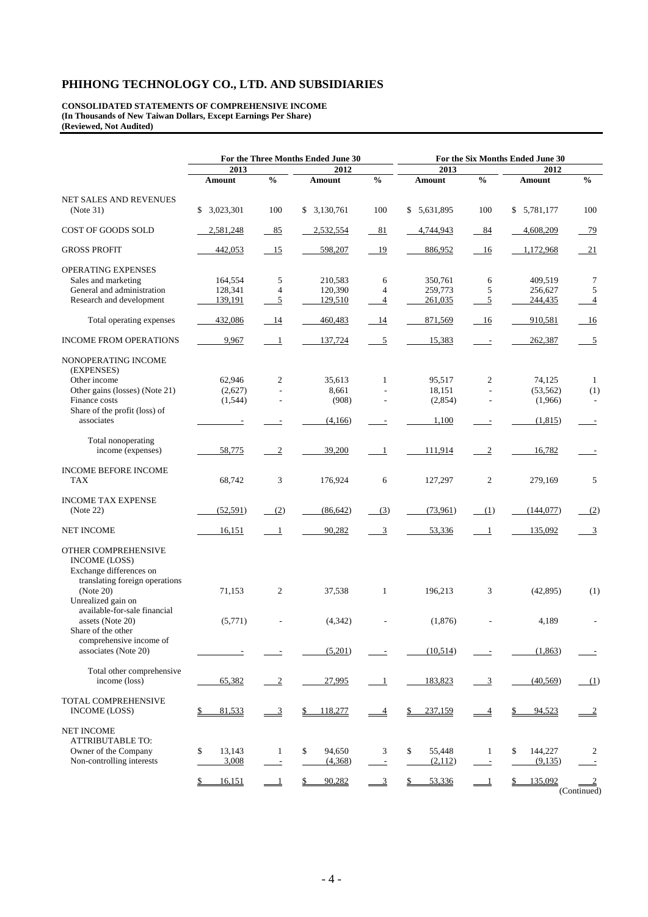# PHIHONG TECHNOLOGY CO., LTD. AND SUBSIDIARIES

**CONSOLIDATED STATEMENTS OF COMPREHENSIVE INCOME**
**(In Thousands of New Taiwan Dollars, Except Earnings Per Share)**
**(Reviewed, Not Audited)**

| | For the Three Months Ended June 30 | | | | For the Six Months Ended June 30 | | | |
|---|---|---|---|---|---|---|---|---|
| | 2013 | | 2012 | | 2013 | | 2012 | |
| | Amount | % | Amount | % | Amount | % | Amount | % |
| NET SALES AND REVENUES (Note 31) | $ 3,023,301 | 100 | $ 3,130,761 | 100 | $ 5,631,895 | 100 | $ 5,781,177 | 100 |
| COST OF GOODS SOLD | 2,581,248 | 85 | 2,532,554 | 81 | 4,744,943 | 84 | 4,608,209 | 79 |
| GROSS PROFIT | 442,053 | 15 | 598,207 | 19 | 886,952 | 16 | 1,172,968 | 21 |
| OPERATING EXPENSES | | | | | | | | |
| Sales and marketing | 164,554 | 5 | 210,583 | 6 | 350,761 | 6 | 409,519 | 7 |
| General and administration | 128,341 | 4 | 120,390 | 4 | 259,773 | 5 | 256,627 | 5 |
| Research and development | 139,191 | 5 | 129,510 | 4 | 261,035 | 5 | 244,435 | 4 |
| Total operating expenses | 432,086 | 14 | 460,483 | 14 | 871,569 | 16 | 910,581 | 16 |
| INCOME FROM OPERATIONS | 9,967 | 1 | 137,724 | 5 | 15,383 | - | 262,387 | 5 |
| NONOPERATING INCOME (EXPENSES) | | | | | | | | |
| Other income | 62,946 | 2 | 35,613 | 1 | 95,517 | 2 | 74,125 | 1 |
| Other gains (losses) (Note 21) | (2,627) | - | 8,661 | - | 18,151 | - | (53,562) | (1) |
| Finance costs | (1,544) | - | (908) | - | (2,854) | - | (1,966) | - |
| Share of the profit (loss) of associates | - | - | (4,166) | - | 1,100 | - | (1,815) | - |
| Total nonoperating income (expenses) | 58,775 | 2 | 39,200 | 1 | 111,914 | 2 | 16,782 | - |
| INCOME BEFORE INCOME TAX | 68,742 | 3 | 176,924 | 6 | 127,297 | 2 | 279,169 | 5 |
| INCOME TAX EXPENSE (Note 22) | (52,591) | (2) | (86,642) | (3) | (73,961) | (1) | (144,077) | (2) |
| NET INCOME | 16,151 | 1 | 90,282 | 3 | 53,336 | 1 | 135,092 | 3 |
| OTHER COMPREHENSIVE INCOME (LOSS) | | | | | | | | |
| Exchange differences on translating foreign operations (Note 20) | 71,153 | 2 | 37,538 | 1 | 196,213 | 3 | (42,895) | (1) |
| Unrealized gain on available-for-sale financial assets (Note 20) | (5,771) | - | (4,342) | - | (1,876) | - | 4,189 | - |
| Share of the other comprehensive income of associates (Note 20) | - | - | (5,201) | - | (10,514) | - | (1,863) | - |
| Total other comprehensive income (loss) | 65,382 | 2 | 27,995 | 1 | 183,823 | 3 | (40,569) | (1) |
| TOTAL COMPREHENSIVE INCOME (LOSS) | $ 81,533 | 3 | $ 118,277 | 4 | $ 237,159 | 4 | $ 94,523 | 2 |
| NET INCOME ATTRIBUTABLE TO: | | | | | | | | |
| Owner of the Company | $ 13,143 | 1 | $ 94,650 | 3 | $ 55,448 | 1 | $ 144,227 | 2 |
| Non-controlling interests | 3,008 | - | (4,368) | - | (2,112) | - | (9,135) | - |
| | $ 16,151 | 1 | $ 90,282 | 3 | $ 53,336 | 1 | $ 135,092 | 2 |

(Continued)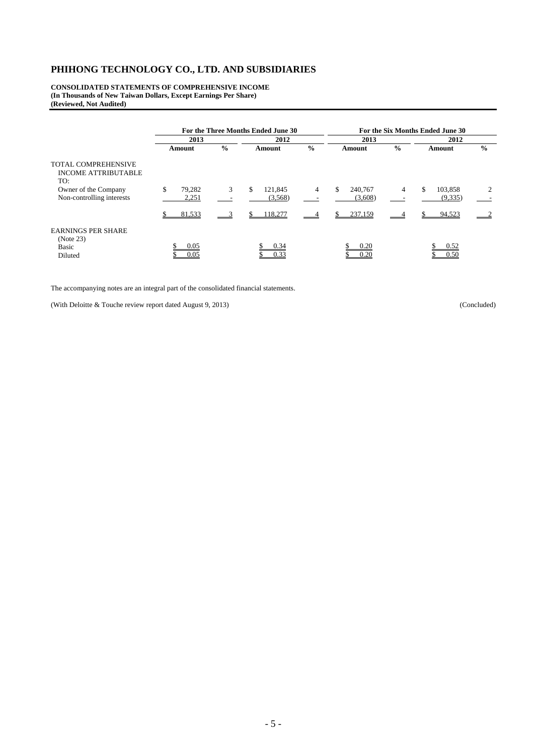# PHIHONG TECHNOLOGY CO., LTD. AND SUBSIDIARIES

**CONSOLIDATED STATEMENTS OF COMPREHENSIVE INCOME**
**(In Thousands of New Taiwan Dollars, Except Earnings Per Share)**
**(Reviewed, Not Audited)**

| | For the Three Months Ended June 30 | | | | For the Six Months Ended June 30 | | | |
|---|---|---|---|---|---|---|---|---|
| | 2013 | | 2012 | | 2013 | | 2012 | |
| | Amount | % | Amount | % | Amount | % | Amount | % |
| TOTAL COMPREHENSIVE INCOME ATTRIBUTABLE TO: | | | | | | | | |
| Owner of the Company | $ 79,282 | 3 | $ 121,845 | 4 | $ 240,767 | 4 | $ 103,858 | 2 |
| Non-controlling interests | 2,251 | - | (3,568) | - | (3,608) | - | (9,335) | - |
| | $ 81,533 | 3 | $ 118,277 | 4 | $ 237,159 | 4 | $ 94,523 | 2 |
| EARNINGS PER SHARE (Note 23) | | | | | | | | |
| Basic | $ 0.05 | | $ 0.34 | | $ 0.20 | | $ 0.52 | |
| Diluted | $ 0.05 | | $ 0.33 | | $ 0.20 | | $ 0.50 | |

The accompanying notes are an integral part of the consolidated financial statements.

(With Deloitte & Touche review report dated August 9, 2013) (Concluded)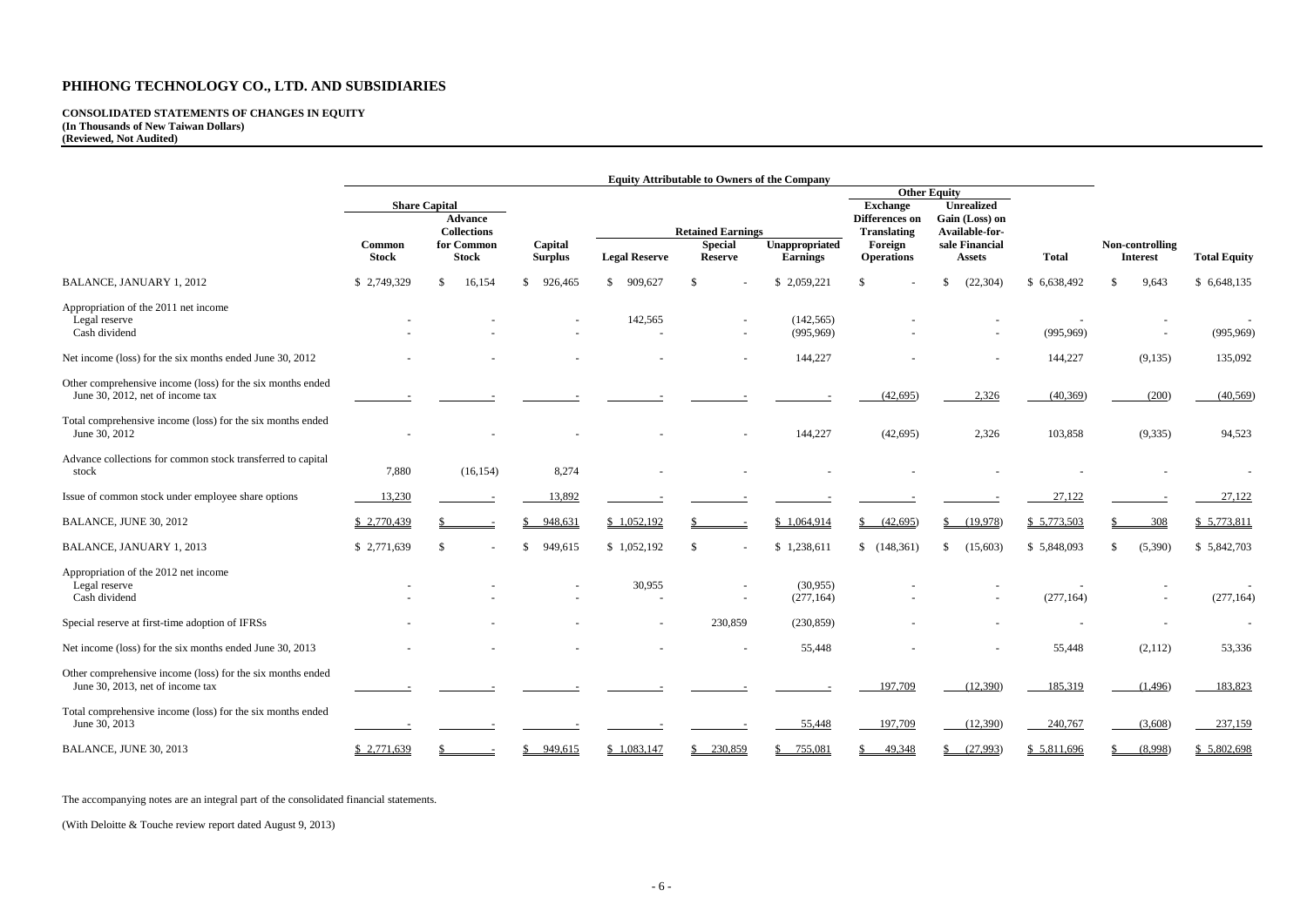# PHIHONG TECHNOLOGY CO., LTD. AND SUBSIDIARIES

**CONSOLIDATED STATEMENTS OF CHANGES IN EQUITY**
**(In Thousands of New Taiwan Dollars)**
**(Reviewed, Not Audited)**

| | Equity Attributable to Owners of the Company | | | | | | | | | | |
|---|---|---|---|---|---|---|---|---|---|---|---|
| | Share Capital | | | Retained Earnings | | | Other Equity | | | | |
| | Common Stock | Advance Collections for Common Stock | Capital Surplus | Legal Reserve | Special Reserve | Unappropriated Earnings | Exchange Differences on Translating Foreign Operations | Unrealized Gain (Loss) on Available-for-sale Financial Assets | Total | Non-controlling Interest | Total Equity |
| BALANCE, JANUARY 1, 2012 | $ 2,749,329 | $ 16,154 | $ 926,465 | $ 909,627 | $ - | $ 2,059,221 | $ - | $ (22,304) | $ 6,638,492 | $ 9,643 | $ 6,648,135 |
| Appropriation of the 2011 net income | | | | | | | | | | | |
| Legal reserve | - | - | - | 142,565 | - | (142,565) | - | - | - | - | - |
| Cash dividend | - | - | - | - | - | (995,969) | - | - | (995,969) | - | (995,969) |
| Net income (loss) for the six months ended June 30, 2012 | - | - | - | - | - | 144,227 | - | - | 144,227 | (9,135) | 135,092 |
| Other comprehensive income (loss) for the six months ended June 30, 2012, net of income tax | - | - | - | - | - | - | (42,695) | 2,326 | (40,369) | (200) | (40,569) |
| Total comprehensive income (loss) for the six months ended June 30, 2012 | - | - | - | - | - | 144,227 | (42,695) | 2,326 | 103,858 | (9,335) | 94,523 |
| Advance collections for common stock transferred to capital stock | 7,880 | (16,154) | 8,274 | - | - | - | - | - | - | - | - |
| Issue of common stock under employee share options | 13,230 | - | 13,892 | - | - | - | - | - | 27,122 | - | 27,122 |
| BALANCE, JUNE 30, 2012 | $ 2,770,439 | $ - | $ 948,631 | $ 1,052,192 | $ - | $ 1,064,914 | $ (42,695) | $ (19,978) | $ 5,773,503 | $ 308 | $ 5,773,811 |
| BALANCE, JANUARY 1, 2013 | $ 2,771,639 | $ - | $ 949,615 | $ 1,052,192 | $ - | $ 1,238,611 | $ (148,361) | $ (15,603) | $ 5,848,093 | $ (5,390) | $ 5,842,703 |
| Appropriation of the 2012 net income | | | | | | | | | | | |
| Legal reserve | - | - | - | 30,955 | - | (30,955) | - | - | - | - | - |
| Cash dividend | - | - | - | - | - | (277,164) | - | - | (277,164) | - | (277,164) |
| Special reserve at first-time adoption of IFRSs | - | - | - | - | 230,859 | (230,859) | - | - | - | - | - |
| Net income (loss) for the six months ended June 30, 2013 | - | - | - | - | - | 55,448 | - | - | 55,448 | (2,112) | 53,336 |
| Other comprehensive income (loss) for the six months ended June 30, 2013, net of income tax | - | - | - | - | - | - | 197,709 | (12,390) | 185,319 | (1,496) | 183,823 |
| Total comprehensive income (loss) for the six months ended June 30, 2013 | - | - | - | - | - | 55,448 | 197,709 | (12,390) | 240,767 | (3,608) | 237,159 |
| BALANCE, JUNE 30, 2013 | $ 2,771,639 | $ - | $ 949,615 | $ 1,083,147 | $ 230,859 | $ 755,081 | $ 49,348 | $ (27,993) | $ 5,811,696 | $ (8,998) | $ 5,802,698 |

The accompanying notes are an integral part of the consolidated financial statements.

(With Deloitte & Touche review report dated August 9, 2013)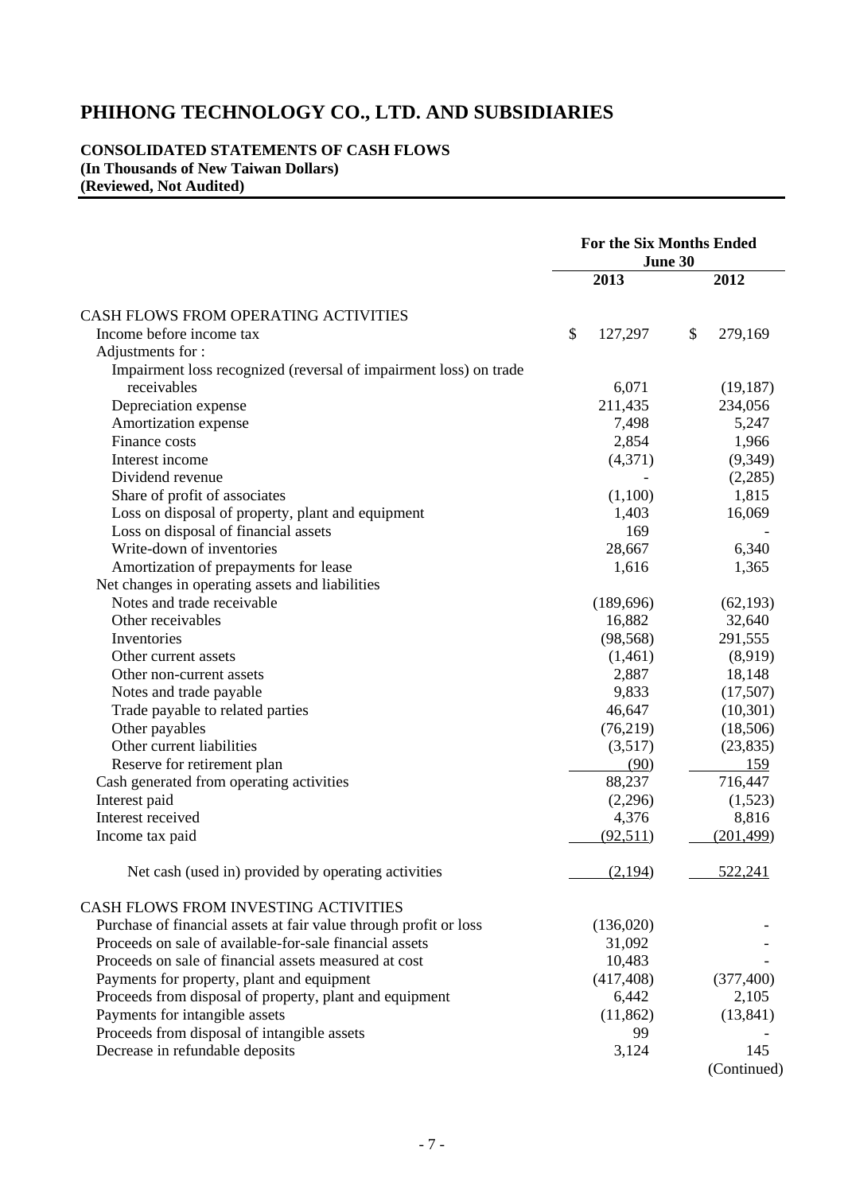# PHIHONG TECHNOLOGY CO., LTD. AND SUBSIDIARIES

**CONSOLIDATED STATEMENTS OF CASH FLOWS**
**(In Thousands of New Taiwan Dollars)**
**(Reviewed, Not Audited)**

| | For the Six Months Ended June 30 | |
|---|---|---|
| | 2013 | 2012 |
| CASH FLOWS FROM OPERATING ACTIVITIES | | |
| Income before income tax | $ 127,297 | $ 279,169 |
| Adjustments for : | | |
| Impairment loss recognized (reversal of impairment loss) on trade receivables | 6,071 | (19,187) |
| Depreciation expense | 211,435 | 234,056 |
| Amortization expense | 7,498 | 5,247 |
| Finance costs | 2,854 | 1,966 |
| Interest income | (4,371) | (9,349) |
| Dividend revenue | - | (2,285) |
| Share of profit of associates | (1,100) | 1,815 |
| Loss on disposal of property, plant and equipment | 1,403 | 16,069 |
| Loss on disposal of financial assets | 169 | - |
| Write-down of inventories | 28,667 | 6,340 |
| Amortization of prepayments for lease | 1,616 | 1,365 |
| Net changes in operating assets and liabilities | | |
| Notes and trade receivable | (189,696) | (62,193) |
| Other receivables | 16,882 | 32,640 |
| Inventories | (98,568) | 291,555 |
| Other current assets | (1,461) | (8,919) |
| Other non-current assets | 2,887 | 18,148 |
| Notes and trade payable | 9,833 | (17,507) |
| Trade payable to related parties | 46,647 | (10,301) |
| Other payables | (76,219) | (18,506) |
| Other current liabilities | (3,517) | (23,835) |
| Reserve for retirement plan | (90) | 159 |
| Cash generated from operating activities | 88,237 | 716,447 |
| Interest paid | (2,296) | (1,523) |
| Interest received | 4,376 | 8,816 |
| Income tax paid | (92,511) | (201,499) |
| Net cash (used in) provided by operating activities | (2,194) | 522,241 |
| CASH FLOWS FROM INVESTING ACTIVITIES | | |
| Purchase of financial assets at fair value through profit or loss | (136,020) | - |
| Proceeds on sale of available-for-sale financial assets | 31,092 | - |
| Proceeds on sale of financial assets measured at cost | 10,483 | - |
| Payments for property, plant and equipment | (417,408) | (377,400) |
| Proceeds from disposal of property, plant and equipment | 6,442 | 2,105 |
| Payments for intangible assets | (11,862) | (13,841) |
| Proceeds from disposal of intangible assets | 99 | - |
| Decrease in refundable deposits | 3,124 | 145 |

(Continued)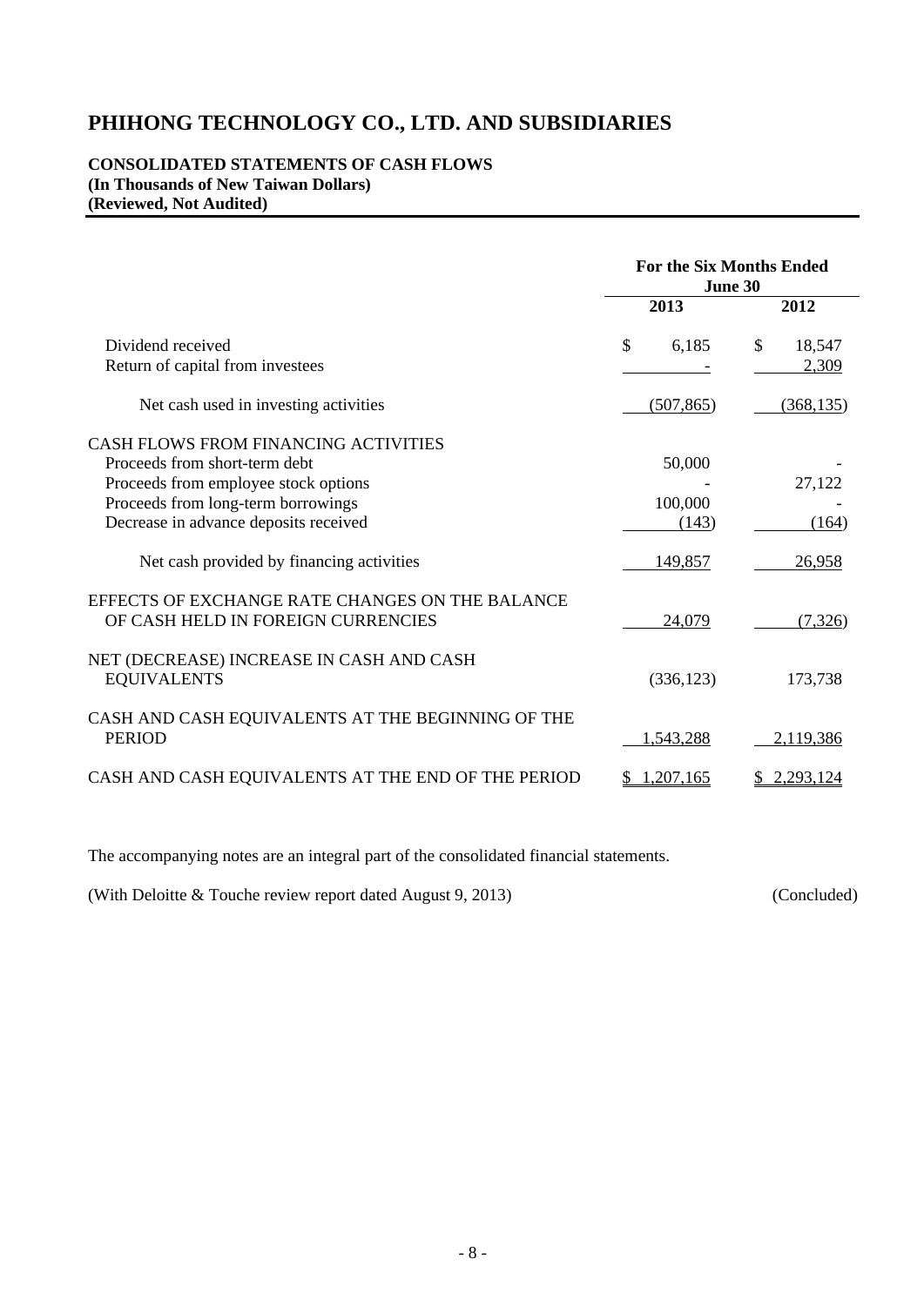# PHIHONG TECHNOLOGY CO., LTD. AND SUBSIDIARIES

**CONSOLIDATED STATEMENTS OF CASH FLOWS**
**(In Thousands of New Taiwan Dollars)**
**(Reviewed, Not Audited)**

| | For the Six Months Ended June 30 | |
|---|---|---|
| | 2013 | 2012 |
| Dividend received | $ 6,185 | $ 18,547 |
| Return of capital from investees | - | 2,309 |
| Net cash used in investing activities | (507,865) | (368,135) |
| CASH FLOWS FROM FINANCING ACTIVITIES | | |
| Proceeds from short-term debt | 50,000 | - |
| Proceeds from employee stock options | - | 27,122 |
| Proceeds from long-term borrowings | 100,000 | - |
| Decrease in advance deposits received | (143) | (164) |
| Net cash provided by financing activities | 149,857 | 26,958 |
| EFFECTS OF EXCHANGE RATE CHANGES ON THE BALANCE OF CASH HELD IN FOREIGN CURRENCIES | 24,079 | (7,326) |
| NET (DECREASE) INCREASE IN CASH AND CASH EQUIVALENTS | (336,123) | 173,738 |
| CASH AND CASH EQUIVALENTS AT THE BEGINNING OF THE PERIOD | 1,543,288 | 2,119,386 |
| CASH AND CASH EQUIVALENTS AT THE END OF THE PERIOD | $ 1,207,165 | $ 2,293,124 |

The accompanying notes are an integral part of the consolidated financial statements.

(With Deloitte & Touche review report dated August 9, 2013) (Concluded)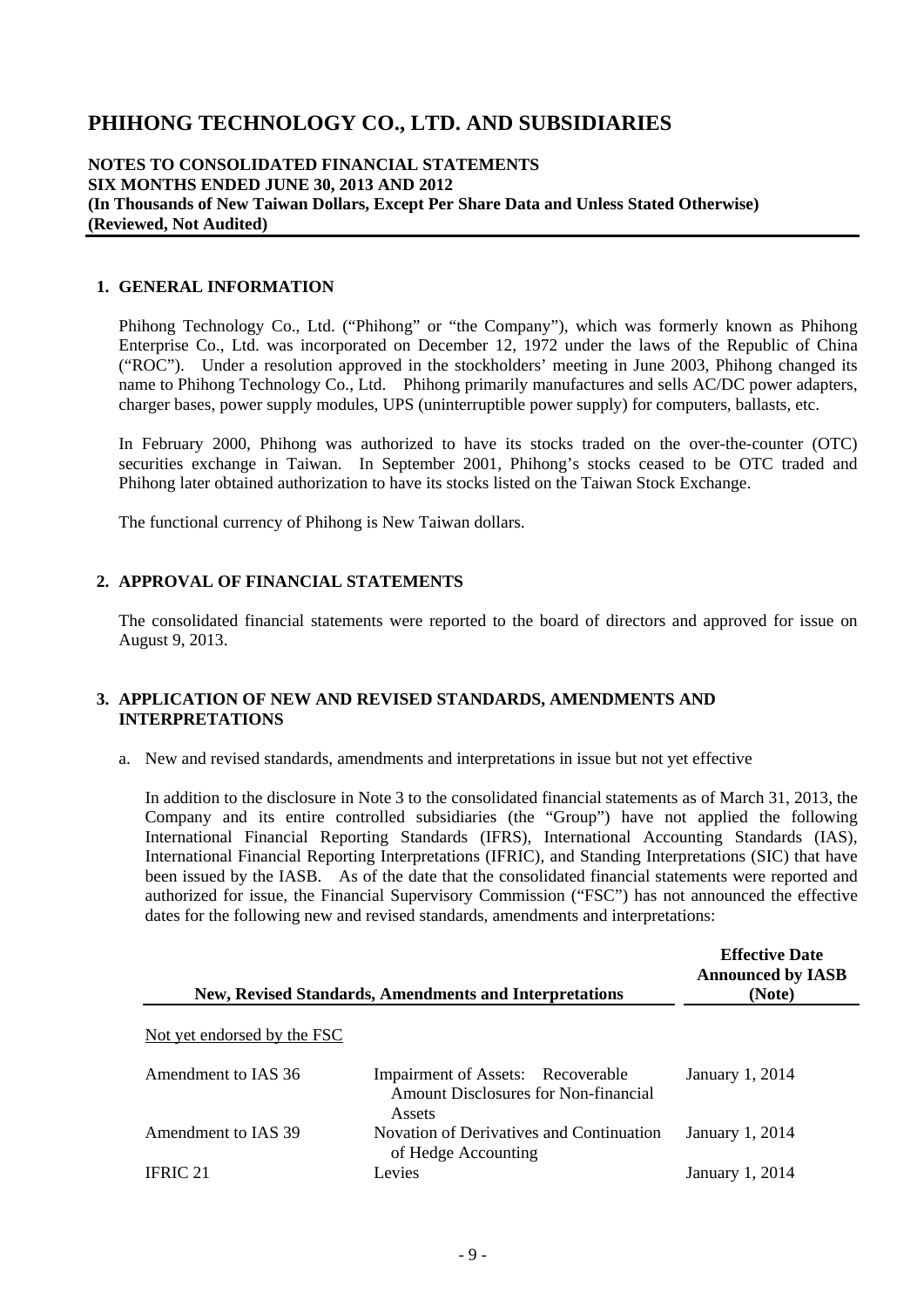# PHIHONG TECHNOLOGY CO., LTD. AND SUBSIDIARIES

**NOTES TO CONSOLIDATED FINANCIAL STATEMENTS**
**SIX MONTHS ENDED JUNE 30, 2013 AND 2012**
**(In Thousands of New Taiwan Dollars, Except Per Share Data and Unless Stated Otherwise)**
**(Reviewed, Not Audited)**

## 1. GENERAL INFORMATION

Phihong Technology Co., Ltd. ("Phihong" or "the Company"), which was formerly known as Phihong Enterprise Co., Ltd. was incorporated on December 12, 1972 under the laws of the Republic of China ("ROC"). Under a resolution approved in the stockholders' meeting in June 2003, Phihong changed its name to Phihong Technology Co., Ltd. Phihong primarily manufactures and sells AC/DC power adapters, charger bases, power supply modules, UPS (uninterruptible power supply) for computers, ballasts, etc.

In February 2000, Phihong was authorized to have its stocks traded on the over-the-counter (OTC) securities exchange in Taiwan. In September 2001, Phihong's stocks ceased to be OTC traded and Phihong later obtained authorization to have its stocks listed on the Taiwan Stock Exchange.

The functional currency of Phihong is New Taiwan dollars.

## 2. APPROVAL OF FINANCIAL STATEMENTS

The consolidated financial statements were reported to the board of directors and approved for issue on August 9, 2013.

## 3. APPLICATION OF NEW AND REVISED STANDARDS, AMENDMENTS AND INTERPRETATIONS

a. New and revised standards, amendments and interpretations in issue but not yet effective

In addition to the disclosure in Note 3 to the consolidated financial statements as of March 31, 2013, the Company and its entire controlled subsidiaries (the "Group") have not applied the following International Financial Reporting Standards (IFRS), International Accounting Standards (IAS), International Financial Reporting Interpretations (IFRIC), and Standing Interpretations (SIC) that have been issued by the IASB. As of the date that the consolidated financial statements were reported and authorized for issue, the Financial Supervisory Commission ("FSC") has not announced the effective dates for the following new and revised standards, amendments and interpretations:

| New, Revised Standards, Amendments and Interpretations | | Effective Date Announced by IASB (Note) |
|---|---|---|
| Not yet endorsed by the FSC | | |
| Amendment to IAS 36 | Impairment of Assets: Recoverable Amount Disclosures for Non-financial Assets | January 1, 2014 |
| Amendment to IAS 39 | Novation of Derivatives and Continuation of Hedge Accounting | January 1, 2014 |
| IFRIC 21 | Levies | January 1, 2014 |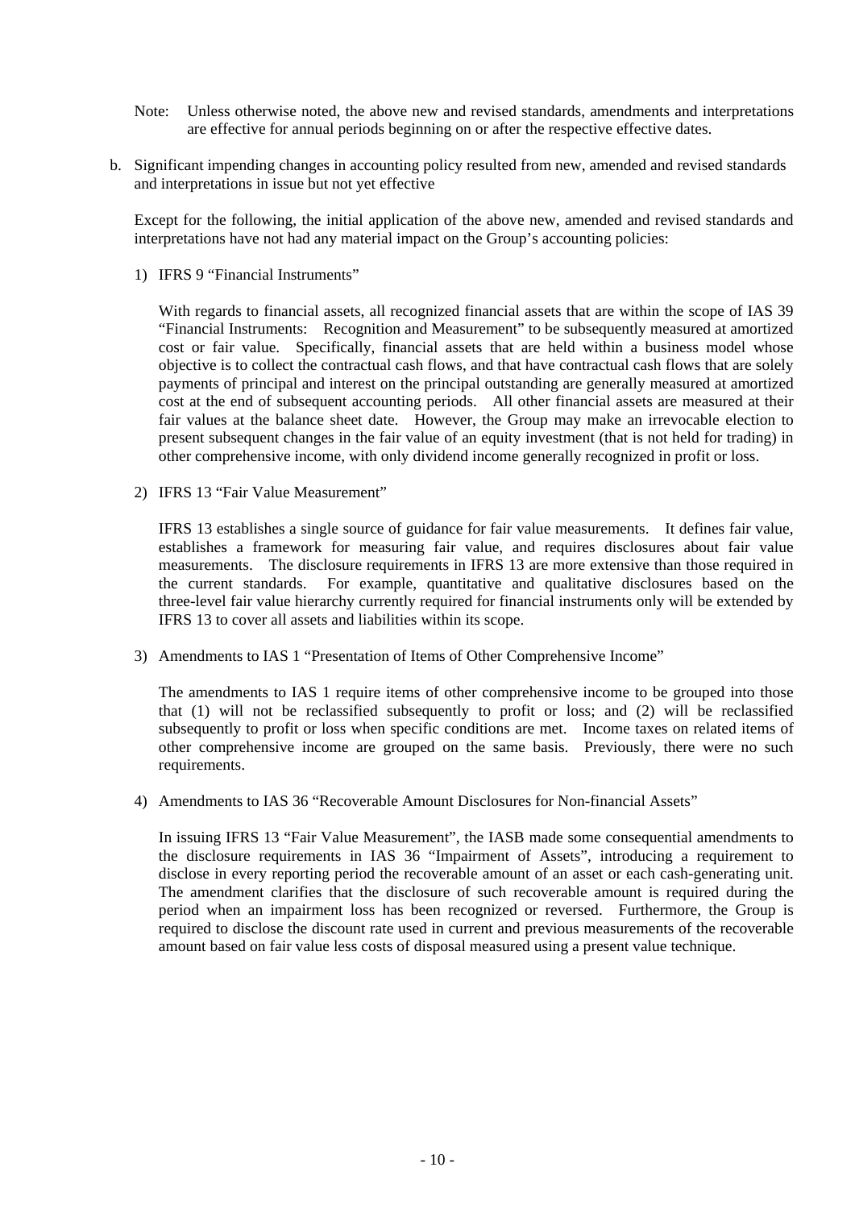Note: Unless otherwise noted, the above new and revised standards, amendments and interpretations are effective for annual periods beginning on or after the respective effective dates.

b. Significant impending changes in accounting policy resulted from new, amended and revised standards and interpretations in issue but not yet effective

Except for the following, the initial application of the above new, amended and revised standards and interpretations have not had any material impact on the Group's accounting policies:

1) IFRS 9 "Financial Instruments"

With regards to financial assets, all recognized financial assets that are within the scope of IAS 39 "Financial Instruments: Recognition and Measurement" to be subsequently measured at amortized cost or fair value. Specifically, financial assets that are held within a business model whose objective is to collect the contractual cash flows, and that have contractual cash flows that are solely payments of principal and interest on the principal outstanding are generally measured at amortized cost at the end of subsequent accounting periods. All other financial assets are measured at their fair values at the balance sheet date. However, the Group may make an irrevocable election to present subsequent changes in the fair value of an equity investment (that is not held for trading) in other comprehensive income, with only dividend income generally recognized in profit or loss.

2) IFRS 13 "Fair Value Measurement"

IFRS 13 establishes a single source of guidance for fair value measurements. It defines fair value, establishes a framework for measuring fair value, and requires disclosures about fair value measurements. The disclosure requirements in IFRS 13 are more extensive than those required in the current standards. For example, quantitative and qualitative disclosures based on the three-level fair value hierarchy currently required for financial instruments only will be extended by IFRS 13 to cover all assets and liabilities within its scope.

3) Amendments to IAS 1 "Presentation of Items of Other Comprehensive Income"

The amendments to IAS 1 require items of other comprehensive income to be grouped into those that (1) will not be reclassified subsequently to profit or loss; and (2) will be reclassified subsequently to profit or loss when specific conditions are met. Income taxes on related items of other comprehensive income are grouped on the same basis. Previously, there were no such requirements.

4) Amendments to IAS 36 "Recoverable Amount Disclosures for Non-financial Assets"

In issuing IFRS 13 "Fair Value Measurement", the IASB made some consequential amendments to the disclosure requirements in IAS 36 "Impairment of Assets", introducing a requirement to disclose in every reporting period the recoverable amount of an asset or each cash-generating unit. The amendment clarifies that the disclosure of such recoverable amount is required during the period when an impairment loss has been recognized or reversed. Furthermore, the Group is required to disclose the discount rate used in current and previous measurements of the recoverable amount based on fair value less costs of disposal measured using a present value technique.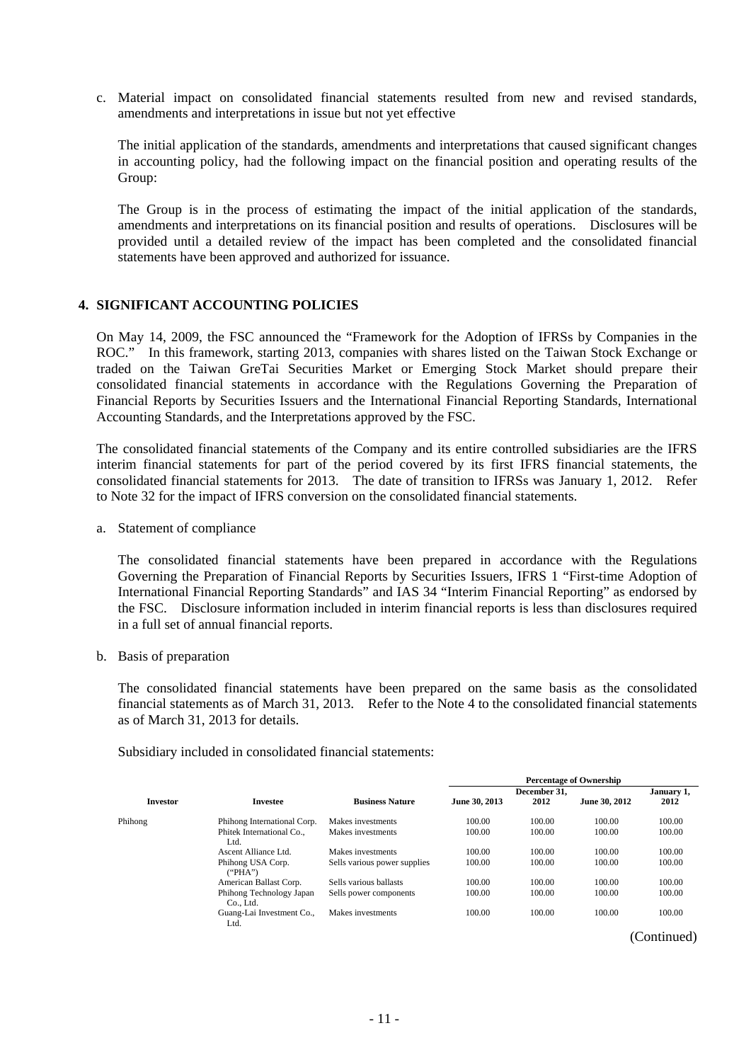c. Material impact on consolidated financial statements resulted from new and revised standards, amendments and interpretations in issue but not yet effective

The initial application of the standards, amendments and interpretations that caused significant changes in accounting policy, had the following impact on the financial position and operating results of the Group:

The Group is in the process of estimating the impact of the initial application of the standards, amendments and interpretations on its financial position and results of operations. Disclosures will be provided until a detailed review of the impact has been completed and the consolidated financial statements have been approved and authorized for issuance.

## 4. SIGNIFICANT ACCOUNTING POLICIES

On May 14, 2009, the FSC announced the "Framework for the Adoption of IFRSs by Companies in the ROC." In this framework, starting 2013, companies with shares listed on the Taiwan Stock Exchange or traded on the Taiwan GreTai Securities Market or Emerging Stock Market should prepare their consolidated financial statements in accordance with the Regulations Governing the Preparation of Financial Reports by Securities Issuers and the International Financial Reporting Standards, International Accounting Standards, and the Interpretations approved by the FSC.

The consolidated financial statements of the Company and its entire controlled subsidiaries are the IFRS interim financial statements for part of the period covered by its first IFRS financial statements, the consolidated financial statements for 2013. The date of transition to IFRSs was January 1, 2012. Refer to Note 32 for the impact of IFRS conversion on the consolidated financial statements.

a. Statement of compliance

The consolidated financial statements have been prepared in accordance with the Regulations Governing the Preparation of Financial Reports by Securities Issuers, IFRS 1 "First-time Adoption of International Financial Reporting Standards" and IAS 34 "Interim Financial Reporting" as endorsed by the FSC. Disclosure information included in interim financial reports is less than disclosures required in a full set of annual financial reports.

b. Basis of preparation

The consolidated financial statements have been prepared on the same basis as the consolidated financial statements as of March 31, 2013. Refer to the Note 4 to the consolidated financial statements as of March 31, 2013 for details.

Subsidiary included in consolidated financial statements:

| | | | Percentage of Ownership | | | |
|---|---|---|---|---|---|---|
| **Investor** | **Investee** | **Business Nature** | **June 30, 2013** | **December 31, 2012** | **June 30, 2012** | **January 1, 2012** |
| Phihong | Phihong International Corp. | Makes investments | 100.00 | 100.00 | 100.00 | 100.00 |
| | Phitek International Co., Ltd. | Makes investments | 100.00 | 100.00 | 100.00 | 100.00 |
| | Ascent Alliance Ltd. | Makes investments | 100.00 | 100.00 | 100.00 | 100.00 |
| | Phihong USA Corp. ("PHA") | Sells various power supplies | 100.00 | 100.00 | 100.00 | 100.00 |
| | American Ballast Corp. | Sells various ballasts | 100.00 | 100.00 | 100.00 | 100.00 |
| | Phihong Technology Japan Co., Ltd. | Sells power components | 100.00 | 100.00 | 100.00 | 100.00 |
| | Guang-Lai Investment Co., Ltd. | Makes investments | 100.00 | 100.00 | 100.00 | 100.00 |

(Continued)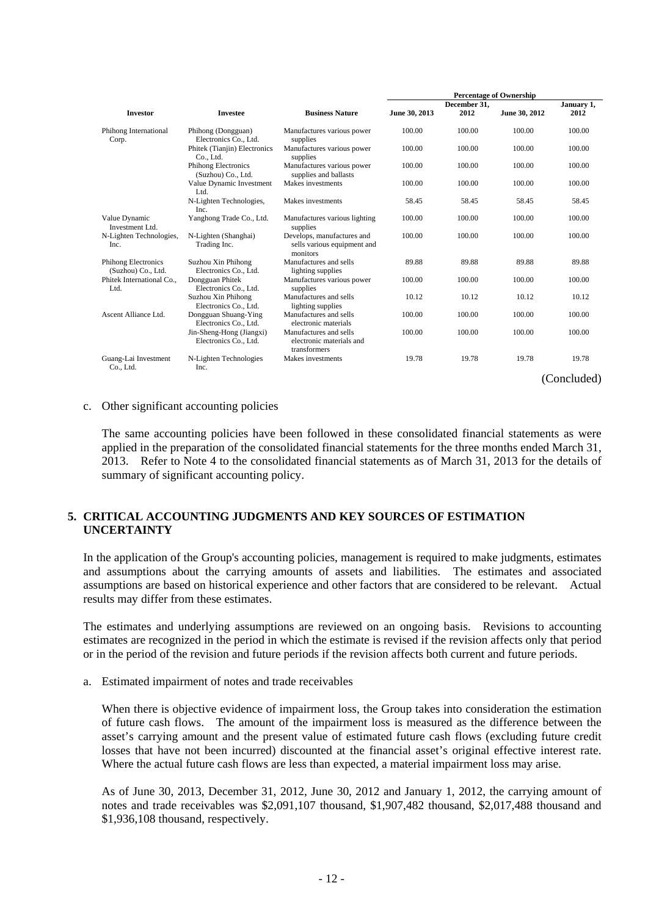| Investor | Investee | Business Nature | Percentage of Ownership | | | |
|---|---|---|---|---|---|---|
| | | | June 30, 2013 | December 31, 2012 | June 30, 2012 | January 1, 2012 |
| Phihong International Corp. | Phihong (Dongguan) Electronics Co., Ltd. | Manufactures various power supplies | 100.00 | 100.00 | 100.00 | 100.00 |
| | Phitek (Tianjin) Electronics Co., Ltd. | Manufactures various power supplies | 100.00 | 100.00 | 100.00 | 100.00 |
| | Phihong Electronics (Suzhou) Co., Ltd. | Manufactures various power supplies and ballasts | 100.00 | 100.00 | 100.00 | 100.00 |
| | Value Dynamic Investment Ltd. | Makes investments | 100.00 | 100.00 | 100.00 | 100.00 |
| | N-Lighten Technologies, Inc. | Makes investments | 58.45 | 58.45 | 58.45 | 58.45 |
| Value Dynamic Investment Ltd. | Yanghong Trade Co., Ltd. | Manufactures various lighting supplies | 100.00 | 100.00 | 100.00 | 100.00 |
| N-Lighten Technologies, Inc. | N-Lighten (Shanghai) Trading Inc. | Develops, manufactures and sells various equipment and monitors | 100.00 | 100.00 | 100.00 | 100.00 |
| Phihong Electronics (Suzhou) Co., Ltd. | Suzhou Xin Phihong Electronics Co., Ltd. | Manufactures and sells lighting supplies | 89.88 | 89.88 | 89.88 | 89.88 |
| Phitek International Co., Ltd. | Dongguan Phitek Electronics Co., Ltd. | Manufactures various power supplies | 100.00 | 100.00 | 100.00 | 100.00 |
| | Suzhou Xin Phihong Electronics Co., Ltd. | Manufactures and sells lighting supplies | 10.12 | 10.12 | 10.12 | 10.12 |
| Ascent Alliance Ltd. | Dongguan Shuang-Ying Electronics Co., Ltd. | Manufactures and sells electronic materials | 100.00 | 100.00 | 100.00 | 100.00 |
| | Jin-Sheng-Hong (Jiangxi) Electronics Co., Ltd. | Manufactures and sells electronic materials and transformers | 100.00 | 100.00 | 100.00 | 100.00 |
| Guang-Lai Investment Co., Ltd. | N-Lighten Technologies Inc. | Makes investments | 19.78 | 19.78 | 19.78 | 19.78 |

(Concluded)

c. Other significant accounting policies

The same accounting policies have been followed in these consolidated financial statements as were applied in the preparation of the consolidated financial statements for the three months ended March 31, 2013. Refer to Note 4 to the consolidated financial statements as of March 31, 2013 for the details of summary of significant accounting policy.

## 5. CRITICAL ACCOUNTING JUDGMENTS AND KEY SOURCES OF ESTIMATION UNCERTAINTY

In the application of the Group's accounting policies, management is required to make judgments, estimates and assumptions about the carrying amounts of assets and liabilities. The estimates and associated assumptions are based on historical experience and other factors that are considered to be relevant. Actual results may differ from these estimates.

The estimates and underlying assumptions are reviewed on an ongoing basis. Revisions to accounting estimates are recognized in the period in which the estimate is revised if the revision affects only that period or in the period of the revision and future periods if the revision affects both current and future periods.

a. Estimated impairment of notes and trade receivables

When there is objective evidence of impairment loss, the Group takes into consideration the estimation of future cash flows. The amount of the impairment loss is measured as the difference between the asset's carrying amount and the present value of estimated future cash flows (excluding future credit losses that have not been incurred) discounted at the financial asset's original effective interest rate. Where the actual future cash flows are less than expected, a material impairment loss may arise.

As of June 30, 2013, December 31, 2012, June 30, 2012 and January 1, 2012, the carrying amount of notes and trade receivables was $2,091,107 thousand, $1,907,482 thousand, $2,017,488 thousand and $1,936,108 thousand, respectively.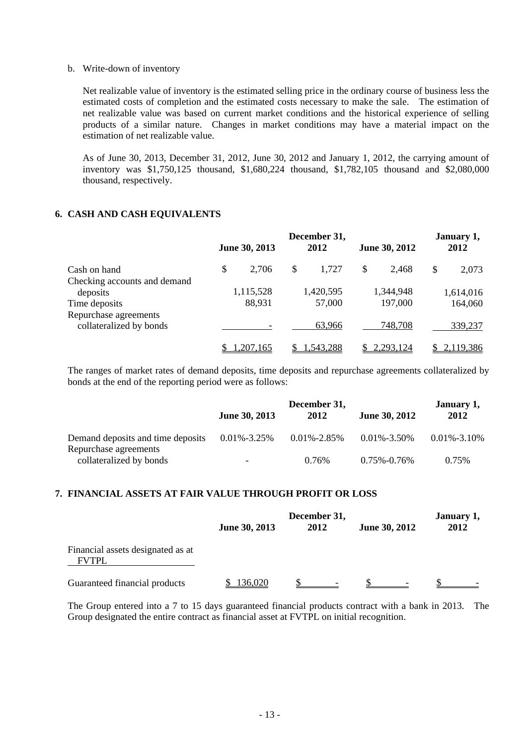b. Write-down of inventory

Net realizable value of inventory is the estimated selling price in the ordinary course of business less the estimated costs of completion and the estimated costs necessary to make the sale. The estimation of net realizable value was based on current market conditions and the historical experience of selling products of a similar nature. Changes in market conditions may have a material impact on the estimation of net realizable value.

As of June 30, 2013, December 31, 2012, June 30, 2012 and January 1, 2012, the carrying amount of inventory was $1,750,125 thousand, $1,680,224 thousand, $1,782,105 thousand and $2,080,000 thousand, respectively.

## 6. CASH AND CASH EQUIVALENTS

| | June 30, 2013 | December 31, 2012 | June 30, 2012 | January 1, 2012 |
|---|---|---|---|---|
| Cash on hand | $ 2,706 | $ 1,727 | $ 2,468 | $ 2,073 |
| Checking accounts and demand deposits | 1,115,528 | 1,420,595 | 1,344,948 | 1,614,016 |
| Time deposits | 88,931 | 57,000 | 197,000 | 164,060 |
| Repurchase agreements collateralized by bonds | - | 63,966 | 748,708 | 339,237 |
| | $ 1,207,165 | $ 1,543,288 | $ 2,293,124 | $ 2,119,386 |

The ranges of market rates of demand deposits, time deposits and repurchase agreements collateralized by bonds at the end of the reporting period were as follows:

| | June 30, 2013 | December 31, 2012 | June 30, 2012 | January 1, 2012 |
|---|---|---|---|---|
| Demand deposits and time deposits | 0.01%-3.25% | 0.01%-2.85% | 0.01%-3.50% | 0.01%-3.10% |
| Repurchase agreements collateralized by bonds | - | 0.76% | 0.75%-0.76% | 0.75% |

## 7. FINANCIAL ASSETS AT FAIR VALUE THROUGH PROFIT OR LOSS

| | June 30, 2013 | December 31, 2012 | June 30, 2012 | January 1, 2012 |
|---|---|---|---|---|
| Financial assets designated as at FVTPL | | | | |
| Guaranteed financial products | $ 136,020 | $ - | $ - | $ - |

The Group entered into a 7 to 15 days guaranteed financial products contract with a bank in 2013. The Group designated the entire contract as financial asset at FVTPL on initial recognition.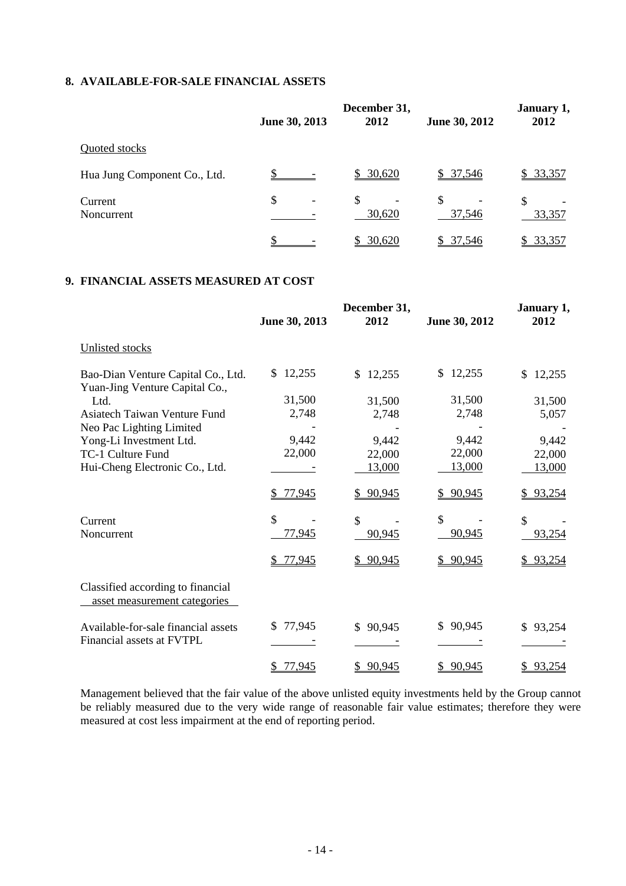## 8. AVAILABLE-FOR-SALE FINANCIAL ASSETS

| | June 30, 2013 | December 31, 2012 | June 30, 2012 | January 1, 2012 |
|---|---|---|---|---|
| Quoted stocks | | | | |
| Hua Jung Component Co., Ltd. | $ - | $ 30,620 | $ 37,546 | $ 33,357 |
| Current | $ - | $ - | $ - | $ - |
| Noncurrent | - | 30,620 | 37,546 | 33,357 |
| | $ - | $ 30,620 | $ 37,546 | $ 33,357 |

## 9. FINANCIAL ASSETS MEASURED AT COST

| | June 30, 2013 | December 31, 2012 | June 30, 2012 | January 1, 2012 |
|---|---|---|---|---|
| Unlisted stocks | | | | |
| Bao-Dian Venture Capital Co., Ltd. | $ 12,255 | $ 12,255 | $ 12,255 | $ 12,255 |
| Yuan-Jing Venture Capital Co., Ltd. | 31,500 | 31,500 | 31,500 | 31,500 |
| Asiatech Taiwan Venture Fund | 2,748 | 2,748 | 2,748 | 5,057 |
| Neo Pac Lighting Limited | - | - | - | - |
| Yong-Li Investment Ltd. | 9,442 | 9,442 | 9,442 | 9,442 |
| TC-1 Culture Fund | 22,000 | 22,000 | 22,000 | 22,000 |
| Hui-Cheng Electronic Co., Ltd. | - | 13,000 | 13,000 | 13,000 |
| | $ 77,945 | $ 90,945 | $ 90,945 | $ 93,254 |
| Current | $ - | $ - | $ - | $ - |
| Noncurrent | 77,945 | 90,945 | 90,945 | 93,254 |
| | $ 77,945 | $ 90,945 | $ 90,945 | $ 93,254 |
| Classified according to financial asset measurement categories | | | | |
| Available-for-sale financial assets | $ 77,945 | $ 90,945 | $ 90,945 | $ 93,254 |
| Financial assets at FVTPL | - | - | - | - |
| | $ 77,945 | $ 90,945 | $ 90,945 | $ 93,254 |

Management believed that the fair value of the above unlisted equity investments held by the Group cannot be reliably measured due to the very wide range of reasonable fair value estimates; therefore they were measured at cost less impairment at the end of reporting period.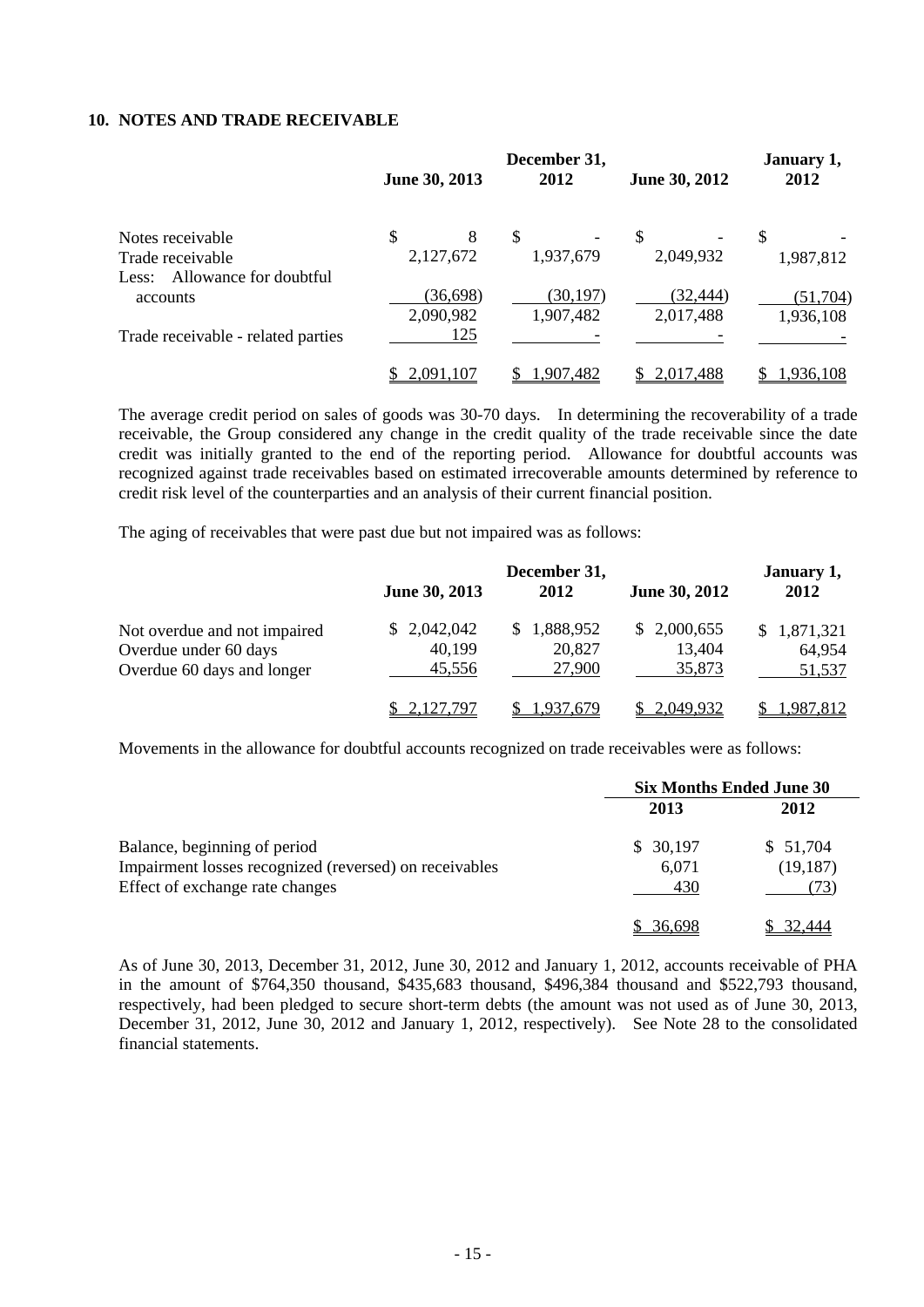## 10. NOTES AND TRADE RECEIVABLE

| | June 30, 2013 | December 31, 2012 | June 30, 2012 | January 1, 2012 |
|---|---|---|---|---|
| Notes receivable | $ 8 | $ - | $ - | $ - |
| Trade receivable | 2,127,672 | 1,937,679 | 2,049,932 | 1,987,812 |
| Less: Allowance for doubtful accounts | (36,698) | (30,197) | (32,444) | (51,704) |
| | 2,090,982 | 1,907,482 | 2,017,488 | 1,936,108 |
| Trade receivable - related parties | 125 | - | - | - |
| | $ 2,091,107 | $ 1,907,482 | $ 2,017,488 | $ 1,936,108 |

The average credit period on sales of goods was 30-70 days. In determining the recoverability of a trade receivable, the Group considered any change in the credit quality of the trade receivable since the date credit was initially granted to the end of the reporting period. Allowance for doubtful accounts was recognized against trade receivables based on estimated irrecoverable amounts determined by reference to credit risk level of the counterparties and an analysis of their current financial position.

The aging of receivables that were past due but not impaired was as follows:

| | June 30, 2013 | December 31, 2012 | June 30, 2012 | January 1, 2012 |
|---|---|---|---|---|
| Not overdue and not impaired | $ 2,042,042 | $ 1,888,952 | $ 2,000,655 | $ 1,871,321 |
| Overdue under 60 days | 40,199 | 20,827 | 13,404 | 64,954 |
| Overdue 60 days and longer | 45,556 | 27,900 | 35,873 | 51,537 |
| | $ 2,127,797 | $ 1,937,679 | $ 2,049,932 | $ 1,987,812 |

Movements in the allowance for doubtful accounts recognized on trade receivables were as follows:

| | Six Months Ended June 30 | |
|---|---|---|
| | 2013 | 2012 |
| Balance, beginning of period | $ 30,197 | $ 51,704 |
| Impairment losses recognized (reversed) on receivables | 6,071 | (19,187) |
| Effect of exchange rate changes | 430 | (73) |
| | $ 36,698 | $ 32,444 |

As of June 30, 2013, December 31, 2012, June 30, 2012 and January 1, 2012, accounts receivable of PHA in the amount of $764,350 thousand, $435,683 thousand, $496,384 thousand and $522,793 thousand, respectively, had been pledged to secure short-term debts (the amount was not used as of June 30, 2013, December 31, 2012, June 30, 2012 and January 1, 2012, respectively). See Note 28 to the consolidated financial statements.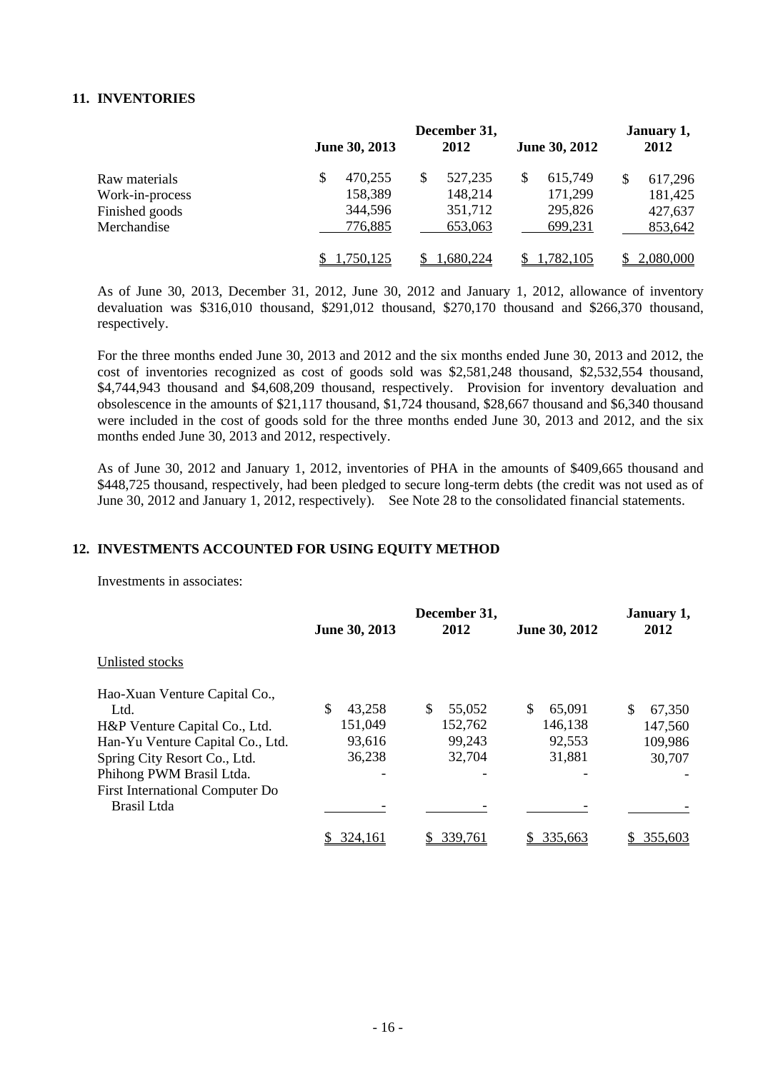## 11. INVENTORIES

| | June 30, 2013 | December 31, 2012 | June 30, 2012 | January 1, 2012 |
|---|---|---|---|---|
| Raw materials | $ 470,255 | $ 527,235 | $ 615,749 | $ 617,296 |
| Work-in-process | 158,389 | 148,214 | 171,299 | 181,425 |
| Finished goods | 344,596 | 351,712 | 295,826 | 427,637 |
| Merchandise | 776,885 | 653,063 | 699,231 | 853,642 |
| | $ 1,750,125 | $ 1,680,224 | $ 1,782,105 | $ 2,080,000 |

As of June 30, 2013, December 31, 2012, June 30, 2012 and January 1, 2012, allowance of inventory devaluation was $316,010 thousand, $291,012 thousand, $270,170 thousand and $266,370 thousand, respectively.

For the three months ended June 30, 2013 and 2012 and the six months ended June 30, 2013 and 2012, the cost of inventories recognized as cost of goods sold was $2,581,248 thousand, $2,532,554 thousand, $4,744,943 thousand and $4,608,209 thousand, respectively. Provision for inventory devaluation and obsolescence in the amounts of $21,117 thousand, $1,724 thousand, $28,667 thousand and $6,340 thousand were included in the cost of goods sold for the three months ended June 30, 2013 and 2012, and the six months ended June 30, 2013 and 2012, respectively.

As of June 30, 2012 and January 1, 2012, inventories of PHA in the amounts of $409,665 thousand and $448,725 thousand, respectively, had been pledged to secure long-term debts (the credit was not used as of June 30, 2012 and January 1, 2012, respectively). See Note 28 to the consolidated financial statements.

## 12. INVESTMENTS ACCOUNTED FOR USING EQUITY METHOD

Investments in associates:

| | June 30, 2013 | December 31, 2012 | June 30, 2012 | January 1, 2012 |
|---|---|---|---|---|
| Unlisted stocks | | | | |
| Hao-Xuan Venture Capital Co., Ltd. | $ 43,258 | $ 55,052 | $ 65,091 | $ 67,350 |
| H&P Venture Capital Co., Ltd. | 151,049 | 152,762 | 146,138 | 147,560 |
| Han-Yu Venture Capital Co., Ltd. | 93,616 | 99,243 | 92,553 | 109,986 |
| Spring City Resort Co., Ltd. | 36,238 | 32,704 | 31,881 | 30,707 |
| Phihong PWM Brasil Ltda. | - | - | - | - |
| First International Computer Do Brasil Ltda | - | - | - | - |
| | $ 324,161 | $ 339,761 | $ 335,663 | $ 355,603 |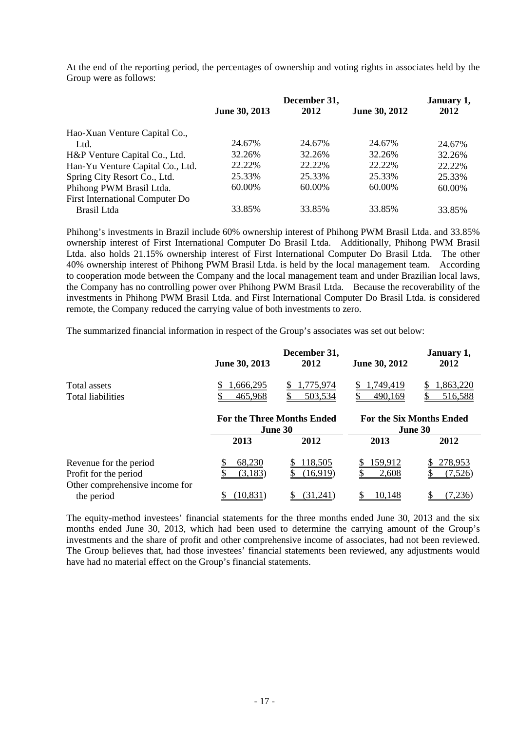At the end of the reporting period, the percentages of ownership and voting rights in associates held by the Group were as follows:

| | June 30, 2013 | December 31, 2012 | June 30, 2012 | January 1, 2012 |
|---|---|---|---|---|
| Hao-Xuan Venture Capital Co., Ltd. | 24.67% | 24.67% | 24.67% | 24.67% |
| H&P Venture Capital Co., Ltd. | 32.26% | 32.26% | 32.26% | 32.26% |
| Han-Yu Venture Capital Co., Ltd. | 22.22% | 22.22% | 22.22% | 22.22% |
| Spring City Resort Co., Ltd. | 25.33% | 25.33% | 25.33% | 25.33% |
| Phihong PWM Brasil Ltda. | 60.00% | 60.00% | 60.00% | 60.00% |
| First International Computer Do Brasil Ltda | 33.85% | 33.85% | 33.85% | 33.85% |

Phihong's investments in Brazil include 60% ownership interest of Phihong PWM Brasil Ltda. and 33.85% ownership interest of First International Computer Do Brasil Ltda. Additionally, Phihong PWM Brasil Ltda. also holds 21.15% ownership interest of First International Computer Do Brasil Ltda. The other 40% ownership interest of Phihong PWM Brasil Ltda. is held by the local management team. According to cooperation mode between the Company and the local management team and under Brazilian local laws, the Company has no controlling power over Phihong PWM Brasil Ltda. Because the recoverability of the investments in Phihong PWM Brasil Ltda. and First International Computer Do Brasil Ltda. is considered remote, the Company reduced the carrying value of both investments to zero.

The summarized financial information in respect of the Group's associates was set out below:

| | June 30, 2013 | December 31, 2012 | June 30, 2012 | January 1, 2012 |
|---|---|---|---|---|
| Total assets | $ 1,666,295 | $ 1,775,974 | $ 1,749,419 | $ 1,863,220 |
| Total liabilities | $ 465,968 | $ 503,534 | $ 490,169 | $ 516,588 |

| | For the Three Months Ended June 30 | | For the Six Months Ended June 30 | |
|---|---|---|---|---|
| | 2013 | 2012 | 2013 | 2012 |
| Revenue for the period | $ 68,230 | $ 118,505 | $ 159,912 | $ 278,953 |
| Profit for the period | $ (3,183) | $ (16,919) | $ 2,608 | $ (7,526) |
| Other comprehensive income for the period | $ (10,831) | $ (31,241) | $ 10,148 | $ (7,236) |

The equity-method investees' financial statements for the three months ended June 30, 2013 and the six months ended June 30, 2013, which had been used to determine the carrying amount of the Group's investments and the share of profit and other comprehensive income of associates, had not been reviewed. The Group believes that, had those investees' financial statements been reviewed, any adjustments would have had no material effect on the Group's financial statements.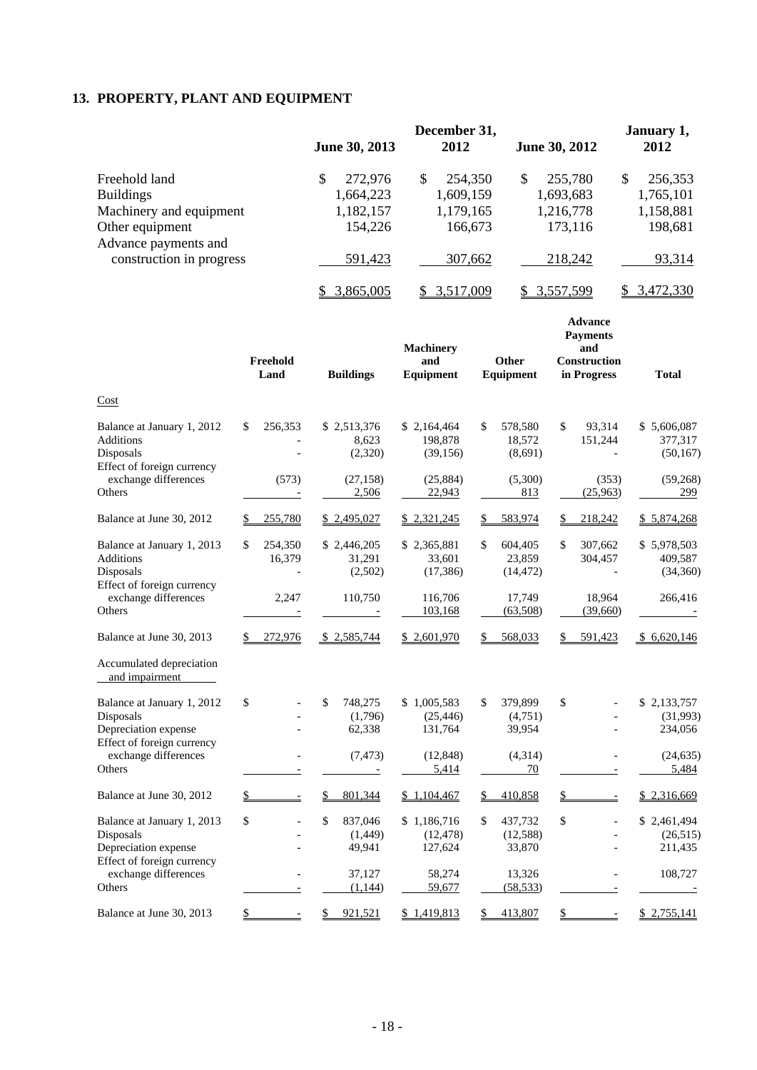## 13. PROPERTY, PLANT AND EQUIPMENT

| | June 30, 2013 | December 31, 2012 | June 30, 2012 | January 1, 2012 |
|---|---|---|---|---|
| Freehold land | $ 272,976 | $ 254,350 | $ 255,780 | $ 256,353 |
| Buildings | 1,664,223 | 1,609,159 | 1,693,683 | 1,765,101 |
| Machinery and equipment | 1,182,157 | 1,179,165 | 1,216,778 | 1,158,881 |
| Other equipment | 154,226 | 166,673 | 173,116 | 198,681 |
| Advance payments and construction in progress | 591,423 | 307,662 | 218,242 | 93,314 |
| | $ 3,865,005 | $ 3,517,009 | $ 3,557,599 | $ 3,472,330 |

| | Freehold Land | Buildings | Machinery and Equipment | Other Equipment | Advance Payments and Construction in Progress | Total |
|---|---|---|---|---|---|---|
| Cost | | | | | | |
| Balance at January 1, 2012 | $ 256,353 | $ 2,513,376 | $ 2,164,464 | $ 578,580 | $ 93,314 | $ 5,606,087 |
| Additions | - | 8,623 | 198,878 | 18,572 | 151,244 | 377,317 |
| Disposals | - | (2,320) | (39,156) | (8,691) | - | (50,167) |
| Effect of foreign currency exchange differences | (573) | (27,158) | (25,884) | (5,300) | (353) | (59,268) |
| Others | - | 2,506 | 22,943 | 813 | (25,963) | 299 |
| Balance at June 30, 2012 | $ 255,780 | $ 2,495,027 | $ 2,321,245 | $ 583,974 | $ 218,242 | $ 5,874,268 |
| Balance at January 1, 2013 | $ 254,350 | $ 2,446,205 | $ 2,365,881 | $ 604,405 | $ 307,662 | $ 5,978,503 |
| Additions | 16,379 | 31,291 | 33,601 | 23,859 | 304,457 | 409,587 |
| Disposals | - | (2,502) | (17,386) | (14,472) | - | (34,360) |
| Effect of foreign currency exchange differences | 2,247 | 110,750 | 116,706 | 17,749 | 18,964 | 266,416 |
| Others | - | - | 103,168 | (63,508) | (39,660) | - |
| Balance at June 30, 2013 | $ 272,976 | $ 2,585,744 | $ 2,601,970 | $ 568,033 | $ 591,423 | $ 6,620,146 |
| Accumulated depreciation and impairment | | | | | | |
| Balance at January 1, 2012 | $ - | $ 748,275 | $ 1,005,583 | $ 379,899 | $ - | $ 2,133,757 |
| Disposals | - | (1,796) | (25,446) | (4,751) | - | (31,993) |
| Depreciation expense | - | 62,338 | 131,764 | 39,954 | - | 234,056 |
| Effect of foreign currency exchange differences | - | (7,473) | (12,848) | (4,314) | - | (24,635) |
| Others | - | - | 5,414 | 70 | - | 5,484 |
| Balance at June 30, 2012 | $ - | $ 801,344 | $ 1,104,467 | $ 410,858 | $ - | $ 2,316,669 |
| Balance at January 1, 2013 | $ - | $ 837,046 | $ 1,186,716 | $ 437,732 | $ - | $ 2,461,494 |
| Disposals | - | (1,449) | (12,478) | (12,588) | - | (26,515) |
| Depreciation expense | - | 49,941 | 127,624 | 33,870 | - | 211,435 |
| Effect of foreign currency exchange differences | - | 37,127 | 58,274 | 13,326 | - | 108,727 |
| Others | - | (1,144) | 59,677 | (58,533) | - | - |
| Balance at June 30, 2013 | $ - | $ 921,521 | $ 1,419,813 | $ 413,807 | $ - | $ 2,755,141 |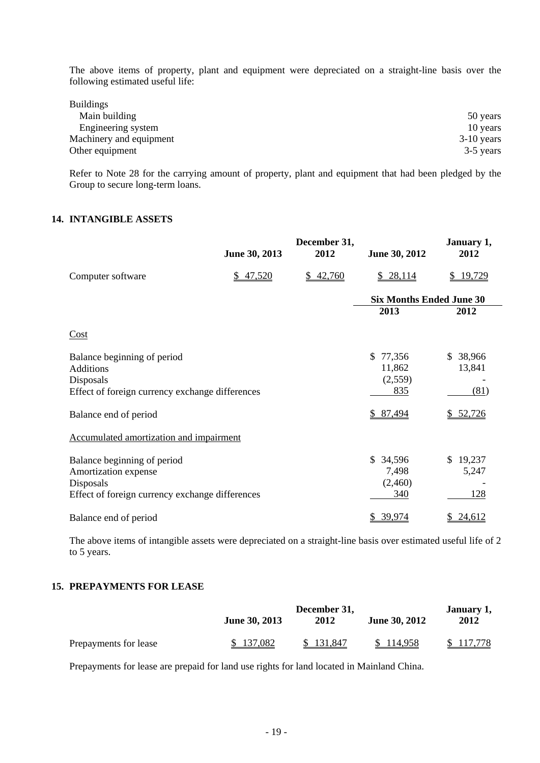The above items of property, plant and equipment were depreciated on a straight-line basis over the following estimated useful life:

| | |
|---|---|
| Buildings | |
| Main building | 50 years |
| Engineering system | 10 years |
| Machinery and equipment | 3-10 years |
| Other equipment | 3-5 years |

Refer to Note 28 for the carrying amount of property, plant and equipment that had been pledged by the Group to secure long-term loans.

## 14. INTANGIBLE ASSETS

| | June 30, 2013 | December 31, 2012 | June 30, 2012 | January 1, 2012 |
|---|---|---|---|---|
| Computer software | $ 47,520 | $ 42,760 | $ 28,114 | $ 19,729 |

| | Six Months Ended June 30 | |
|---|---|---|
| | 2013 | 2012 |
| Cost | | |
| Balance beginning of period | $ 77,356 | $ 38,966 |
| Additions | 11,862 | 13,841 |
| Disposals | (2,559) | - |
| Effect of foreign currency exchange differences | 835 | (81) |
| Balance end of period | $ 87,494 | $ 52,726 |
| Accumulated amortization and impairment | | |
| Balance beginning of period | $ 34,596 | $ 19,237 |
| Amortization expense | 7,498 | 5,247 |
| Disposals | (2,460) | - |
| Effect of foreign currency exchange differences | 340 | 128 |
| Balance end of period | $ 39,974 | $ 24,612 |

The above items of intangible assets were depreciated on a straight-line basis over estimated useful life of 2 to 5 years.

## 15. PREPAYMENTS FOR LEASE

| | June 30, 2013 | December 31, 2012 | June 30, 2012 | January 1, 2012 |
|---|---|---|---|---|
| Prepayments for lease | $ 137,082 | $ 131,847 | $ 114,958 | $ 117,778 |

Prepayments for lease are prepaid for land use rights for land located in Mainland China.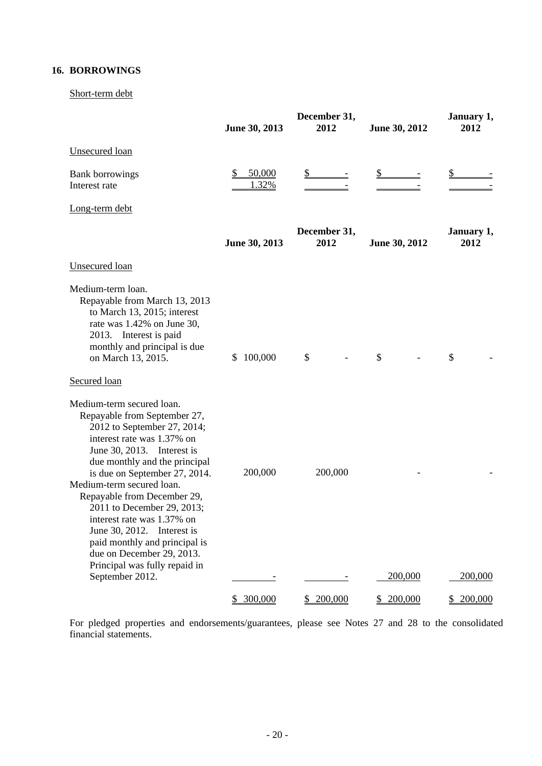## 16. BORROWINGS

Short-term debt

| | June 30, 2013 | December 31, 2012 | June 30, 2012 | January 1, 2012 |
|---|---|---|---|---|
| Unsecured loan | | | | |
| Bank borrowings | $ 50,000 | $ - | $ - | $ - |
| Interest rate | 1.32% | - | - | - |

Long-term debt

| | June 30, 2013 | December 31, 2012 | June 30, 2012 | January 1, 2012 |
|---|---|---|---|---|
| Unsecured loan | | | | |
| Medium-term loan. Repayable from March 13, 2013 to March 13, 2015; interest rate was 1.42% on June 30, 2013. Interest is paid monthly and principal is due on March 13, 2015. | $ 100,000 | $ - | $ - | $ - |
| Secured loan | | | | |
| Medium-term secured loan. Repayable from September 27, 2012 to September 27, 2014; interest rate was 1.37% on June 30, 2013. Interest is due monthly and the principal is due on September 27, 2014. | 200,000 | 200,000 | - | - |
| Medium-term secured loan. Repayable from December 29, 2011 to December 29, 2013; interest rate was 1.37% on June 30, 2012. Interest is paid monthly and principal is due on December 29, 2013. Principal was fully repaid in September 2012. | - | - | 200,000 | 200,000 |
| | $ 300,000 | $ 200,000 | $ 200,000 | $ 200,000 |

For pledged properties and endorsements/guarantees, please see Notes 27 and 28 to the consolidated financial statements.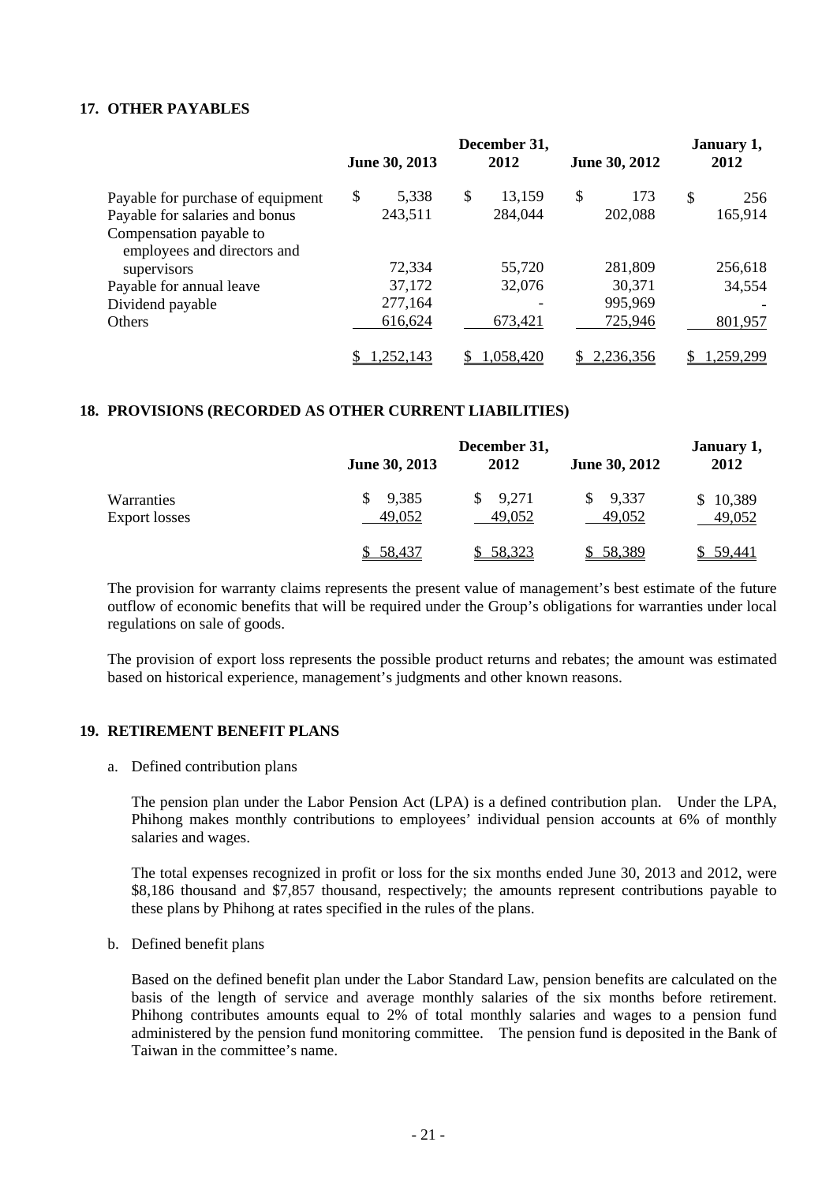## 17. OTHER PAYABLES

| | June 30, 2013 | December 31, 2012 | June 30, 2012 | January 1, 2012 |
|---|---|---|---|---|
| Payable for purchase of equipment | $ 5,338 | $ 13,159 | $ 173 | $ 256 |
| Payable for salaries and bonus | 243,511 | 284,044 | 202,088 | 165,914 |
| Compensation payable to employees and directors and supervisors | 72,334 | 55,720 | 281,809 | 256,618 |
| Payable for annual leave | 37,172 | 32,076 | 30,371 | 34,554 |
| Dividend payable | 277,164 | - | 995,969 | - |
| Others | 616,624 | 673,421 | 725,946 | 801,957 |
| | $ 1,252,143 | $ 1,058,420 | $ 2,236,356 | $ 1,259,299 |

## 18. PROVISIONS (RECORDED AS OTHER CURRENT LIABILITIES)

| | June 30, 2013 | December 31, 2012 | June 30, 2012 | January 1, 2012 |
|---|---|---|---|---|
| Warranties | $ 9,385 | $ 9,271 | $ 9,337 | $ 10,389 |
| Export losses | 49,052 | 49,052 | 49,052 | 49,052 |
| | $ 58,437 | $ 58,323 | $ 58,389 | $ 59,441 |

The provision for warranty claims represents the present value of management's best estimate of the future outflow of economic benefits that will be required under the Group's obligations for warranties under local regulations on sale of goods.

The provision of export loss represents the possible product returns and rebates; the amount was estimated based on historical experience, management's judgments and other known reasons.

## 19. RETIREMENT BENEFIT PLANS

a. Defined contribution plans

The pension plan under the Labor Pension Act (LPA) is a defined contribution plan. Under the LPA, Phihong makes monthly contributions to employees' individual pension accounts at 6% of monthly salaries and wages.

The total expenses recognized in profit or loss for the six months ended June 30, 2013 and 2012, were $8,186 thousand and $7,857 thousand, respectively; the amounts represent contributions payable to these plans by Phihong at rates specified in the rules of the plans.

b. Defined benefit plans

Based on the defined benefit plan under the Labor Standard Law, pension benefits are calculated on the basis of the length of service and average monthly salaries of the six months before retirement. Phihong contributes amounts equal to 2% of total monthly salaries and wages to a pension fund administered by the pension fund monitoring committee. The pension fund is deposited in the Bank of Taiwan in the committee's name.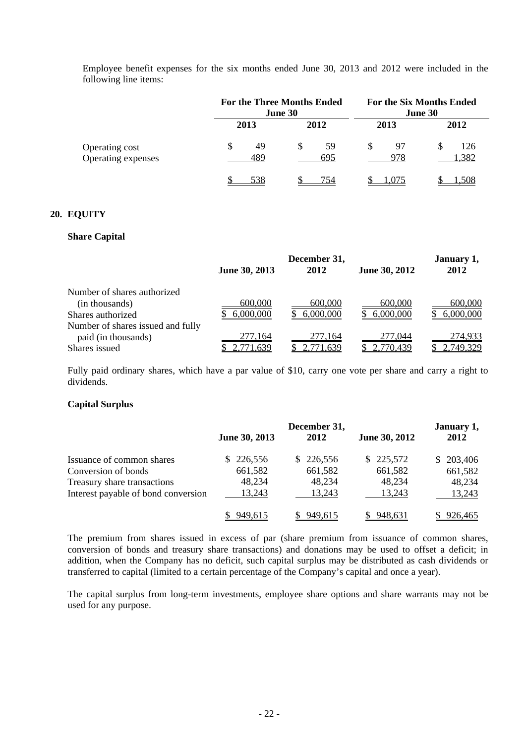Employee benefit expenses for the six months ended June 30, 2013 and 2012 were included in the following line items:

| | For the Three Months Ended June 30 | | For the Six Months Ended June 30 | |
|---|---|---|---|---|
| | 2013 | 2012 | 2013 | 2012 |
| Operating cost | $ 49 | $ 59 | $ 97 | $ 126 |
| Operating expenses | 489 | 695 | 978 | 1,382 |
| | $ 538 | $ 754 | $ 1,075 | $ 1,508 |

## 20. EQUITY

### Share Capital

| | June 30, 2013 | December 31, 2012 | June 30, 2012 | January 1, 2012 |
|---|---|---|---|---|
| Number of shares authorized (in thousands) | 600,000 | 600,000 | 600,000 | 600,000 |
| Shares authorized | $ 6,000,000 | $ 6,000,000 | $ 6,000,000 | $ 6,000,000 |
| Number of shares issued and fully paid (in thousands) | 277,164 | 277,164 | 277,044 | 274,933 |
| Shares issued | $ 2,771,639 | $ 2,771,639 | $ 2,770,439 | $ 2,749,329 |

Fully paid ordinary shares, which have a par value of $10, carry one vote per share and carry a right to dividends.

### Capital Surplus

| | June 30, 2013 | December 31, 2012 | June 30, 2012 | January 1, 2012 |
|---|---|---|---|---|
| Issuance of common shares | $ 226,556 | $ 226,556 | $ 225,572 | $ 203,406 |
| Conversion of bonds | 661,582 | 661,582 | 661,582 | 661,582 |
| Treasury share transactions | 48,234 | 48,234 | 48,234 | 48,234 |
| Interest payable of bond conversion | 13,243 | 13,243 | 13,243 | 13,243 |
| | $ 949,615 | $ 949,615 | $ 948,631 | $ 926,465 |

The premium from shares issued in excess of par (share premium from issuance of common shares, conversion of bonds and treasury share transactions) and donations may be used to offset a deficit; in addition, when the Company has no deficit, such capital surplus may be distributed as cash dividends or transferred to capital (limited to a certain percentage of the Company's capital and once a year).

The capital surplus from long-term investments, employee share options and share warrants may not be used for any purpose.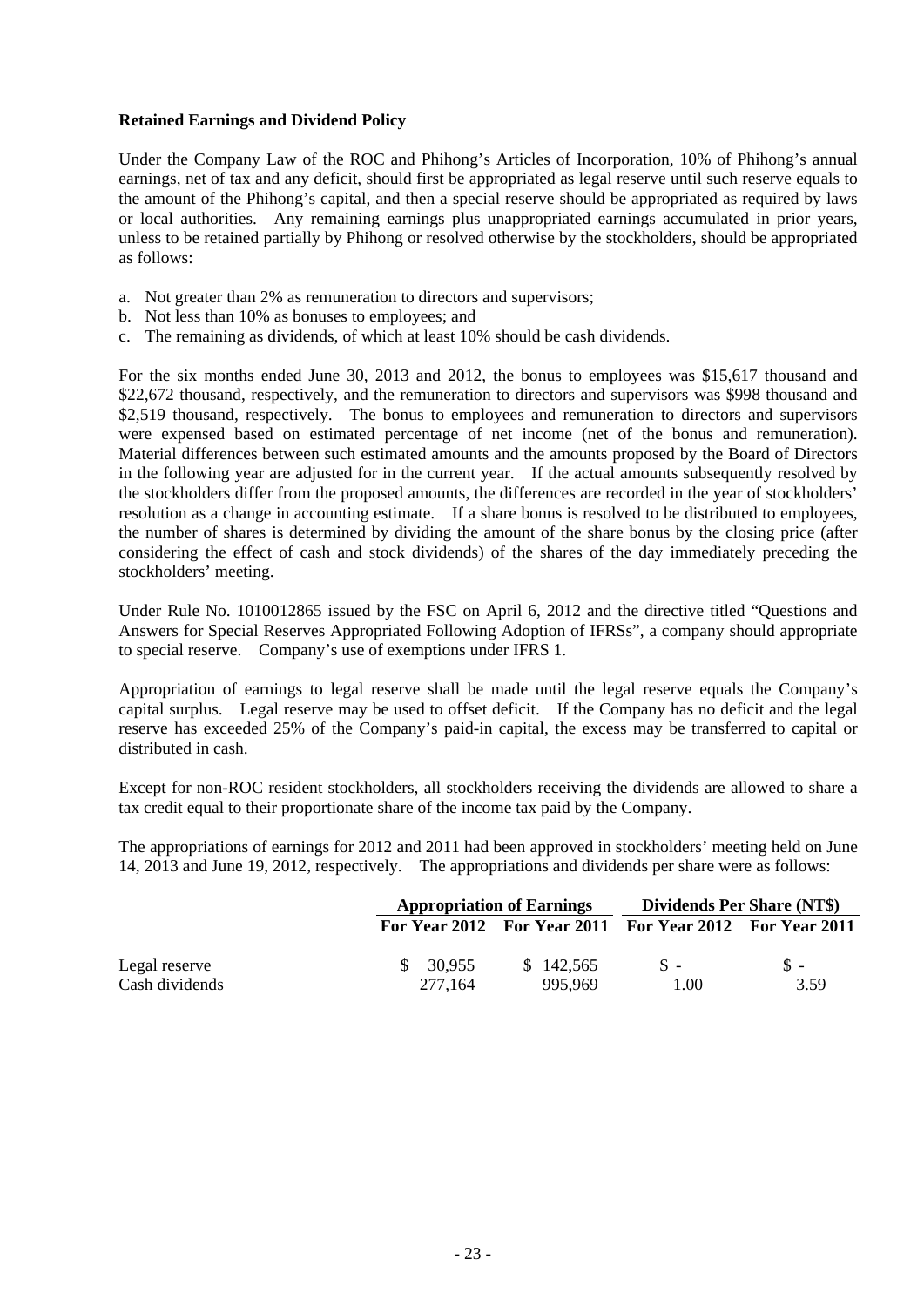**Retained Earnings and Dividend Policy**

Under the Company Law of the ROC and Phihong's Articles of Incorporation, 10% of Phihong's annual earnings, net of tax and any deficit, should first be appropriated as legal reserve until such reserve equals to the amount of the Phihong's capital, and then a special reserve should be appropriated as required by laws or local authorities. Any remaining earnings plus unappropriated earnings accumulated in prior years, unless to be retained partially by Phihong or resolved otherwise by the stockholders, should be appropriated as follows:

a. Not greater than 2% as remuneration to directors and supervisors;
b. Not less than 10% as bonuses to employees; and
c. The remaining as dividends, of which at least 10% should be cash dividends.

For the six months ended June 30, 2013 and 2012, the bonus to employees was \$15,617 thousand and \$22,672 thousand, respectively, and the remuneration to directors and supervisors was \$998 thousand and \$2,519 thousand, respectively. The bonus to employees and remuneration to directors and supervisors were expensed based on estimated percentage of net income (net of the bonus and remuneration). Material differences between such estimated amounts and the amounts proposed by the Board of Directors in the following year are adjusted for in the current year. If the actual amounts subsequently resolved by the stockholders differ from the proposed amounts, the differences are recorded in the year of stockholders' resolution as a change in accounting estimate. If a share bonus is resolved to be distributed to employees, the number of shares is determined by dividing the amount of the share bonus by the closing price (after considering the effect of cash and stock dividends) of the shares of the day immediately preceding the stockholders' meeting.

Under Rule No. 1010012865 issued by the FSC on April 6, 2012 and the directive titled "Questions and Answers for Special Reserves Appropriated Following Adoption of IFRSs", a company should appropriate to special reserve. Company's use of exemptions under IFRS 1.

Appropriation of earnings to legal reserve shall be made until the legal reserve equals the Company's capital surplus. Legal reserve may be used to offset deficit. If the Company has no deficit and the legal reserve has exceeded 25% of the Company's paid-in capital, the excess may be transferred to capital or distributed in cash.

Except for non-ROC resident stockholders, all stockholders receiving the dividends are allowed to share a tax credit equal to their proportionate share of the income tax paid by the Company.

The appropriations of earnings for 2012 and 2011 had been approved in stockholders' meeting held on June 14, 2013 and June 19, 2012, respectively. The appropriations and dividends per share were as follows:

| | Appropriation of Earnings | | Dividends Per Share (NT\$) | |
|---|---|---|---|---|
| | For Year 2012 | For Year 2011 | For Year 2012 | For Year 2011 |
| Legal reserve | \$ 30,955 | \$ 142,565 | \$ - | \$ - |
| Cash dividends | 277,164 | 995,969 | 1.00 | 3.59 |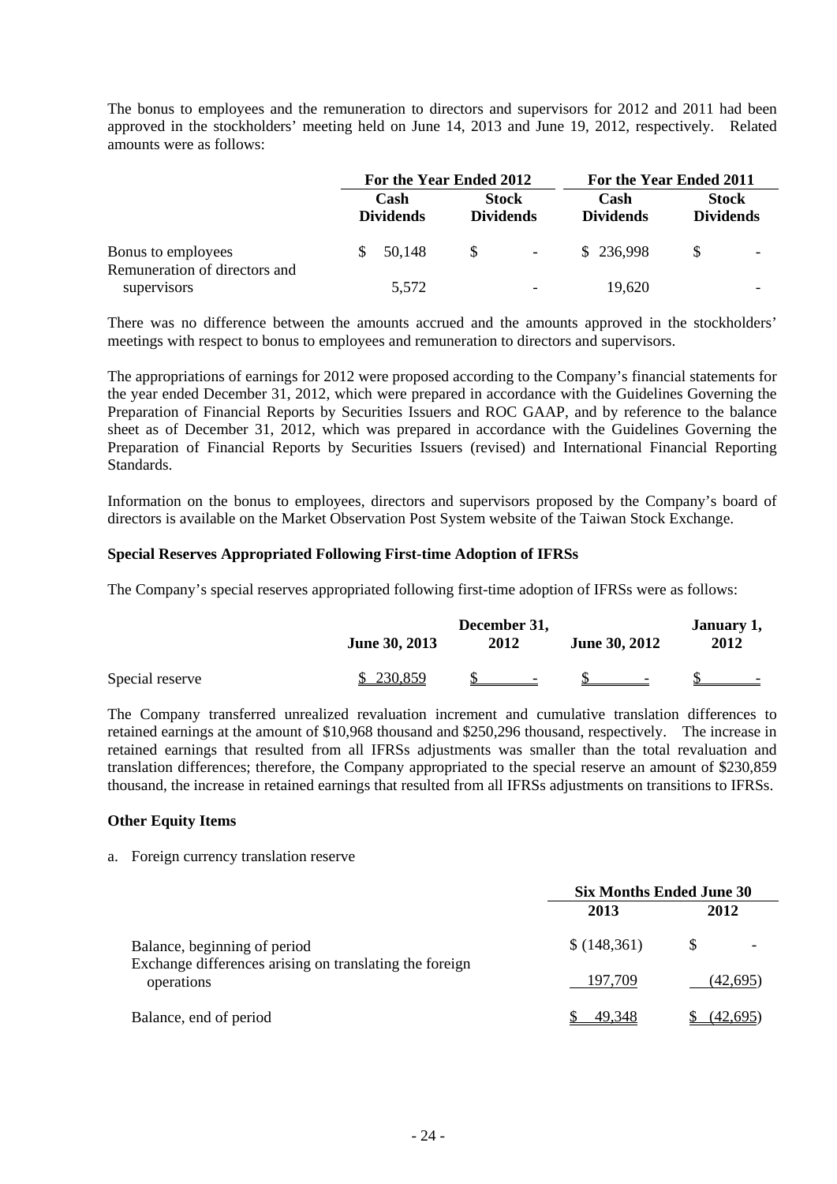The bonus to employees and the remuneration to directors and supervisors for 2012 and 2011 had been approved in the stockholders' meeting held on June 14, 2013 and June 19, 2012, respectively. Related amounts were as follows:

| | For the Year Ended 2012 | | For the Year Ended 2011 | |
|---|---|---|---|---|
| | Cash Dividends | Stock Dividends | Cash Dividends | Stock Dividends |
| Bonus to employees | $ 50,148 | $ - | $ 236,998 | $ - |
| Remuneration of directors and supervisors | 5,572 | - | 19,620 | - |

There was no difference between the amounts accrued and the amounts approved in the stockholders' meetings with respect to bonus to employees and remuneration to directors and supervisors.

The appropriations of earnings for 2012 were proposed according to the Company's financial statements for the year ended December 31, 2012, which were prepared in accordance with the Guidelines Governing the Preparation of Financial Reports by Securities Issuers and ROC GAAP, and by reference to the balance sheet as of December 31, 2012, which was prepared in accordance with the Guidelines Governing the Preparation of Financial Reports by Securities Issuers (revised) and International Financial Reporting Standards.

Information on the bonus to employees, directors and supervisors proposed by the Company's board of directors is available on the Market Observation Post System website of the Taiwan Stock Exchange.

**Special Reserves Appropriated Following First-time Adoption of IFRSs**

The Company's special reserves appropriated following first-time adoption of IFRSs were as follows:

| | June 30, 2013 | December 31, 2012 | June 30, 2012 | January 1, 2012 |
|---|---|---|---|---|
| Special reserve | $ 230,859 | $ - | $ - | $ - |

The Company transferred unrealized revaluation increment and cumulative translation differences to retained earnings at the amount of $10,968 thousand and $250,296 thousand, respectively. The increase in retained earnings that resulted from all IFRSs adjustments was smaller than the total revaluation and translation differences; therefore, the Company appropriated to the special reserve an amount of $230,859 thousand, the increase in retained earnings that resulted from all IFRSs adjustments on transitions to IFRSs.

**Other Equity Items**

a. Foreign currency translation reserve

| | Six Months Ended June 30 | |
|---|---|---|
| | 2013 | 2012 |
| Balance, beginning of period | $ (148,361) | $ - |
| Exchange differences arising on translating the foreign operations | 197,709 | (42,695) |
| Balance, end of period | $ 49,348 | $ (42,695) |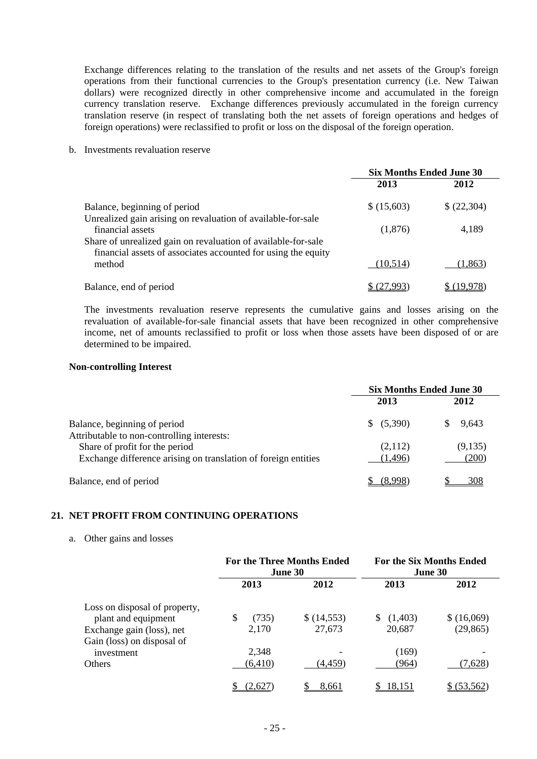Exchange differences relating to the translation of the results and net assets of the Group's foreign operations from their functional currencies to the Group's presentation currency (i.e. New Taiwan dollars) were recognized directly in other comprehensive income and accumulated in the foreign currency translation reserve. Exchange differences previously accumulated in the foreign currency translation reserve (in respect of translating both the net assets of foreign operations and hedges of foreign operations) were reclassified to profit or loss on the disposal of the foreign operation.

b. Investments revaluation reserve

| | Six Months Ended June 30 | |
|---|---|---|
| | 2013 | 2012 |
| Balance, beginning of period | $ (15,603) | $ (22,304) |
| Unrealized gain arising on revaluation of available-for-sale financial assets | (1,876) | 4,189 |
| Share of unrealized gain on revaluation of available-for-sale financial assets of associates accounted for using the equity method | (10,514) | (1,863) |
| Balance, end of period | $ (27,993) | $ (19,978) |

The investments revaluation reserve represents the cumulative gains and losses arising on the revaluation of available-for-sale financial assets that have been recognized in other comprehensive income, net of amounts reclassified to profit or loss when those assets have been disposed of or are determined to be impaired.

**Non-controlling Interest**

| | Six Months Ended June 30 | |
|---|---|---|
| | 2013 | 2012 |
| Balance, beginning of period | $ (5,390) | $ 9,643 |
| Attributable to non-controlling interests: | | |
| Share of profit for the period | (2,112) | (9,135) |
| Exchange difference arising on translation of foreign entities | (1,496) | (200) |
| Balance, end of period | $ (8,998) | $ 308 |

## 21. NET PROFIT FROM CONTINUING OPERATIONS

a. Other gains and losses

| | For the Three Months Ended June 30 | | For the Six Months Ended June 30 | |
|---|---|---|---|---|
| | 2013 | 2012 | 2013 | 2012 |
| Loss on disposal of property, plant and equipment | $ (735) | $ (14,553) | $ (1,403) | $ (16,069) |
| Exchange gain (loss), net | 2,170 | 27,673 | 20,687 | (29,865) |
| Gain (loss) on disposal of investment | 2,348 | - | (169) | - |
| Others | (6,410) | (4,459) | (964) | (7,628) |
| | $ (2,627) | $ 8,661 | $ 18,151 | $ (53,562) |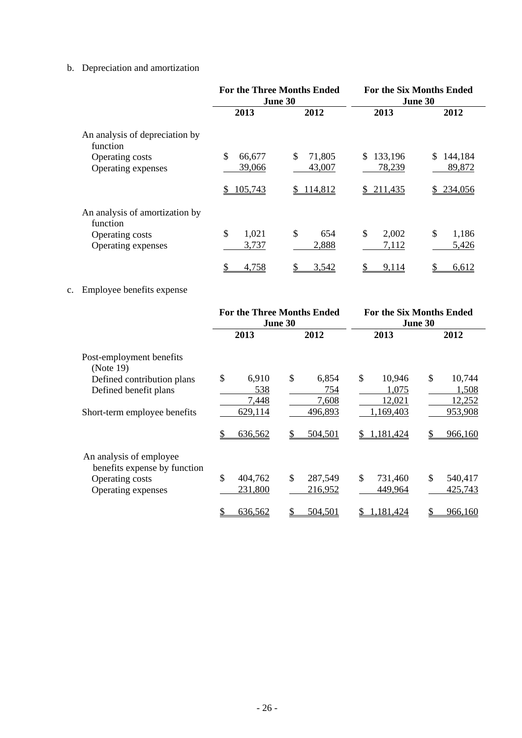b. Depreciation and amortization

| | For the Three Months Ended June 30 | | For the Six Months Ended June 30 | |
|---|---|---|---|---|
| | 2013 | 2012 | 2013 | 2012 |
| An analysis of depreciation by function | | | | |
| Operating costs | $ 66,677 | $ 71,805 | $ 133,196 | $ 144,184 |
| Operating expenses | 39,066 | 43,007 | 78,239 | 89,872 |
| | $ 105,743 | $ 114,812 | $ 211,435 | $ 234,056 |
| An analysis of amortization by function | | | | |
| Operating costs | $ 1,021 | $ 654 | $ 2,002 | $ 1,186 |
| Operating expenses | 3,737 | 2,888 | 7,112 | 5,426 |
| | $ 4,758 | $ 3,542 | $ 9,114 | $ 6,612 |

c. Employee benefits expense

| | For the Three Months Ended June 30 | | For the Six Months Ended June 30 | |
|---|---|---|---|---|
| | 2013 | 2012 | 2013 | 2012 |
| Post-employment benefits (Note 19) | | | | |
| Defined contribution plans | $ 6,910 | $ 6,854 | $ 10,946 | $ 10,744 |
| Defined benefit plans | 538 | 754 | 1,075 | 1,508 |
| | 7,448 | 7,608 | 12,021 | 12,252 |
| Short-term employee benefits | 629,114 | 496,893 | 1,169,403 | 953,908 |
| | $ 636,562 | $ 504,501 | $ 1,181,424 | $ 966,160 |
| An analysis of employee benefits expense by function | | | | |
| Operating costs | $ 404,762 | $ 287,549 | $ 731,460 | $ 540,417 |
| Operating expenses | 231,800 | 216,952 | 449,964 | 425,743 |
| | $ 636,562 | $ 504,501 | $ 1,181,424 | $ 966,160 |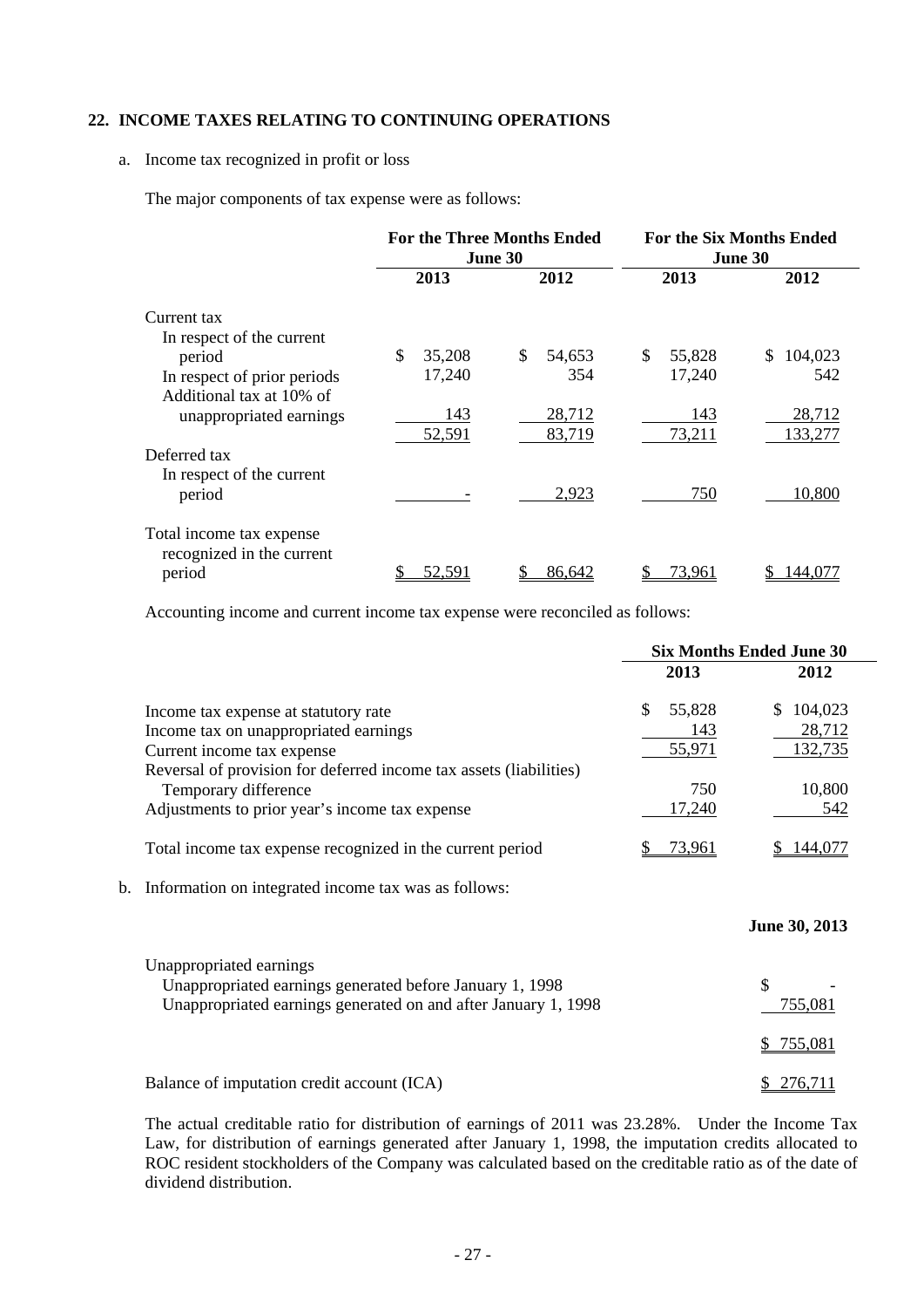## 22. INCOME TAXES RELATING TO CONTINUING OPERATIONS

a. Income tax recognized in profit or loss

The major components of tax expense were as follows:

| | For the Three Months Ended June 30 | | For the Six Months Ended June 30 | |
|---|---|---|---|---|
| | 2013 | 2012 | 2013 | 2012 |
| Current tax | | | | |
| In respect of the current period | $ 35,208 | $ 54,653 | $ 55,828 | $ 104,023 |
| In respect of prior periods | 17,240 | 354 | 17,240 | 542 |
| Additional tax at 10% of unappropriated earnings | 143 | 28,712 | 143 | 28,712 |
| | 52,591 | 83,719 | 73,211 | 133,277 |
| Deferred tax | | | | |
| In respect of the current period | - | 2,923 | 750 | 10,800 |
| Total income tax expense recognized in the current period | $ 52,591 | $ 86,642 | $ 73,961 | $ 144,077 |

Accounting income and current income tax expense were reconciled as follows:

| | Six Months Ended June 30 | |
|---|---|---|
| | 2013 | 2012 |
| Income tax expense at statutory rate | $ 55,828 | $ 104,023 |
| Income tax on unappropriated earnings | 143 | 28,712 |
| Current income tax expense | 55,971 | 132,735 |
| Reversal of provision for deferred income tax assets (liabilities) | | |
| Temporary difference | 750 | 10,800 |
| Adjustments to prior year's income tax expense | 17,240 | 542 |
| Total income tax expense recognized in the current period | $ 73,961 | $ 144,077 |

b. Information on integrated income tax was as follows:

| | June 30, 2013 |
|---|---|
| Unappropriated earnings | |
| Unappropriated earnings generated before January 1, 1998 | $ - |
| Unappropriated earnings generated on and after January 1, 1998 | 755,081 |
| | $ 755,081 |
| Balance of imputation credit account (ICA) | $ 276,711 |

The actual creditable ratio for distribution of earnings of 2011 was 23.28%. Under the Income Tax Law, for distribution of earnings generated after January 1, 1998, the imputation credits allocated to ROC resident stockholders of the Company was calculated based on the creditable ratio as of the date of dividend distribution.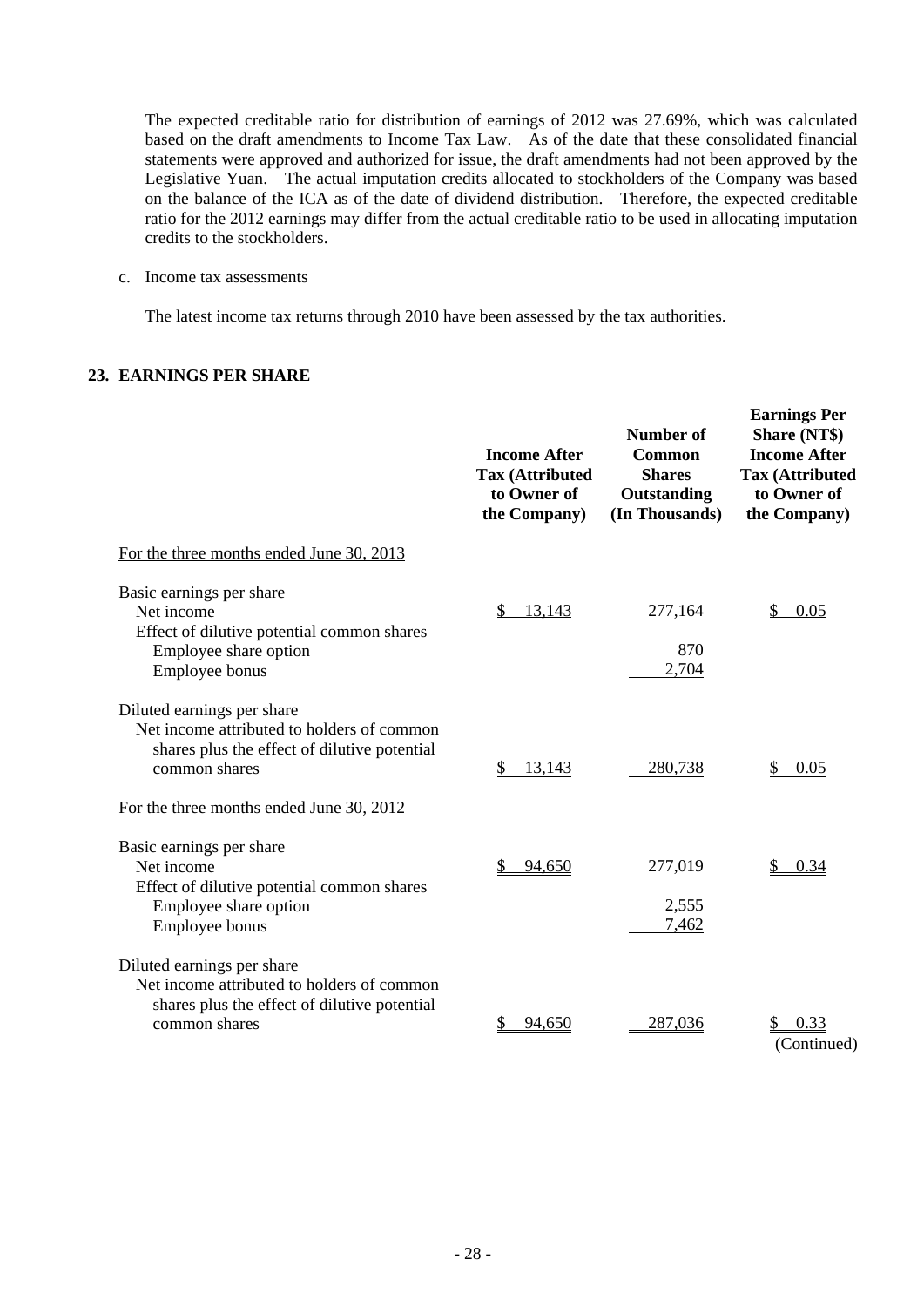The expected creditable ratio for distribution of earnings of 2012 was 27.69%, which was calculated based on the draft amendments to Income Tax Law. As of the date that these consolidated financial statements were approved and authorized for issue, the draft amendments had not been approved by the Legislative Yuan. The actual imputation credits allocated to stockholders of the Company was based on the balance of the ICA as of the date of dividend distribution. Therefore, the expected creditable ratio for the 2012 earnings may differ from the actual creditable ratio to be used in allocating imputation credits to the stockholders.

c. Income tax assessments

The latest income tax returns through 2010 have been assessed by the tax authorities.

## 23. EARNINGS PER SHARE

| | Income After Tax (Attributed to Owner of the Company) | Number of Common Shares Outstanding (In Thousands) | Earnings Per Share (NT$) Income After Tax (Attributed to Owner of the Company) |
|---|---|---|---|
| For the three months ended June 30, 2013 | | | |
| Basic earnings per share | | | |
| Net income | $ 13,143 | 277,164 | $ 0.05 |
| Effect of dilutive potential common shares | | | |
| Employee share option | | 870 | |
| Employee bonus | | 2,704 | |
| Diluted earnings per share | | | |
| Net income attributed to holders of common shares plus the effect of dilutive potential common shares | $ 13,143 | 280,738 | $ 0.05 |
| For the three months ended June 30, 2012 | | | |
| Basic earnings per share | | | |
| Net income | $ 94,650 | 277,019 | $ 0.34 |
| Effect of dilutive potential common shares | | | |
| Employee share option | | 2,555 | |
| Employee bonus | | 7,462 | |
| Diluted earnings per share | | | |
| Net income attributed to holders of common shares plus the effect of dilutive potential common shares | $ 94,650 | 287,036 | $ 0.33 |

(Continued)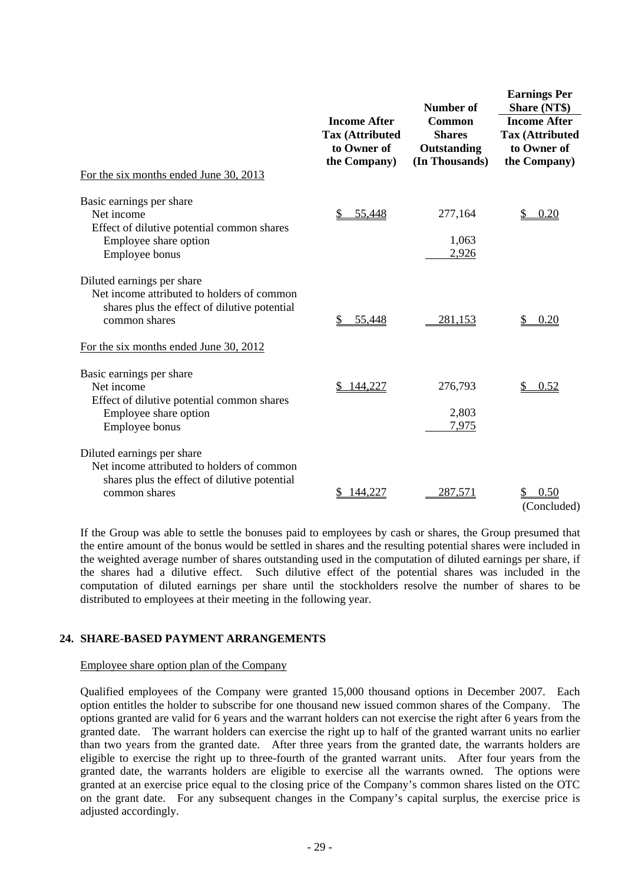| | Income After Tax (Attributed to Owner of the Company) | Number of Common Shares Outstanding (In Thousands) | Earnings Per Share (NT$) Income After Tax (Attributed to Owner of the Company) |
|---|---|---|---|
| For the six months ended June 30, 2013 | | | |
| Basic earnings per share | | | |
| Net income | $ 55,448 | 277,164 | $ 0.20 |
| Effect of dilutive potential common shares | | | |
| Employee share option | | 1,063 | |
| Employee bonus | | 2,926 | |
| Diluted earnings per share | | | |
| Net income attributed to holders of common shares plus the effect of dilutive potential common shares | $ 55,448 | 281,153 | $ 0.20 |
| For the six months ended June 30, 2012 | | | |
| Basic earnings per share | | | |
| Net income | $ 144,227 | 276,793 | $ 0.52 |
| Effect of dilutive potential common shares | | | |
| Employee share option | | 2,803 | |
| Employee bonus | | 7,975 | |
| Diluted earnings per share | | | |
| Net income attributed to holders of common shares plus the effect of dilutive potential common shares | $ 144,227 | 287,571 | $ 0.50 |

(Concluded)

If the Group was able to settle the bonuses paid to employees by cash or shares, the Group presumed that the entire amount of the bonus would be settled in shares and the resulting potential shares were included in the weighted average number of shares outstanding used in the computation of diluted earnings per share, if the shares had a dilutive effect. Such dilutive effect of the potential shares was included in the computation of diluted earnings per share until the stockholders resolve the number of shares to be distributed to employees at their meeting in the following year.

## 24. SHARE-BASED PAYMENT ARRANGEMENTS

Employee share option plan of the Company

Qualified employees of the Company were granted 15,000 thousand options in December 2007. Each option entitles the holder to subscribe for one thousand new issued common shares of the Company. The options granted are valid for 6 years and the warrant holders can not exercise the right after 6 years from the granted date. The warrant holders can exercise the right up to half of the granted warrant units no earlier than two years from the granted date. After three years from the granted date, the warrants holders are eligible to exercise the right up to three-fourth of the granted warrant units. After four years from the granted date, the warrants holders are eligible to exercise all the warrants owned. The options were granted at an exercise price equal to the closing price of the Company's common shares listed on the OTC on the grant date. For any subsequent changes in the Company's capital surplus, the exercise price is adjusted accordingly.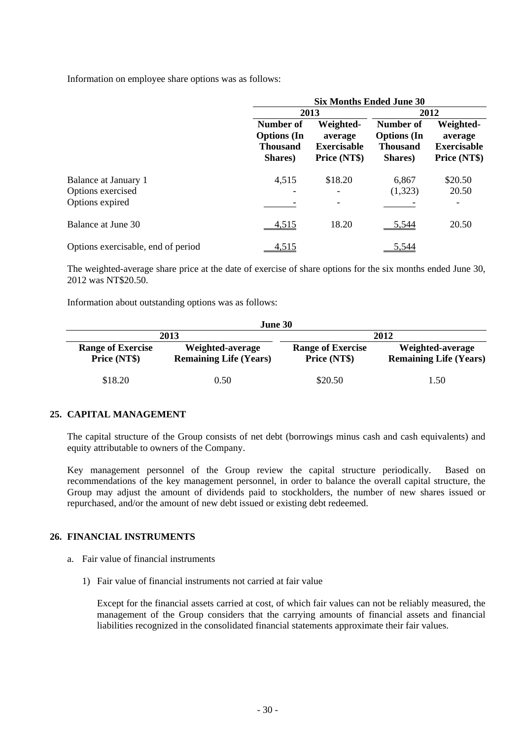Information on employee share options was as follows:

| | Six Months Ended June 30 | | | |
|---|---|---|---|---|
| | 2013 | | 2012 | |
| | Number of Options (In Thousand Shares) | Weighted-average Exercisable Price (NT$) | Number of Options (In Thousand Shares) | Weighted-average Exercisable Price (NT$) |
| Balance at January 1 | 4,515 | $18.20 | 6,867 | $20.50 |
| Options exercised | - | - | (1,323) | 20.50 |
| Options expired | - | - | - | - |
| Balance at June 30 | 4,515 | 18.20 | 5,544 | 20.50 |
| Options exercisable, end of period | 4,515 | | 5,544 | |

The weighted-average share price at the date of exercise of share options for the six months ended June 30, 2012 was NT$20.50.

Information about outstanding options was as follows:

| June 30 | | | |
|---|---|---|---|
| 2013 | | 2012 | |
| Range of Exercise Price (NT$) | Weighted-average Remaining Life (Years) | Range of Exercise Price (NT$) | Weighted-average Remaining Life (Years) |
| $18.20 | 0.50 | $20.50 | 1.50 |

## 25. CAPITAL MANAGEMENT

The capital structure of the Group consists of net debt (borrowings minus cash and cash equivalents) and equity attributable to owners of the Company.

Key management personnel of the Group review the capital structure periodically. Based on recommendations of the key management personnel, in order to balance the overall capital structure, the Group may adjust the amount of dividends paid to stockholders, the number of new shares issued or repurchased, and/or the amount of new debt issued or existing debt redeemed.

## 26. FINANCIAL INSTRUMENTS

a. Fair value of financial instruments

1) Fair value of financial instruments not carried at fair value

Except for the financial assets carried at cost, of which fair values can not be reliably measured, the management of the Group considers that the carrying amounts of financial assets and financial liabilities recognized in the consolidated financial statements approximate their fair values.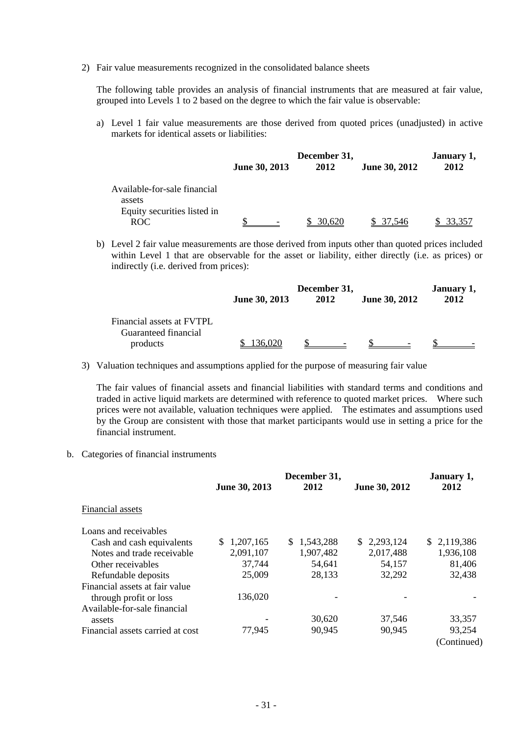2) Fair value measurements recognized in the consolidated balance sheets

The following table provides an analysis of financial instruments that are measured at fair value, grouped into Levels 1 to 2 based on the degree to which the fair value is observable:

a) Level 1 fair value measurements are those derived from quoted prices (unadjusted) in active markets for identical assets or liabilities:

| | June 30, 2013 | December 31, 2012 | June 30, 2012 | January 1, 2012 |
|---|---|---|---|---|
| Available-for-sale financial assets | | | | |
| Equity securities listed in ROC | $ - | $ 30,620 | $ 37,546 | $ 33,357 |

b) Level 2 fair value measurements are those derived from inputs other than quoted prices included within Level 1 that are observable for the asset or liability, either directly (i.e. as prices) or indirectly (i.e. derived from prices):

| | June 30, 2013 | December 31, 2012 | June 30, 2012 | January 1, 2012 |
|---|---|---|---|---|
| Financial assets at FVTPL | | | | |
| Guaranteed financial products | $ 136,020 | $ - | $ - | $ - |

3) Valuation techniques and assumptions applied for the purpose of measuring fair value

The fair values of financial assets and financial liabilities with standard terms and conditions and traded in active liquid markets are determined with reference to quoted market prices. Where such prices were not available, valuation techniques were applied. The estimates and assumptions used by the Group are consistent with those that market participants would use in setting a price for the financial instrument.

b. Categories of financial instruments

| | June 30, 2013 | December 31, 2012 | June 30, 2012 | January 1, 2012 |
|---|---|---|---|---|
| Financial assets | | | | |
| Loans and receivables | | | | |
| Cash and cash equivalents | $ 1,207,165 | $ 1,543,288 | $ 2,293,124 | $ 2,119,386 |
| Notes and trade receivable | 2,091,107 | 1,907,482 | 2,017,488 | 1,936,108 |
| Other receivables | 37,744 | 54,641 | 54,157 | 81,406 |
| Refundable deposits | 25,009 | 28,133 | 32,292 | 32,438 |
| Financial assets at fair value through profit or loss | 136,020 | - | - | - |
| Available-for-sale financial assets | - | 30,620 | 37,546 | 33,357 |
| Financial assets carried at cost | 77,945 | 90,945 | 90,945 | 93,254 |

(Continued)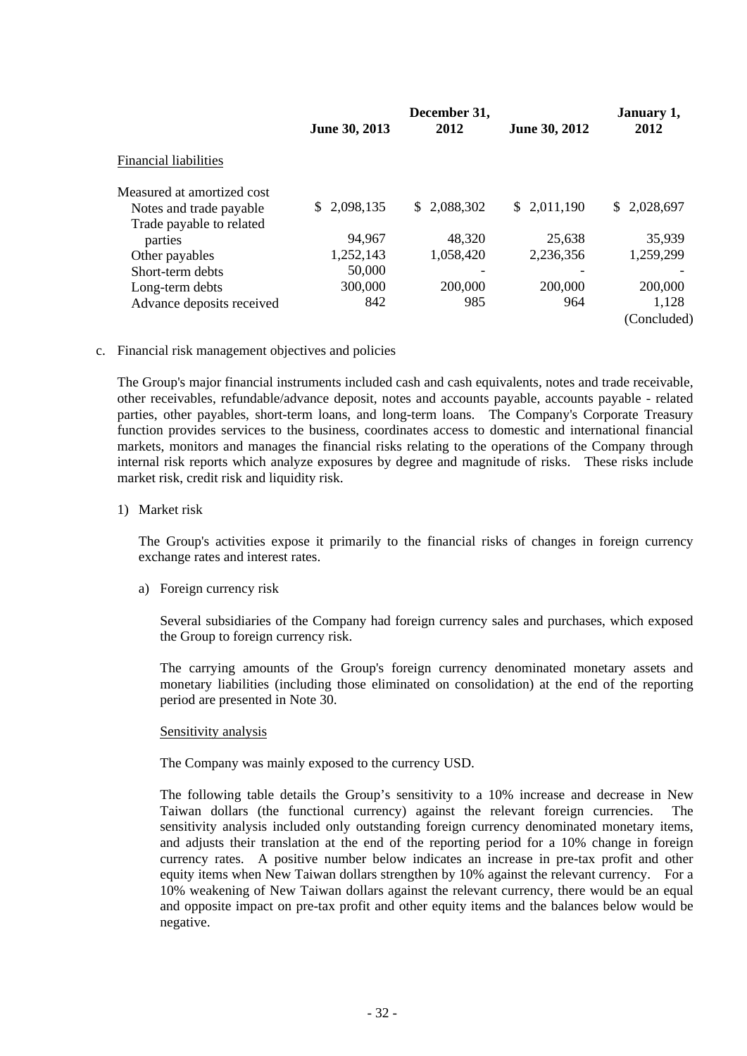| | June 30, 2013 | December 31, 2012 | June 30, 2012 | January 1, 2012 |
|---|---|---|---|---|
| Financial liabilities | | | | |
| Measured at amortized cost | | | | |
| Notes and trade payable | $ 2,098,135 | $ 2,088,302 | $ 2,011,190 | $ 2,028,697 |
| Trade payable to related parties | 94,967 | 48,320 | 25,638 | 35,939 |
| Other payables | 1,252,143 | 1,058,420 | 2,236,356 | 1,259,299 |
| Short-term debts | 50,000 | - | - | - |
| Long-term debts | 300,000 | 200,000 | 200,000 | 200,000 |
| Advance deposits received | 842 | 985 | 964 | 1,128 |

(Concluded)

c. Financial risk management objectives and policies

The Group's major financial instruments included cash and cash equivalents, notes and trade receivable, other receivables, refundable/advance deposit, notes and accounts payable, accounts payable - related parties, other payables, short-term loans, and long-term loans. The Company's Corporate Treasury function provides services to the business, coordinates access to domestic and international financial markets, monitors and manages the financial risks relating to the operations of the Company through internal risk reports which analyze exposures by degree and magnitude of risks. These risks include market risk, credit risk and liquidity risk.

1) Market risk

The Group's activities expose it primarily to the financial risks of changes in foreign currency exchange rates and interest rates.

a) Foreign currency risk

Several subsidiaries of the Company had foreign currency sales and purchases, which exposed the Group to foreign currency risk.

The carrying amounts of the Group's foreign currency denominated monetary assets and monetary liabilities (including those eliminated on consolidation) at the end of the reporting period are presented in Note 30.

Sensitivity analysis

The Company was mainly exposed to the currency USD.

The following table details the Group's sensitivity to a 10% increase and decrease in New Taiwan dollars (the functional currency) against the relevant foreign currencies. The sensitivity analysis included only outstanding foreign currency denominated monetary items, and adjusts their translation at the end of the reporting period for a 10% change in foreign currency rates. A positive number below indicates an increase in pre-tax profit and other equity items when New Taiwan dollars strengthen by 10% against the relevant currency. For a 10% weakening of New Taiwan dollars against the relevant currency, there would be an equal and opposite impact on pre-tax profit and other equity items and the balances below would be negative.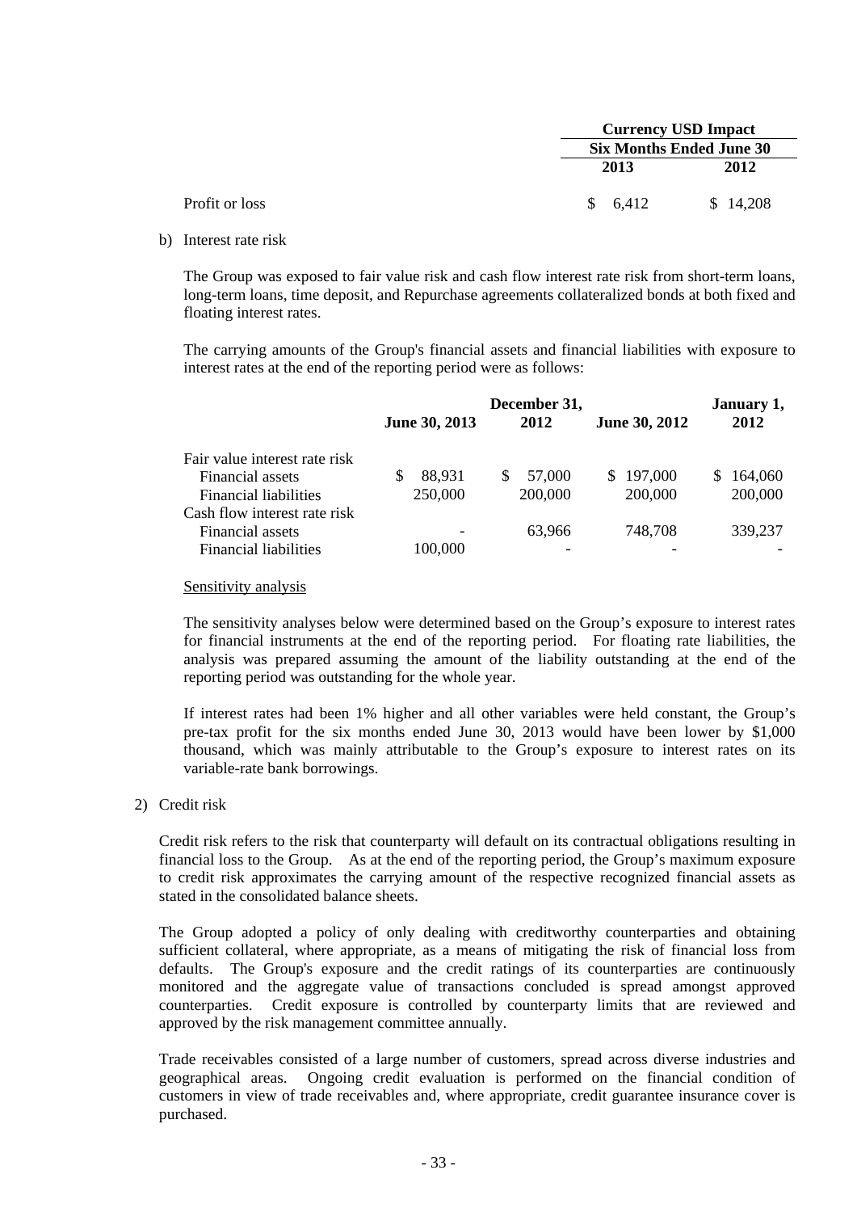| | Currency USD Impact | |
|---|---|---|
| | Six Months Ended June 30 | |
| | 2013 | 2012 |
| Profit or loss | $ 6,412 | $ 14,208 |

b) Interest rate risk

The Group was exposed to fair value risk and cash flow interest rate risk from short-term loans, long-term loans, time deposit, and Repurchase agreements collateralized bonds at both fixed and floating interest rates.

The carrying amounts of the Group's financial assets and financial liabilities with exposure to interest rates at the end of the reporting period were as follows:

| | June 30, 2013 | December 31, 2012 | June 30, 2012 | January 1, 2012 |
|---|---|---|---|---|
| Fair value interest rate risk | | | | |
| Financial assets | $ 88,931 | $ 57,000 | $ 197,000 | $ 164,060 |
| Financial liabilities | 250,000 | 200,000 | 200,000 | 200,000 |
| Cash flow interest rate risk | | | | |
| Financial assets | - | 63,966 | 748,708 | 339,237 |
| Financial liabilities | 100,000 | - | - | - |

Sensitivity analysis

The sensitivity analyses below were determined based on the Group's exposure to interest rates for financial instruments at the end of the reporting period. For floating rate liabilities, the analysis was prepared assuming the amount of the liability outstanding at the end of the reporting period was outstanding for the whole year.

If interest rates had been 1% higher and all other variables were held constant, the Group's pre-tax profit for the six months ended June 30, 2013 would have been lower by $1,000 thousand, which was mainly attributable to the Group's exposure to interest rates on its variable-rate bank borrowings.

2) Credit risk

Credit risk refers to the risk that counterparty will default on its contractual obligations resulting in financial loss to the Group. As at the end of the reporting period, the Group's maximum exposure to credit risk approximates the carrying amount of the respective recognized financial assets as stated in the consolidated balance sheets.

The Group adopted a policy of only dealing with creditworthy counterparties and obtaining sufficient collateral, where appropriate, as a means of mitigating the risk of financial loss from defaults. The Group's exposure and the credit ratings of its counterparties are continuously monitored and the aggregate value of transactions concluded is spread amongst approved counterparties. Credit exposure is controlled by counterparty limits that are reviewed and approved by the risk management committee annually.

Trade receivables consisted of a large number of customers, spread across diverse industries and geographical areas. Ongoing credit evaluation is performed on the financial condition of customers in view of trade receivables and, where appropriate, credit guarantee insurance cover is purchased.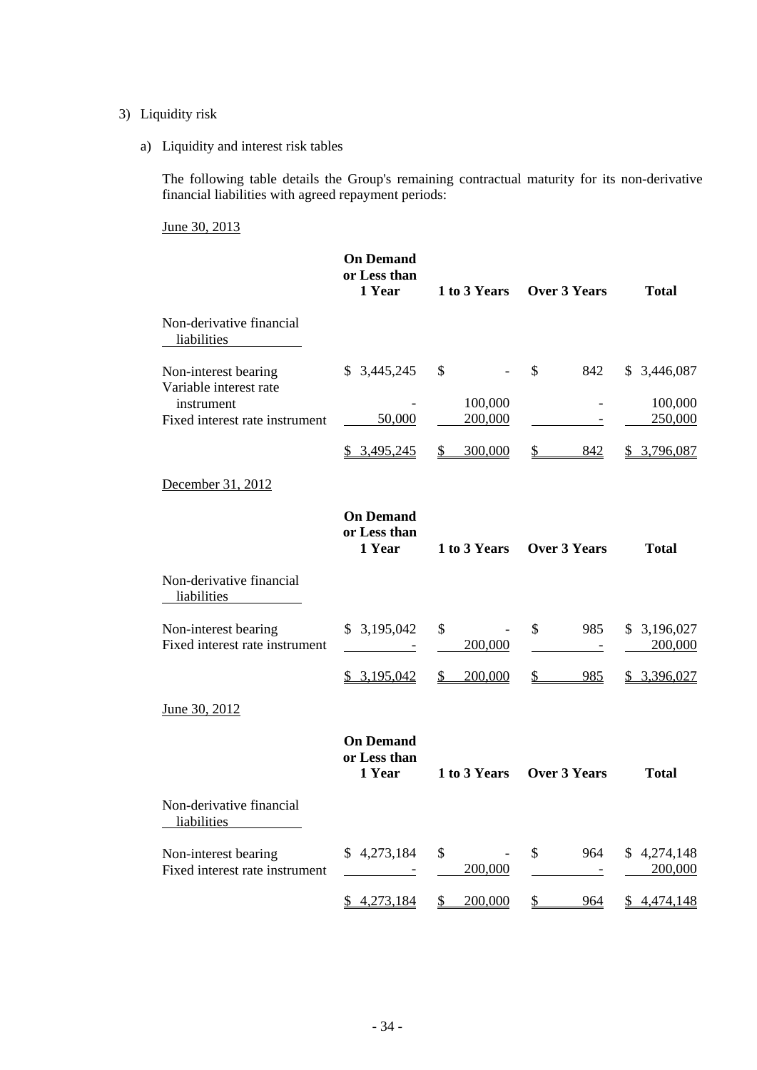3) Liquidity risk

a) Liquidity and interest risk tables

The following table details the Group's remaining contractual maturity for its non-derivative financial liabilities with agreed repayment periods:

June 30, 2013

| | On Demand or Less than 1 Year | 1 to 3 Years | Over 3 Years | Total |
|---|---|---|---|---|
| Non-derivative financial liabilities | | | | |
| Non-interest bearing | $ 3,445,245 | $ - | $ 842 | $ 3,446,087 |
| Variable interest rate instrument | - | 100,000 | - | 100,000 |
| Fixed interest rate instrument | 50,000 | 200,000 | - | 250,000 |
| | $ 3,495,245 | $ 300,000 | $ 842 | $ 3,796,087 |

December 31, 2012

| | On Demand or Less than 1 Year | 1 to 3 Years | Over 3 Years | Total |
|---|---|---|---|---|
| Non-derivative financial liabilities | | | | |
| Non-interest bearing | $ 3,195,042 | $ - | $ 985 | $ 3,196,027 |
| Fixed interest rate instrument | - | 200,000 | - | 200,000 |
| | $ 3,195,042 | $ 200,000 | $ 985 | $ 3,396,027 |

June 30, 2012

| | On Demand or Less than 1 Year | 1 to 3 Years | Over 3 Years | Total |
|---|---|---|---|---|
| Non-derivative financial liabilities | | | | |
| Non-interest bearing | $ 4,273,184 | $ - | $ 964 | $ 4,274,148 |
| Fixed interest rate instrument | - | 200,000 | - | 200,000 |
| | $ 4,273,184 | $ 200,000 | $ 964 | $ 4,474,148 |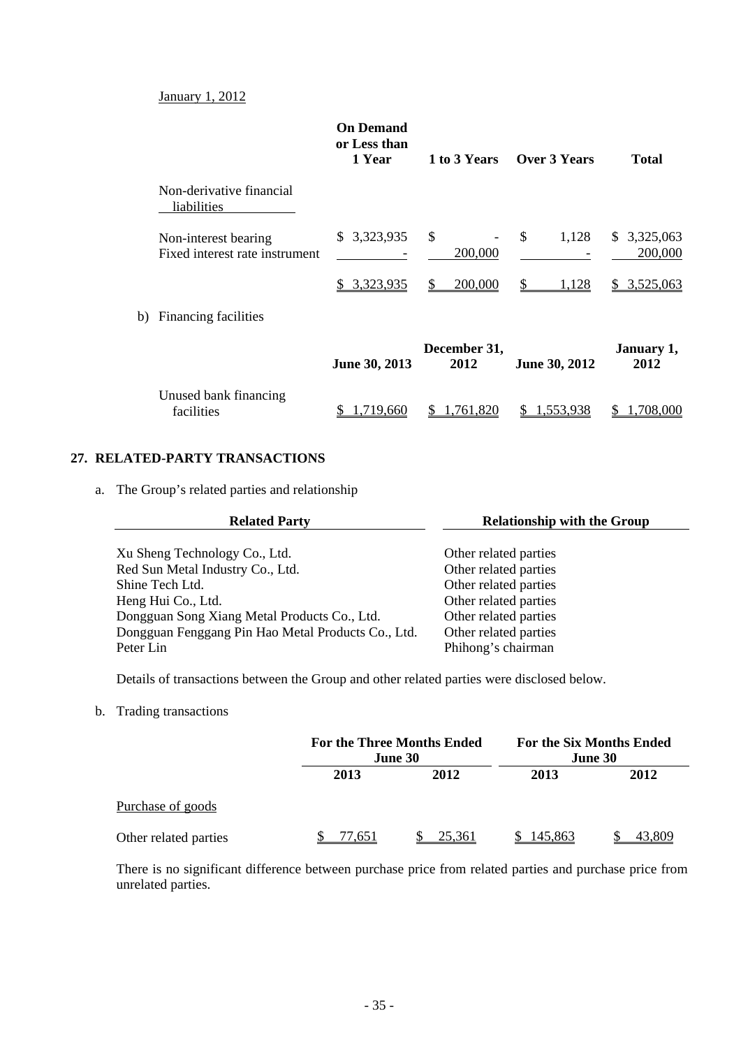January 1, 2012

| | On Demand or Less than 1 Year | 1 to 3 Years | Over 3 Years | Total |
|---|---|---|---|---|
| Non-derivative financial liabilities | | | | |
| Non-interest bearing | $ 3,323,935 | $ - | $ 1,128 | $ 3,325,063 |
| Fixed interest rate instrument | - | 200,000 | - | 200,000 |
| | $ 3,323,935 | $ 200,000 | $ 1,128 | $ 3,525,063 |

b) Financing facilities

| | June 30, 2013 | December 31, 2012 | June 30, 2012 | January 1, 2012 |
|---|---|---|---|---|
| Unused bank financing facilities | $ 1,719,660 | $ 1,761,820 | $ 1,553,938 | $ 1,708,000 |

## 27. RELATED-PARTY TRANSACTIONS

a. The Group's related parties and relationship

| Related Party | Relationship with the Group |
|---|---|
| Xu Sheng Technology Co., Ltd. | Other related parties |
| Red Sun Metal Industry Co., Ltd. | Other related parties |
| Shine Tech Ltd. | Other related parties |
| Heng Hui Co., Ltd. | Other related parties |
| Dongguan Song Xiang Metal Products Co., Ltd. | Other related parties |
| Dongguan Fenggang Pin Hao Metal Products Co., Ltd. | Other related parties |
| Peter Lin | Phihong's chairman |

Details of transactions between the Group and other related parties were disclosed below.

b. Trading transactions

| | For the Three Months Ended June 30 | | For the Six Months Ended June 30 | |
|---|---|---|---|---|
| | 2013 | 2012 | 2013 | 2012 |
| Purchase of goods | | | | |
| Other related parties | $ 77,651 | $ 25,361 | $ 145,863 | $ 43,809 |

There is no significant difference between purchase price from related parties and purchase price from unrelated parties.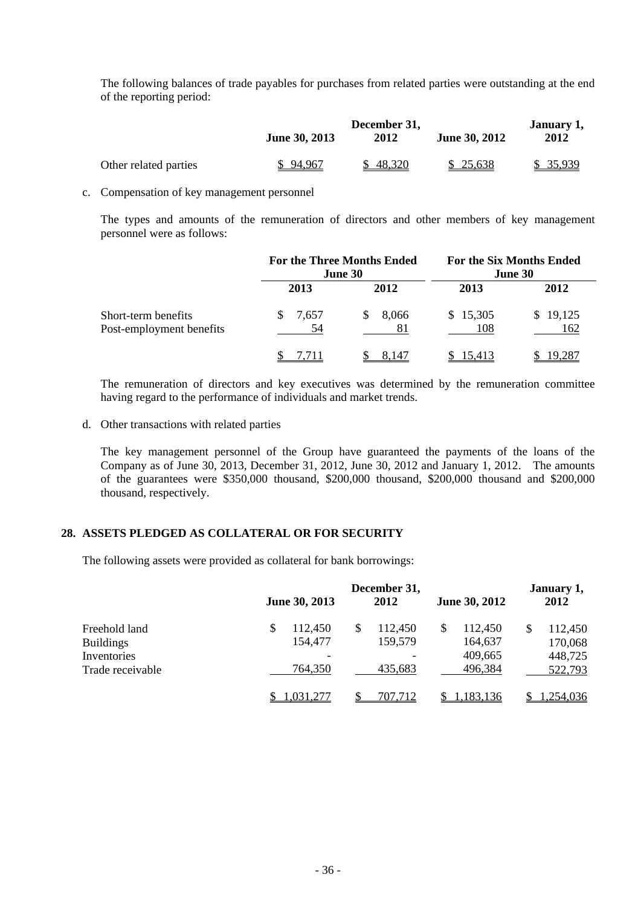The following balances of trade payables for purchases from related parties were outstanding at the end of the reporting period:

| | June 30, 2013 | December 31, 2012 | June 30, 2012 | January 1, 2012 |
|---|---|---|---|---|
| Other related parties | $ 94,967 | $ 48,320 | $ 25,638 | $ 35,939 |

c. Compensation of key management personnel

The types and amounts of the remuneration of directors and other members of key management personnel were as follows:

| | For the Three Months Ended June 30 | | For the Six Months Ended June 30 | |
|---|---|---|---|---|
| | 2013 | 2012 | 2013 | 2012 |
| Short-term benefits | $ 7,657 | $ 8,066 | $ 15,305 | $ 19,125 |
| Post-employment benefits | 54 | 81 | 108 | 162 |
| | $ 7,711 | $ 8,147 | $ 15,413 | $ 19,287 |

The remuneration of directors and key executives was determined by the remuneration committee having regard to the performance of individuals and market trends.

d. Other transactions with related parties

The key management personnel of the Group have guaranteed the payments of the loans of the Company as of June 30, 2013, December 31, 2012, June 30, 2012 and January 1, 2012. The amounts of the guarantees were $350,000 thousand, $200,000 thousand, $200,000 thousand and $200,000 thousand, respectively.

## 28. ASSETS PLEDGED AS COLLATERAL OR FOR SECURITY

The following assets were provided as collateral for bank borrowings:

| | June 30, 2013 | December 31, 2012 | June 30, 2012 | January 1, 2012 |
|---|---|---|---|---|
| Freehold land | $ 112,450 | $ 112,450 | $ 112,450 | $ 112,450 |
| Buildings | 154,477 | 159,579 | 164,637 | 170,068 |
| Inventories | - | - | 409,665 | 448,725 |
| Trade receivable | 764,350 | 435,683 | 496,384 | 522,793 |
| | $ 1,031,277 | $ 707,712 | $ 1,183,136 | $ 1,254,036 |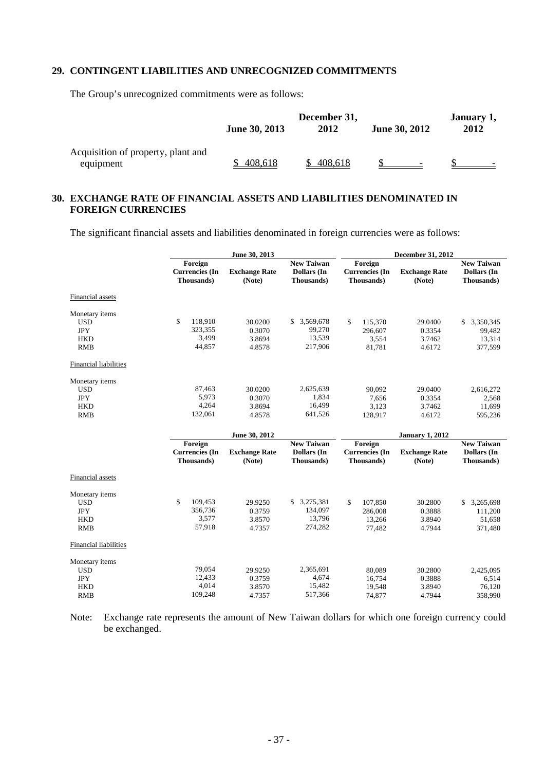## 29. CONTINGENT LIABILITIES AND UNRECOGNIZED COMMITMENTS

The Group's unrecognized commitments were as follows:

| | June 30, 2013 | December 31, 2012 | June 30, 2012 | January 1, 2012 |
|---|---|---|---|---|
| Acquisition of property, plant and equipment | $ 408,618 | $ 408,618 | $ - | $ - |

## 30. EXCHANGE RATE OF FINANCIAL ASSETS AND LIABILITIES DENOMINATED IN FOREIGN CURRENCIES

The significant financial assets and liabilities denominated in foreign currencies were as follows:

| | June 30, 2013 | | | December 31, 2012 | | |
|---|---|---|---|---|---|---|
| | Foreign Currencies (In Thousands) | Exchange Rate (Note) | New Taiwan Dollars (In Thousands) | Foreign Currencies (In Thousands) | Exchange Rate (Note) | New Taiwan Dollars (In Thousands) |
| Financial assets | | | | | | |
| Monetary items | | | | | | |
| USD | $ 118,910 | 30.0200 | $ 3,569,678 | $ 115,370 | 29.0400 | $ 3,350,345 |
| JPY | 323,355 | 0.3070 | 99,270 | 296,607 | 0.3354 | 99,482 |
| HKD | 3,499 | 3.8694 | 13,539 | 3,554 | 3.7462 | 13,314 |
| RMB | 44,857 | 4.8578 | 217,906 | 81,781 | 4.6172 | 377,599 |
| Financial liabilities | | | | | | |
| Monetary items | | | | | | |
| USD | 87,463 | 30.0200 | 2,625,639 | 90,092 | 29.0400 | 2,616,272 |
| JPY | 5,973 | 0.3070 | 1,834 | 7,656 | 0.3354 | 2,568 |
| HKD | 4,264 | 3.8694 | 16,499 | 3,123 | 3.7462 | 11,699 |
| RMB | 132,061 | 4.8578 | 641,526 | 128,917 | 4.6172 | 595,236 |

| | June 30, 2012 | | | January 1, 2012 | | |
|---|---|---|---|---|---|---|
| | Foreign Currencies (In Thousands) | Exchange Rate (Note) | New Taiwan Dollars (In Thousands) | Foreign Currencies (In Thousands) | Exchange Rate (Note) | New Taiwan Dollars (In Thousands) |
| Financial assets | | | | | | |
| Monetary items | | | | | | |
| USD | $ 109,453 | 29.9250 | $ 3,275,381 | $ 107,850 | 30.2800 | $ 3,265,698 |
| JPY | 356,736 | 0.3759 | 134,097 | 286,008 | 0.3888 | 111,200 |
| HKD | 3,577 | 3.8570 | 13,796 | 13,266 | 3.8940 | 51,658 |
| RMB | 57,918 | 4.7357 | 274,282 | 77,482 | 4.7944 | 371,480 |
| Financial liabilities | | | | | | |
| Monetary items | | | | | | |
| USD | 79,054 | 29.9250 | 2,365,691 | 80,089 | 30.2800 | 2,425,095 |
| JPY | 12,433 | 0.3759 | 4,674 | 16,754 | 0.3888 | 6,514 |
| HKD | 4,014 | 3.8570 | 15,482 | 19,548 | 3.8940 | 76,120 |
| RMB | 109,248 | 4.7357 | 517,366 | 74,877 | 4.7944 | 358,990 |

Note: Exchange rate represents the amount of New Taiwan dollars for which one foreign currency could be exchanged.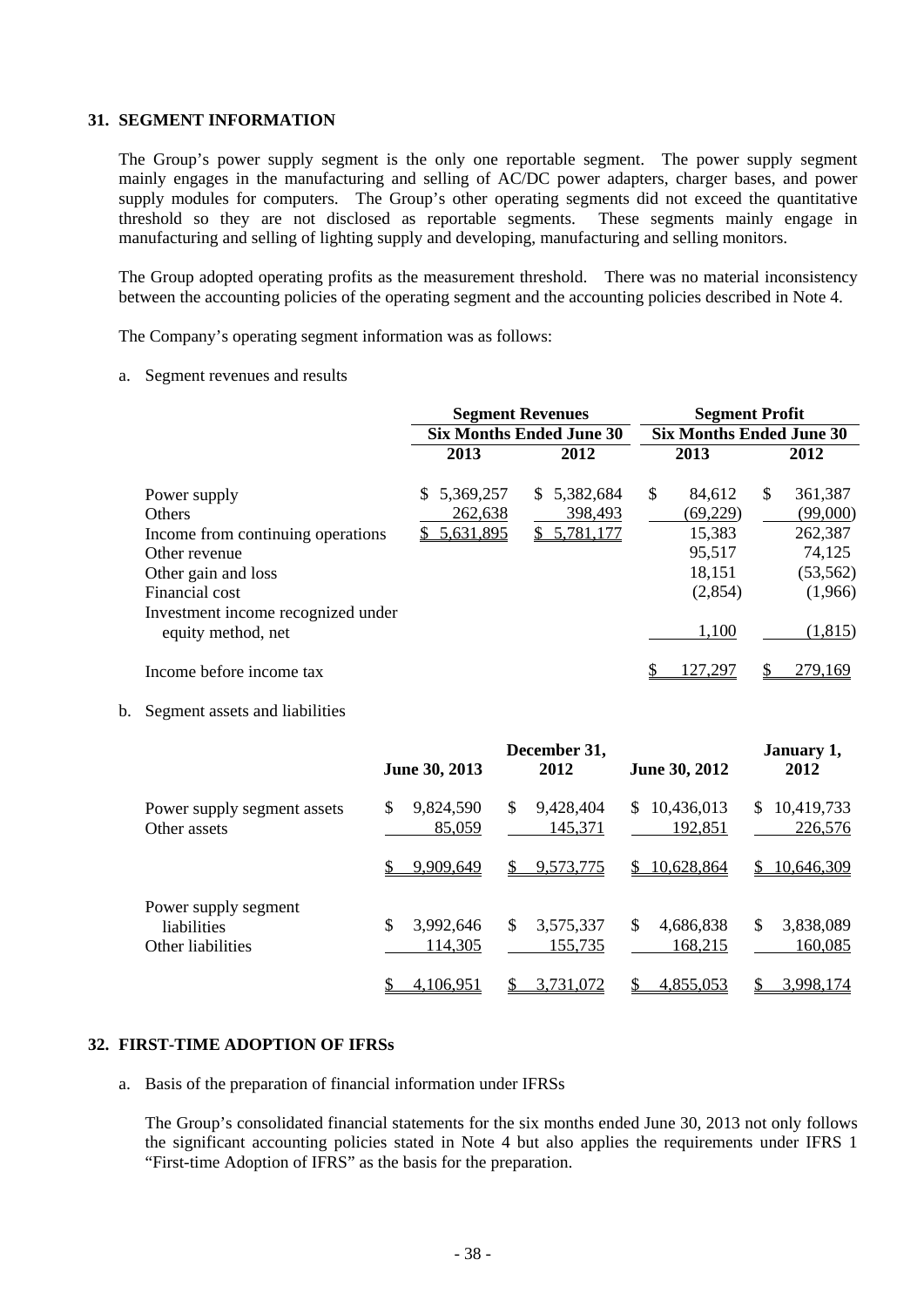## 31. SEGMENT INFORMATION

The Group's power supply segment is the only one reportable segment. The power supply segment mainly engages in the manufacturing and selling of AC/DC power adapters, charger bases, and power supply modules for computers. The Group's other operating segments did not exceed the quantitative threshold so they are not disclosed as reportable segments. These segments mainly engage in manufacturing and selling of lighting supply and developing, manufacturing and selling monitors.

The Group adopted operating profits as the measurement threshold. There was no material inconsistency between the accounting policies of the operating segment and the accounting policies described in Note 4.

The Company's operating segment information was as follows:

a. Segment revenues and results

| | Segment Revenues | | Segment Profit | |
|---|---|---|---|---|
| | Six Months Ended June 30 | | Six Months Ended June 30 | |
| | 2013 | 2012 | 2013 | 2012 |
| Power supply | $ 5,369,257 | $ 5,382,684 | $ 84,612 | $ 361,387 |
| Others | 262,638 | 398,493 | (69,229) | (99,000) |
| Income from continuing operations | $ 5,631,895 | $ 5,781,177 | 15,383 | 262,387 |
| Other revenue | | | 95,517 | 74,125 |
| Other gain and loss | | | 18,151 | (53,562) |
| Financial cost | | | (2,854) | (1,966) |
| Investment income recognized under equity method, net | | | 1,100 | (1,815) |
| Income before income tax | | | $ 127,297 | $ 279,169 |

b. Segment assets and liabilities

| | June 30, 2013 | December 31, 2012 | June 30, 2012 | January 1, 2012 |
|---|---|---|---|---|
| Power supply segment assets | $ 9,824,590 | $ 9,428,404 | $ 10,436,013 | $ 10,419,733 |
| Other assets | 85,059 | 145,371 | 192,851 | 226,576 |
| | $ 9,909,649 | $ 9,573,775 | $ 10,628,864 | $ 10,646,309 |
| Power supply segment liabilities | $ 3,992,646 | $ 3,575,337 | $ 4,686,838 | $ 3,838,089 |
| Other liabilities | 114,305 | 155,735 | 168,215 | 160,085 |
| | $ 4,106,951 | $ 3,731,072 | $ 4,855,053 | $ 3,998,174 |

## 32. FIRST-TIME ADOPTION OF IFRSs

a. Basis of the preparation of financial information under IFRSs

The Group's consolidated financial statements for the six months ended June 30, 2013 not only follows the significant accounting policies stated in Note 4 but also applies the requirements under IFRS 1 "First-time Adoption of IFRS" as the basis for the preparation.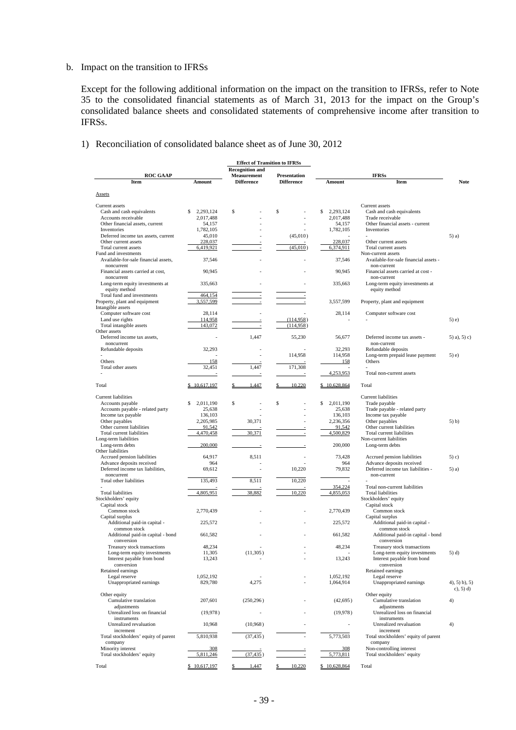b. Impact on the transition to IFRSs

Except for the following additional information on the impact on the transition to IFRSs, refer to Note 35 to the consolidated financial statements as of March 31, 2013 for the impact on the Group's consolidated balance sheets and consolidated statements of comprehensive income after transition to IFRSs.

1) Reconciliation of consolidated balance sheet as of June 30, 2012

| ROC GAAP | | Effect of Transition to IFRSs | | IFRSs | | |
|---|---|---|---|---|---|---|
| Item | Amount | Recognition and Measurement Difference | Presentation Difference | Amount | Item | Note |
| Assets | | | | | | |
| Current assets | | | | | Current assets | |
| Cash and cash equivalents | $ 2,293,124 | $ - | $ - | $ 2,293,124 | Cash and cash equivalents | |
| Accounts receivable | 2,017,488 | - | - | 2,017,488 | Trade receivable | |
| Other financial assets, current | 54,157 | - | - | 54,157 | Other financial assets - current | |
| Inventories | 1,782,105 | - | - | 1,782,105 | Inventories | |
| Deferred income tax assets, current | 45,010 | - | (45,010) | - | - | 5) a) |
| Other current assets | 228,037 | - | - | 228,037 | Other current assets | |
| Total current assets | 6,419,921 | - | (45,010) | 6,374,911 | Total current assets | |
| Fund and investments | | | | | Non-current assets | |
| Available-for-sale financial assets, noncurrent | 37,546 | - | - | 37,546 | Available-for-sale financial assets - non-current | |
| Financial assets carried at cost, noncurrent | 90,945 | - | - | 90,945 | Financial assets carried at cost - non-current | |
| Long-term equity investments at equity method | 335,663 | - | - | 335,663 | Long-term equity investments at equity method | |
| Total fund and investments | 464,154 | - | - | | | |
| Property, plant and equipment | 3,557,599 | - | - | 3,557,599 | Property, plant and equipment | |
| Intangible assets | | | | | | |
| Computer software cost | 28,114 | - | - | 28,114 | Computer software cost | |
| Land use rights | 114,958 | - | (114,958) | - | - | 5) e) |
| Total intangible assets | 143,072 | - | (114,958) | | | |
| Other assets | | | | | | |
| Deferred income tax assets, noncurrent | - | 1,447 | 55,230 | 56,677 | Deferred income tax assets - non-current | 5) a), 5) c) |
| Refundable deposits | 32,293 | - | - | 32,293 | Refundable deposits | |
| - | - | - | 114,958 | 114,958 | Long-term prepaid lease payment | 5) e) |
| Others | 158 | - | - | 158 | Others | |
| Total other assets | 32,451 | 1,447 | 171,308 | - | - | |
| - | - | - | - | 4,253,953 | Total non-current assets | |
| Total | $ 10,617,197 | $ 1,447 | $ 10,220 | $ 10,628,864 | Total | |
| Current liabilities | | | | | Current liabilities | |
| Accounts payable | $ 2,011,190 | $ - | $ - | $ 2,011,190 | Trade payable | |
| Accounts payable - related party | 25,638 | - | - | 25,638 | Trade payable - related party | |
| Income tax payable | 136,103 | - | - | 136,103 | Income tax payable | |
| Other payables | 2,205,985 | 30,371 | - | 2,236,356 | Other payables | 5) b) |
| Other current liabilities | 91,542 | - | - | 91,542 | Other current liabilities | |
| Total current liabilities | 4,470,458 | 30,371 | - | 4,500,829 | Total current liabilities | |
| Long-term liabilities | | | | | Non-current liabilities | |
| Long-term debts | 200,000 | - | - | 200,000 | Long-term debts | |
| Other liabilities | | | | | | |
| Accrued pension liabilities | 64,917 | 8,511 | - | 73,428 | Accrued pension liabilities | 5) c) |
| Advance deposits received | 964 | - | - | 964 | Advance deposits received | |
| Deferred income tax liabilities, noncurrent | 69,612 | - | 10,220 | 79,832 | Deferred income tax liabilities - non-current | 5) a) |
| Total other liabilities | 135,493 | 8,511 | 10,220 | - | - | |
| - | - | - | - | 354,224 | Total non-current liabilities | |
| Total liabilities | 4,805,951 | 38,882 | 10,220 | 4,855,053 | Total liabilities | |
| Stockholders' equity | | | | | Stockholders' equity | |
| Capital stock | | | | | Capital stock | |
| Common stock | 2,770,439 | - | - | 2,770,439 | Common stock | |
| Capital surplus | | | | | Capital surplus | |
| Additional paid-in capital - common stock | 225,572 | - | - | 225,572 | Additional paid-in capital - common stock | |
| Additional paid-in capital - bond conversion | 661,582 | - | - | 661,582 | Additional paid-in capital - bond conversion | |
| Treasury stock transactions | 48,234 | - | - | 48,234 | Treasury stock transactions | |
| Long-term equity investments | 11,305 | (11,305) | - | - | Long-term equity investments | 5) d) |
| Interest payable from bond conversion | 13,243 | - | - | 13,243 | Interest payable from bond conversion | |
| Retained earnings | | | | | Retained earnings | |
| Legal reserve | 1,052,192 | - | - | 1,052,192 | Legal reserve | |
| Unappropriated earnings | 829,780 | 4,275 | - | 1,064,914 | Unappropriated earnings | 4), 5) b), 5) c), 5) d) |
| Other equity | | | | | Other equity | |
| Cumulative translation adjustments | 207,601 | (250,296) | - | (42,695) | Cumulative translation adjustments | 4) |
| Unrealized loss on financial instruments | (19,978) | - | - | (19,978) | Unrealized loss on financial instruments | |
| Unrealized revaluation increment | 10,968 | (10,968) | - | - | Unrealized revaluation increment | 4) |
| Total stockholders' equity of parent company | 5,810,938 | (37,435) | - | 5,773,503 | Total stockholders' equity of parent company | |
| Minority interest | 308 | - | - | 308 | Non-controlling interest | |
| Total stockholders' equity | 5,811,246 | (37,435) | - | 5,773,811 | Total stockholders' equity | |
| Total | $ 10,617,197 | $ 1,447 | $ 10,220 | $ 10,628,864 | Total | |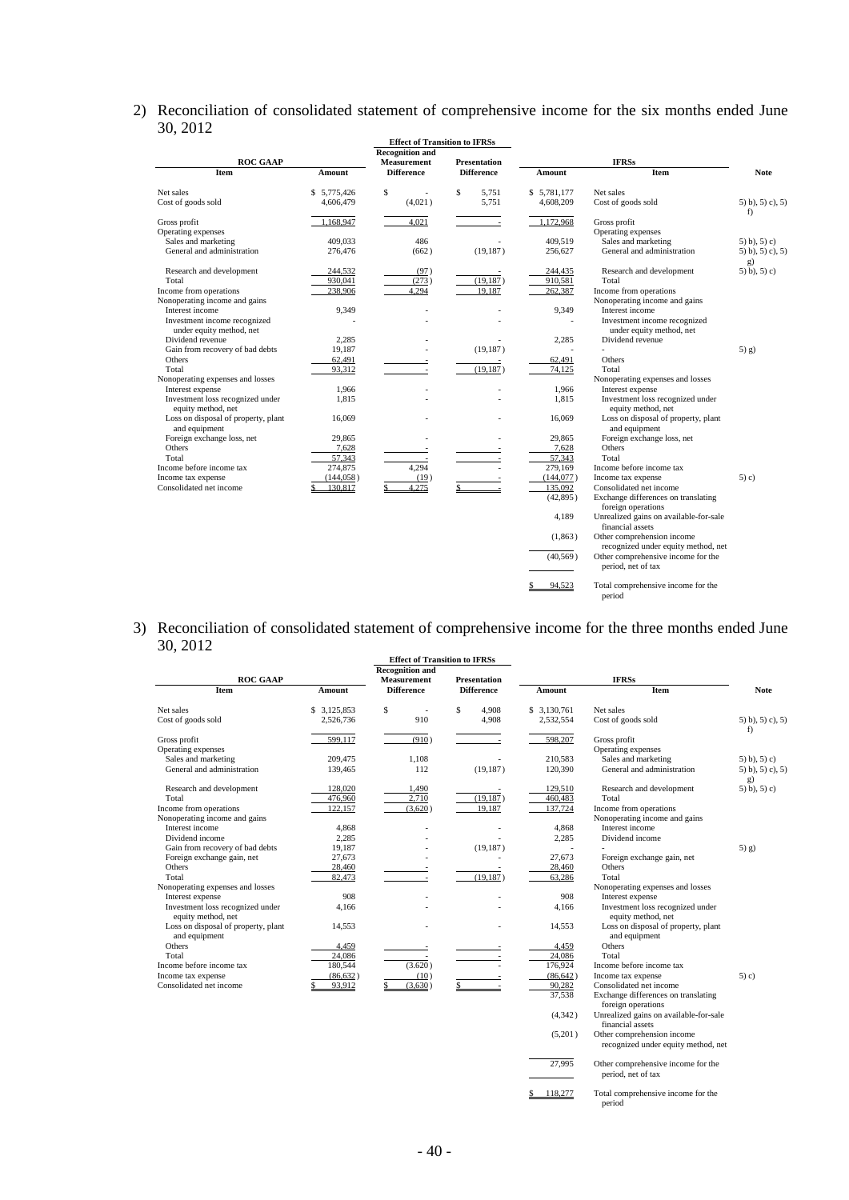2) Reconciliation of consolidated statement of comprehensive income for the six months ended June 30, 2012

| ROC GAAP | | Effect of Transition to IFRSs | | IFRSs | | |
|---|---|---|---|---|---|---|
| Item | Amount | Recognition and Measurement Difference | Presentation Difference | Amount | Item | Note |
| Net sales | $ 5,775,426 | $ - | $ 5,751 | $ 5,781,177 | Net sales | |
| Cost of goods sold | 4,606,479 | (4,021) | 5,751 | 4,608,209 | Cost of goods sold | 5) b), 5) c), 5) f) |
| Gross profit | 1,168,947 | 4,021 | - | 1,172,968 | Gross profit | |
| Operating expenses | | | | | Operating expenses | |
| Sales and marketing | 409,033 | 486 | - | 409,519 | Sales and marketing | 5) b), 5) c) |
| General and administration | 276,476 | (662) | (19,187) | 256,627 | General and administration | 5) b), 5) c), 5) g) |
| Research and development | 244,532 | (97) | - | 244,435 | Research and development | 5) b), 5) c) |
| Total | 930,041 | (273) | (19,187) | 910,581 | Total | |
| Income from operations | 238,906 | 4,294 | 19,187 | 262,387 | Income from operations | |
| Nonoperating income and gains | | | | | Nonoperating income and gains | |
| Interest income | 9,349 | - | - | 9,349 | Interest income | |
| Investment income recognized under equity method, net | - | - | - | - | Investment income recognized under equity method, net | |
| Dividend revenue | 2,285 | - | - | 2,285 | Dividend revenue | |
| Gain from recovery of bad debts | 19,187 | - | (19,187) | - | - | 5) g) |
| Others | 62,491 | - | - | 62,491 | Others | |
| Total | 93,312 | - | (19,187) | 74,125 | Total | |
| Nonoperating expenses and losses | | | | | Nonoperating expenses and losses | |
| Interest expense | 1,966 | - | - | 1,966 | Interest expense | |
| Investment loss recognized under equity method, net | 1,815 | - | - | 1,815 | Investment loss recognized under equity method, net | |
| Loss on disposal of property, plant and equipment | 16,069 | - | - | 16,069 | Loss on disposal of property, plant and equipment | |
| Foreign exchange loss, net | 29,865 | - | - | 29,865 | Foreign exchange loss, net | |
| Others | 7,628 | - | - | 7,628 | Others | |
| Total | 57,343 | - | - | 57,343 | Total | |
| Income before income tax | 274,875 | 4,294 | - | 279,169 | Income before income tax | |
| Income tax expense | (144,058) | (19) | - | (144,077) | Income tax expense | 5) c) |
| Consolidated net income | $ 130,817 | $ 4,275 | $ - | 135,092 | Consolidated net income | |
| | | | | (42,895) | Exchange differences on translating foreign operations | |
| | | | | 4,189 | Unrealized gains on available-for-sale financial assets | |
| | | | | (1,863) | Other comprehension income recognized under equity method, net | |
| | | | | (40,569) | Other comprehensive income for the period, net of tax | |
| | | | | $ 94,523 | Total comprehensive income for the period | |

3) Reconciliation of consolidated statement of comprehensive income for the three months ended June 30, 2012

| ROC GAAP | | Effect of Transition to IFRSs | | IFRSs | | |
|---|---|---|---|---|---|---|
| Item | Amount | Recognition and Measurement Difference | Presentation Difference | Amount | Item | Note |
| Net sales | $ 3,125,853 | $ - | $ 4,908 | $ 3,130,761 | Net sales | |
| Cost of goods sold | 2,526,736 | 910 | 4,908 | 2,532,554 | Cost of goods sold | 5) b), 5) c), 5) f) |
| Gross profit | 599,117 | (910) | - | 598,207 | Gross profit | |
| Operating expenses | | | | | Operating expenses | |
| Sales and marketing | 209,475 | 1,108 | - | 210,583 | Sales and marketing | 5) b), 5) c) |
| General and administration | 139,465 | 112 | (19,187) | 120,390 | General and administration | 5) b), 5) c), 5) g) |
| Research and development | 128,020 | 1,490 | - | 129,510 | Research and development | 5) b), 5) c) |
| Total | 476,960 | 2,710 | (19,187) | 460,483 | Total | |
| Income from operations | 122,157 | (3,620) | 19,187 | 137,724 | Income from operations | |
| Nonoperating income and gains | | | | | Nonoperating income and gains | |
| Interest income | 4,868 | - | - | 4,868 | Interest income | |
| Dividend income | 2,285 | - | - | 2,285 | Dividend income | |
| Gain from recovery of bad debts | 19,187 | - | (19,187) | - | - | 5) g) |
| Foreign exchange gain, net | 27,673 | - | - | 27,673 | Foreign exchange gain, net | |
| Others | 28,460 | - | - | 28,460 | Others | |
| Total | 82,473 | - | (19,187) | 63,286 | Total | |
| Nonoperating expenses and losses | | | | | Nonoperating expenses and losses | |
| Interest expense | 908 | - | - | 908 | Interest expense | |
| Investment loss recognized under equity method, net | 4,166 | - | - | 4,166 | Investment loss recognized under equity method, net | |
| Loss on disposal of property, plant and equipment | 14,553 | - | - | 14,553 | Loss on disposal of property, plant and equipment | |
| Others | 4,459 | - | - | 4,459 | Others | |
| Total | 24,086 | - | - | 24,086 | Total | |
| Income before income tax | 180,544 | (3,620) | - | 176,924 | Income before income tax | |
| Income tax expense | (86,632) | (10) | - | (86,642) | Income tax expense | 5) c) |
| Consolidated net income | $ 93,912 | $ (3,630) | $ - | 90,282 | Consolidated net income | |
| | | | | 37,538 | Exchange differences on translating foreign operations | |
| | | | | (4,342) | Unrealized gains on available-for-sale financial assets | |
| | | | | (5,201) | Other comprehension income recognized under equity method, net | |
| | | | | 27,995 | Other comprehensive income for the period, net of tax | |
| | | | | $ 118,277 | Total comprehensive income for the period | |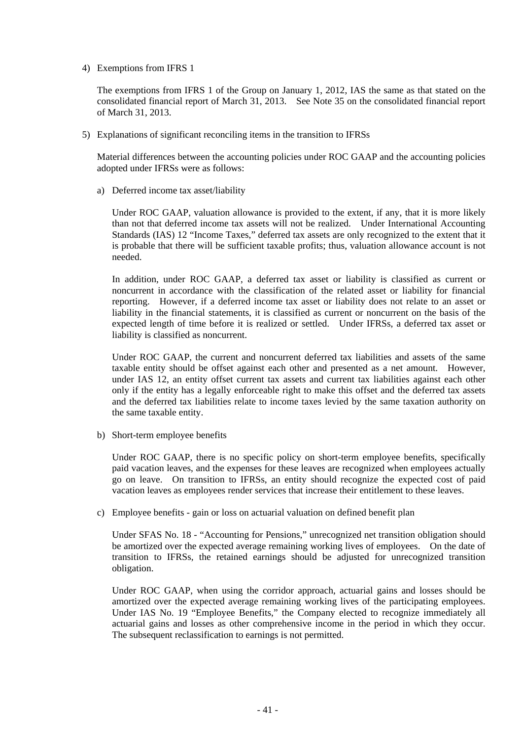4) Exemptions from IFRS 1

The exemptions from IFRS 1 of the Group on January 1, 2012, IAS the same as that stated on the consolidated financial report of March 31, 2013. See Note 35 on the consolidated financial report of March 31, 2013.

5) Explanations of significant reconciling items in the transition to IFRSs

Material differences between the accounting policies under ROC GAAP and the accounting policies adopted under IFRSs were as follows:

a) Deferred income tax asset/liability

Under ROC GAAP, valuation allowance is provided to the extent, if any, that it is more likely than not that deferred income tax assets will not be realized. Under International Accounting Standards (IAS) 12 "Income Taxes," deferred tax assets are only recognized to the extent that it is probable that there will be sufficient taxable profits; thus, valuation allowance account is not needed.

In addition, under ROC GAAP, a deferred tax asset or liability is classified as current or noncurrent in accordance with the classification of the related asset or liability for financial reporting. However, if a deferred income tax asset or liability does not relate to an asset or liability in the financial statements, it is classified as current or noncurrent on the basis of the expected length of time before it is realized or settled. Under IFRSs, a deferred tax asset or liability is classified as noncurrent.

Under ROC GAAP, the current and noncurrent deferred tax liabilities and assets of the same taxable entity should be offset against each other and presented as a net amount. However, under IAS 12, an entity offset current tax assets and current tax liabilities against each other only if the entity has a legally enforceable right to make this offset and the deferred tax assets and the deferred tax liabilities relate to income taxes levied by the same taxation authority on the same taxable entity.

b) Short-term employee benefits

Under ROC GAAP, there is no specific policy on short-term employee benefits, specifically paid vacation leaves, and the expenses for these leaves are recognized when employees actually go on leave. On transition to IFRSs, an entity should recognize the expected cost of paid vacation leaves as employees render services that increase their entitlement to these leaves.

c) Employee benefits - gain or loss on actuarial valuation on defined benefit plan

Under SFAS No. 18 - "Accounting for Pensions," unrecognized net transition obligation should be amortized over the expected average remaining working lives of employees. On the date of transition to IFRSs, the retained earnings should be adjusted for unrecognized transition obligation.

Under ROC GAAP, when using the corridor approach, actuarial gains and losses should be amortized over the expected average remaining working lives of the participating employees. Under IAS No. 19 "Employee Benefits," the Company elected to recognize immediately all actuarial gains and losses as other comprehensive income in the period in which they occur. The subsequent reclassification to earnings is not permitted.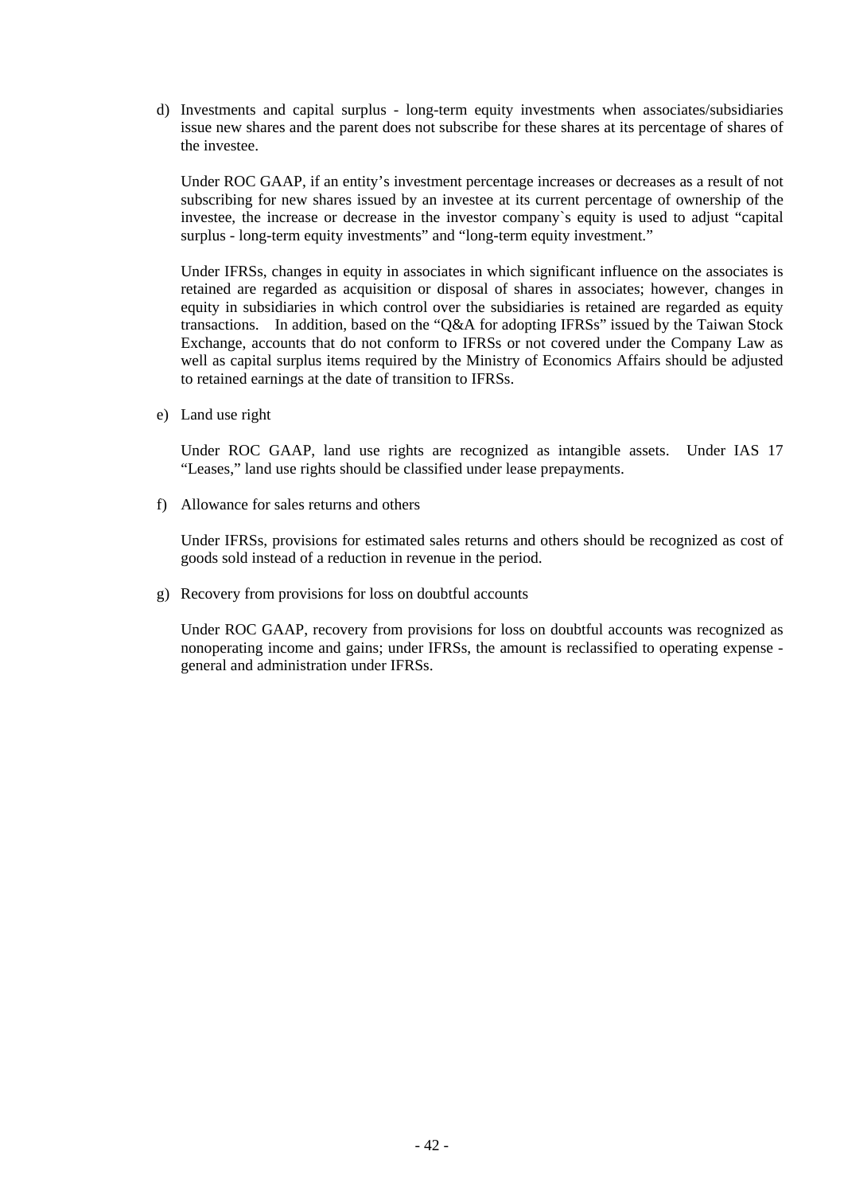d) Investments and capital surplus - long-term equity investments when associates/subsidiaries issue new shares and the parent does not subscribe for these shares at its percentage of shares of the investee.

   Under ROC GAAP, if an entity's investment percentage increases or decreases as a result of not subscribing for new shares issued by an investee at its current percentage of ownership of the investee, the increase or decrease in the investor company`s equity is used to adjust "capital surplus - long-term equity investments" and "long-term equity investment."

   Under IFRSs, changes in equity in associates in which significant influence on the associates is retained are regarded as acquisition or disposal of shares in associates; however, changes in equity in subsidiaries in which control over the subsidiaries is retained are regarded as equity transactions. In addition, based on the "Q&A for adopting IFRSs" issued by the Taiwan Stock Exchange, accounts that do not conform to IFRSs or not covered under the Company Law as well as capital surplus items required by the Ministry of Economics Affairs should be adjusted to retained earnings at the date of transition to IFRSs.

e) Land use right

   Under ROC GAAP, land use rights are recognized as intangible assets. Under IAS 17 "Leases," land use rights should be classified under lease prepayments.

f) Allowance for sales returns and others

   Under IFRSs, provisions for estimated sales returns and others should be recognized as cost of goods sold instead of a reduction in revenue in the period.

g) Recovery from provisions for loss on doubtful accounts

   Under ROC GAAP, recovery from provisions for loss on doubtful accounts was recognized as nonoperating income and gains; under IFRSs, the amount is reclassified to operating expense - general and administration under IFRSs.